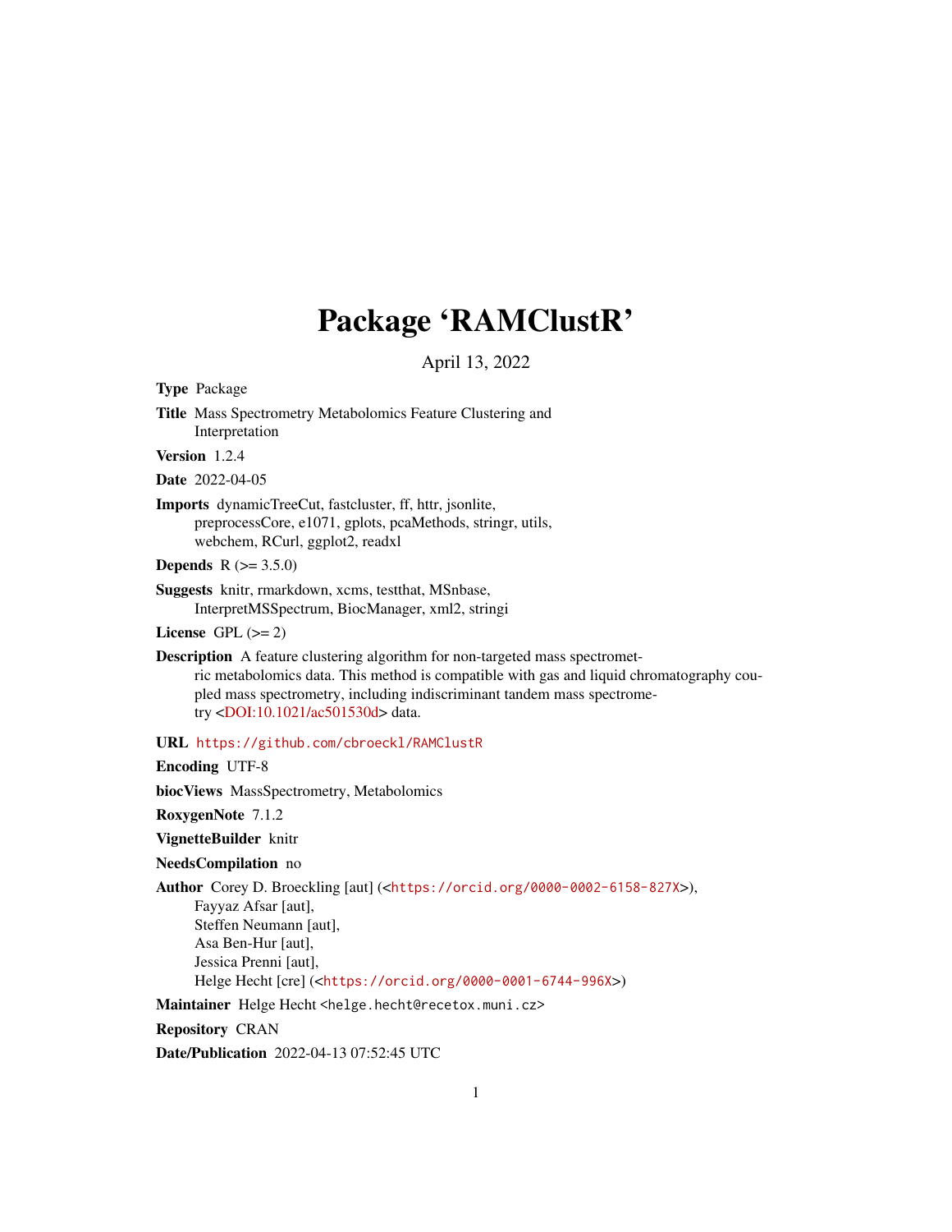# Package 'RAMClustR'

April 13, 2022

**Type** Package

**Title** Mass Spectrometry Metabolomics Feature Clustering and Interpretation

**Version** 1.2.4

**Date** 2022-04-05

**Imports** dynamicTreeCut, fastcluster, ff, httr, jsonlite, preprocessCore, e1071, gplots, pcaMethods, stringr, utils, webchem, RCurl, ggplot2, readxl

**Depends** R (>= 3.5.0)

**Suggests** knitr, rmarkdown, xcms, testthat, MSnbase, InterpretMSSpectrum, BiocManager, xml2, stringi

**License** GPL (>= 2)

**Description** A feature clustering algorithm for non-targeted mass spectrometric metabolomics data. This method is compatible with gas and liquid chromatography coupled mass spectrometry, including indiscriminant tandem mass spectrometry <DOI:10.1021/ac501530d> data.

**URL** https://github.com/cbroeckl/RAMClustR

**Encoding** UTF-8

**biocViews** MassSpectrometry, Metabolomics

**RoxygenNote** 7.1.2

**VignetteBuilder** knitr

**NeedsCompilation** no

**Author** Corey D. Broeckling [aut] (<https://orcid.org/0000-0002-6158-827X>),
Fayyaz Afsar [aut],
Steffen Neumann [aut],
Asa Ben-Hur [aut],
Jessica Prenni [aut],
Helge Hecht [cre] (<https://orcid.org/0000-0001-6744-996X>)

**Maintainer** Helge Hecht <helge.hecht@recetox.muni.cz>

**Repository** CRAN

**Date/Publication** 2022-04-13 07:52:45 UTC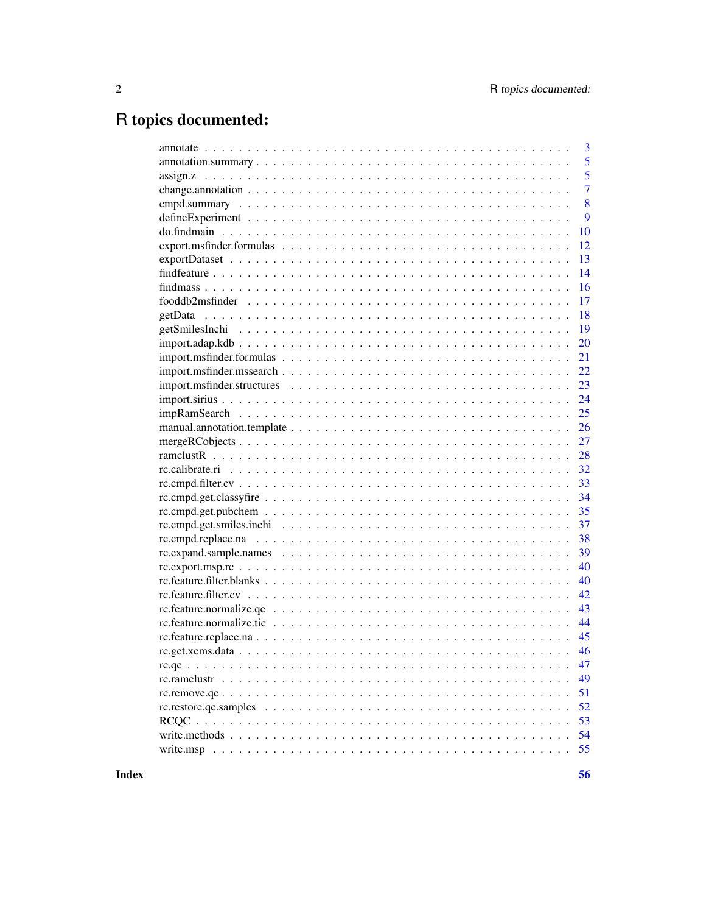# R topics documented:

| | |
|---|---|
| annotate | 3 |
| annotation.summary | 5 |
| assign.z | 5 |
| change.annotation | 7 |
| cmpd.summary | 8 |
| defineExperiment | 9 |
| do.findmain | 10 |
| export.msfinder.formulas | 12 |
| exportDataset | 13 |
| findfeature | 14 |
| findmass | 16 |
| fooddb2msfinder | 17 |
| getData | 18 |
| getSmilesInchi | 19 |
| import.adap.kdb | 20 |
| import.msfinder.formulas | 21 |
| import.msfinder.mssearch | 22 |
| import.msfinder.structures | 23 |
| import.sirius | 24 |
| impRamSearch | 25 |
| manual.annotation.template | 26 |
| mergeRCobjects | 27 |
| ramclustR | 28 |
| rc.calibrate.ri | 32 |
| rc.cmpd.filter.cv | 33 |
| rc.cmpd.get.classyfire | 34 |
| rc.cmpd.get.pubchem | 35 |
| rc.cmpd.get.smiles.inchi | 37 |
| rc.cmpd.replace.na | 38 |
| rc.expand.sample.names | 39 |
| rc.export.msp.rc | 40 |
| rc.feature.filter.blanks | 40 |
| rc.feature.filter.cv | 42 |
| rc.feature.normalize.qc | 43 |
| rc.feature.normalize.tic | 44 |
| rc.feature.replace.na | 45 |
| rc.get.xcms.data | 46 |
| rc.qc | 47 |
| rc.ramclustr | 49 |
| rc.remove.qc | 51 |
| rc.restore.qc.samples | 52 |
| RCQC | 53 |
| write.methods | 54 |
| write.msp | 55 |

**Index** **56**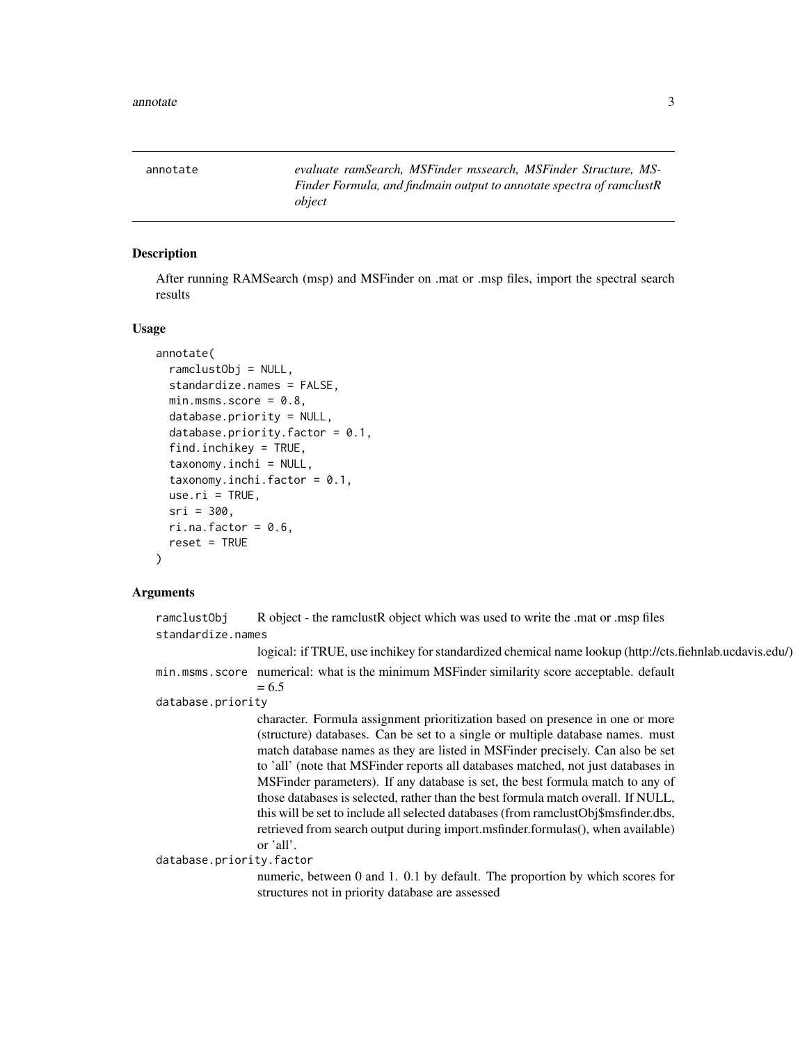annotate — *evaluate ramSearch, MSFinder mssearch, MSFinder Structure, MSFinder Formula, and findmain output to annotate spectra of ramclustR object*

## Description

After running RAMSearch (msp) and MSFinder on .mat or .msp files, import the spectral search results

## Usage

```
annotate(
  ramclustObj = NULL,
  standardize.names = FALSE,
  min.msms.score = 0.8,
  database.priority = NULL,
  database.priority.factor = 0.1,
  find.inchikey = TRUE,
  taxonomy.inchi = NULL,
  taxonomy.inchi.factor = 0.1,
  use.ri = TRUE,
  sri = 300,
  ri.na.factor = 0.6,
  reset = TRUE
)
```

## Arguments

`ramclustObj`
: R object - the ramclustR object which was used to write the .mat or .msp files

`standardize.names`
: logical: if TRUE, use inchikey for standardized chemical name lookup (http://cts.fiehnlab.ucdavis.edu/)

`min.msms.score`
: numerical: what is the minimum MSFinder similarity score acceptable. default = 6.5

`database.priority`
: character. Formula assignment prioritization based on presence in one or more (structure) databases. Can be set to a single or multiple database names. must match database names as they are listed in MSFinder precisely. Can also be set to 'all' (note that MSFinder reports all databases matched, not just databases in MSFinder parameters). If any database is set, the best formula match to any of those databases is selected, rather than the best formula match overall. If NULL, this will be set to include all selected databases (from ramclustObj$msfinder.dbs, retrieved from search output during import.msfinder.formulas(), when available) or 'all'.

`database.priority.factor`
: numeric, between 0 and 1. 0.1 by default. The proportion by which scores for structures not in priority database are assessed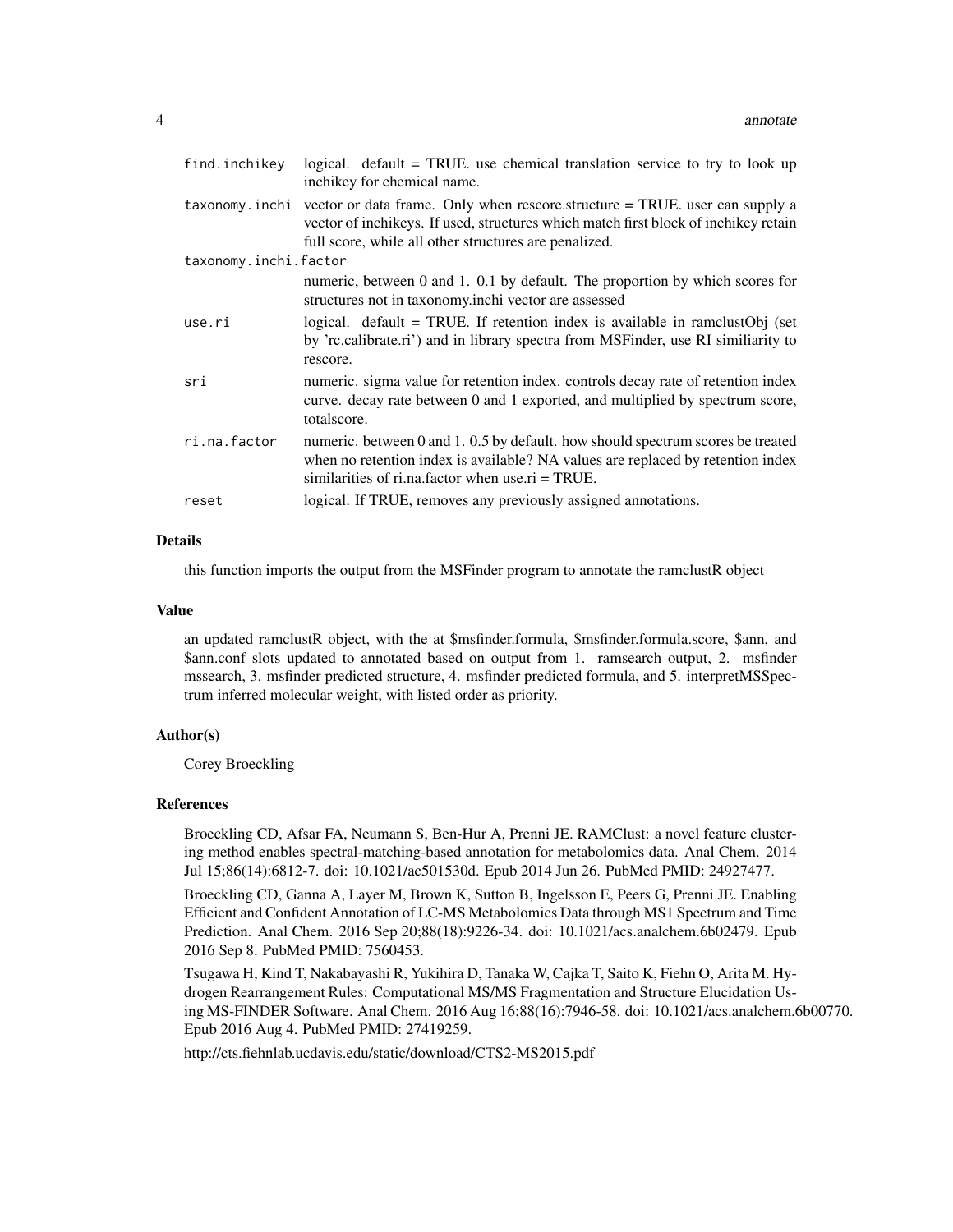| | |
|---|---|
| find.inchikey | logical. default = TRUE. use chemical translation service to try to look up inchikey for chemical name. |
| taxonomy.inchi | vector or data frame. Only when rescore.structure = TRUE. user can supply a vector of inchikeys. If used, structures which match first block of inchikey retain full score, while all other structures are penalized. |
| taxonomy.inchi.factor | numeric, between 0 and 1. 0.1 by default. The proportion by which scores for structures not in taxonomy.inchi vector are assessed |
| use.ri | logical. default = TRUE. If retention index is available in ramclustObj (set by 'rc.calibrate.ri') and in library spectra from MSFinder, use RI similiarity to rescore. |
| sri | numeric. sigma value for retention index. controls decay rate of retention index curve. decay rate between 0 and 1 exported, and multiplied by spectrum score, totalscore. |
| ri.na.factor | numeric. between 0 and 1. 0.5 by default. how should spectrum scores be treated when no retention index is available? NA values are replaced by retention index similarities of ri.na.factor when use.ri = TRUE. |
| reset | logical. If TRUE, removes any previously assigned annotations. |

## Details

this function imports the output from the MSFinder program to annotate the ramclustR object

## Value

an updated ramclustR object, with the at $msfinder.formula, $msfinder.formula.score, $ann, and $ann.conf slots updated to annotated based on output from 1. ramsearch output, 2. msfinder mssearch, 3. msfinder predicted structure, 4. msfinder predicted formula, and 5. interpretMSSpectrum inferred molecular weight, with listed order as priority.

## Author(s)

Corey Broeckling

## References

Broeckling CD, Afsar FA, Neumann S, Ben-Hur A, Prenni JE. RAMClust: a novel feature clustering method enables spectral-matching-based annotation for metabolomics data. Anal Chem. 2014 Jul 15;86(14):6812-7. doi: 10.1021/ac501530d. Epub 2014 Jun 26. PubMed PMID: 24927477.

Broeckling CD, Ganna A, Layer M, Brown K, Sutton B, Ingelsson E, Peers G, Prenni JE. Enabling Efficient and Confident Annotation of LC-MS Metabolomics Data through MS1 Spectrum and Time Prediction. Anal Chem. 2016 Sep 20;88(18):9226-34. doi: 10.1021/acs.analchem.6b02479. Epub 2016 Sep 8. PubMed PMID: 7560453.

Tsugawa H, Kind T, Nakabayashi R, Yukihira D, Tanaka W, Cajka T, Saito K, Fiehn O, Arita M. Hydrogen Rearrangement Rules: Computational MS/MS Fragmentation and Structure Elucidation Using MS-FINDER Software. Anal Chem. 2016 Aug 16;88(16):7946-58. doi: 10.1021/acs.analchem.6b00770. Epub 2016 Aug 4. PubMed PMID: 27419259.

http://cts.fiehnlab.ucdavis.edu/static/download/CTS2-MS2015.pdf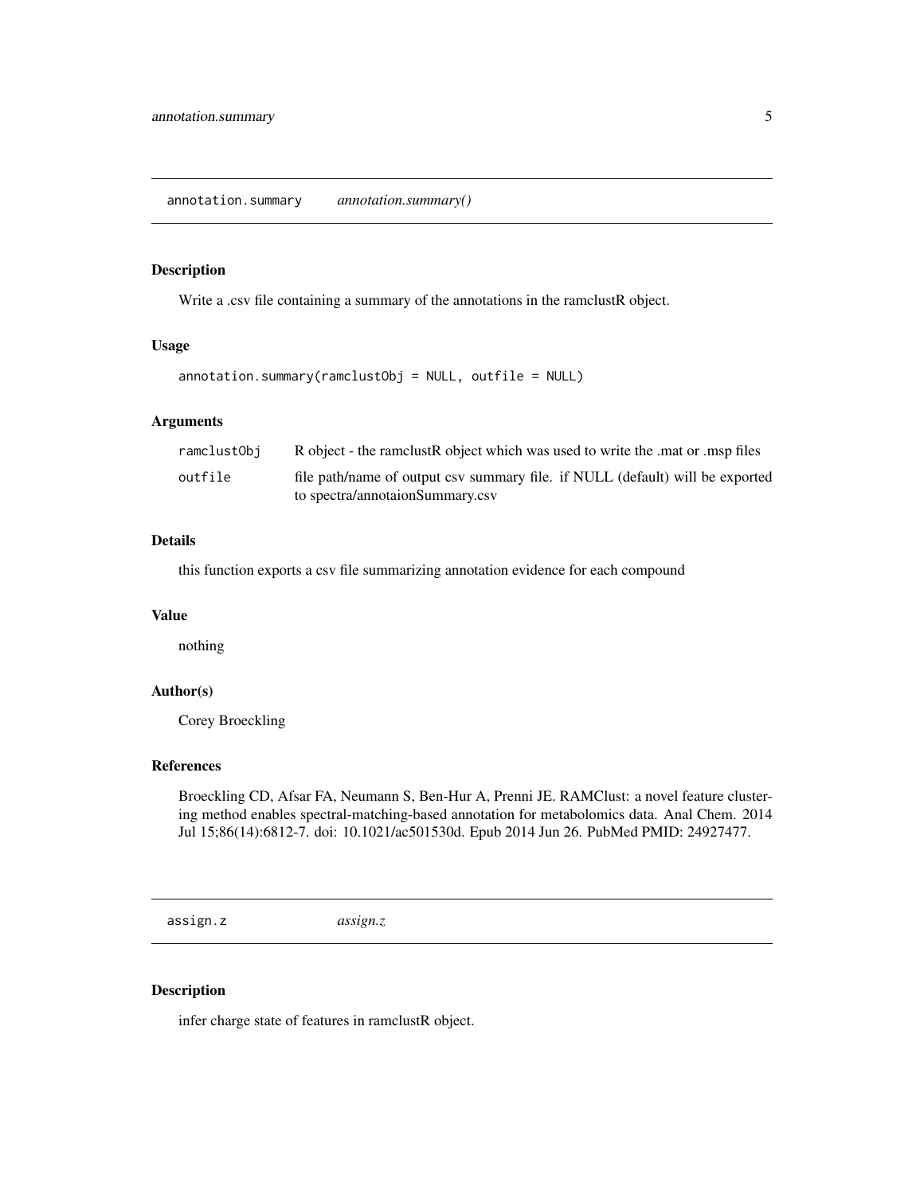## annotation.summary — *annotation.summary()*

### Description

Write a .csv file containing a summary of the annotations in the ramclustR object.

### Usage

```
annotation.summary(ramclustObj = NULL, outfile = NULL)
```

### Arguments

| | |
|---|---|
| ramclustObj | R object - the ramclustR object which was used to write the .mat or .msp files |
| outfile | file path/name of output csv summary file. if NULL (default) will be exported to spectra/annotaionSummary.csv |

### Details

this function exports a csv file summarizing annotation evidence for each compound

### Value

nothing

### Author(s)

Corey Broeckling

### References

Broeckling CD, Afsar FA, Neumann S, Ben-Hur A, Prenni JE. RAMClust: a novel feature clustering method enables spectral-matching-based annotation for metabolomics data. Anal Chem. 2014 Jul 15;86(14):6812-7. doi: 10.1021/ac501530d. Epub 2014 Jun 26. PubMed PMID: 24927477.

## assign.z — *assign.z*

### Description

infer charge state of features in ramclustR object.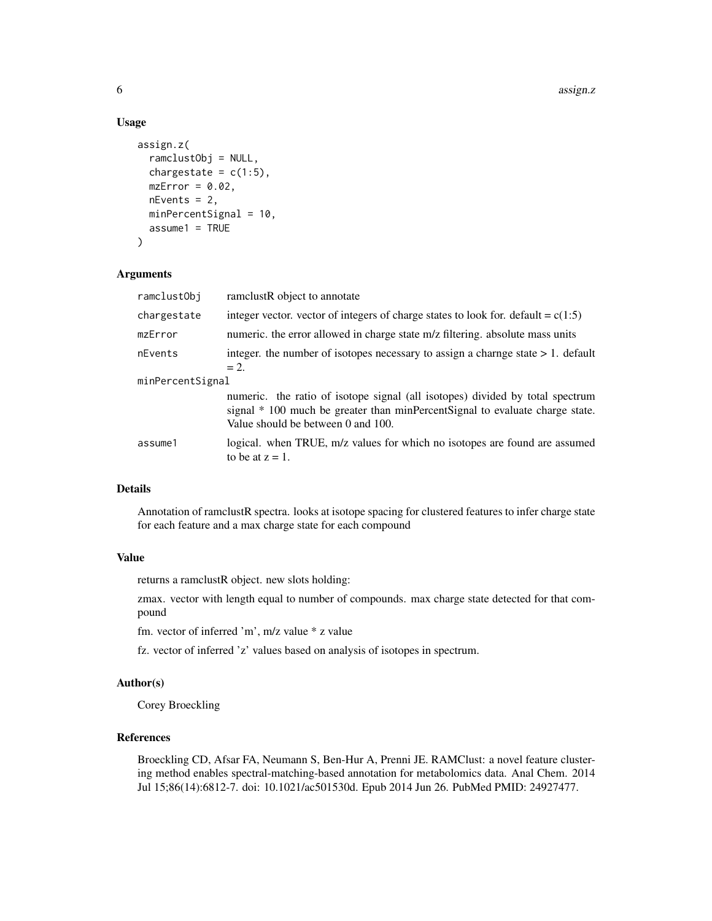## Usage

```
assign.z(
  ramclustObj = NULL,
  chargestate = c(1:5),
  mzError = 0.02,
  nEvents = 2,
  minPercentSignal = 10,
  assume1 = TRUE
)
```

## Arguments

| Argument | Description |
| --- | --- |
| ramclustObj | ramclustR object to annotate |
| chargestate | integer vector. vector of integers of charge states to look for. default = c(1:5) |
| mzError | numeric. the error allowed in charge state m/z filtering. absolute mass units |
| nEvents | integer. the number of isotopes necessary to assign a charnge state > 1. default = 2. |
| minPercentSignal | numeric. the ratio of isotope signal (all isotopes) divided by total spectrum signal * 100 much be greater than minPercentSignal to evaluate charge state. Value should be between 0 and 100. |
| assume1 | logical. when TRUE, m/z values for which no isotopes are found are assumed to be at z = 1. |

## Details

Annotation of ramclustR spectra. looks at isotope spacing for clustered features to infer charge state for each feature and a max charge state for each compound

## Value

returns a ramclustR object. new slots holding:

zmax. vector with length equal to number of compounds. max charge state detected for that compound

fm. vector of inferred 'm', m/z value * z value

fz. vector of inferred 'z' values based on analysis of isotopes in spectrum.

## Author(s)

Corey Broeckling

## References

Broeckling CD, Afsar FA, Neumann S, Ben-Hur A, Prenni JE. RAMClust: a novel feature clustering method enables spectral-matching-based annotation for metabolomics data. Anal Chem. 2014 Jul 15;86(14):6812-7. doi: 10.1021/ac501530d. Epub 2014 Jun 26. PubMed PMID: 24927477.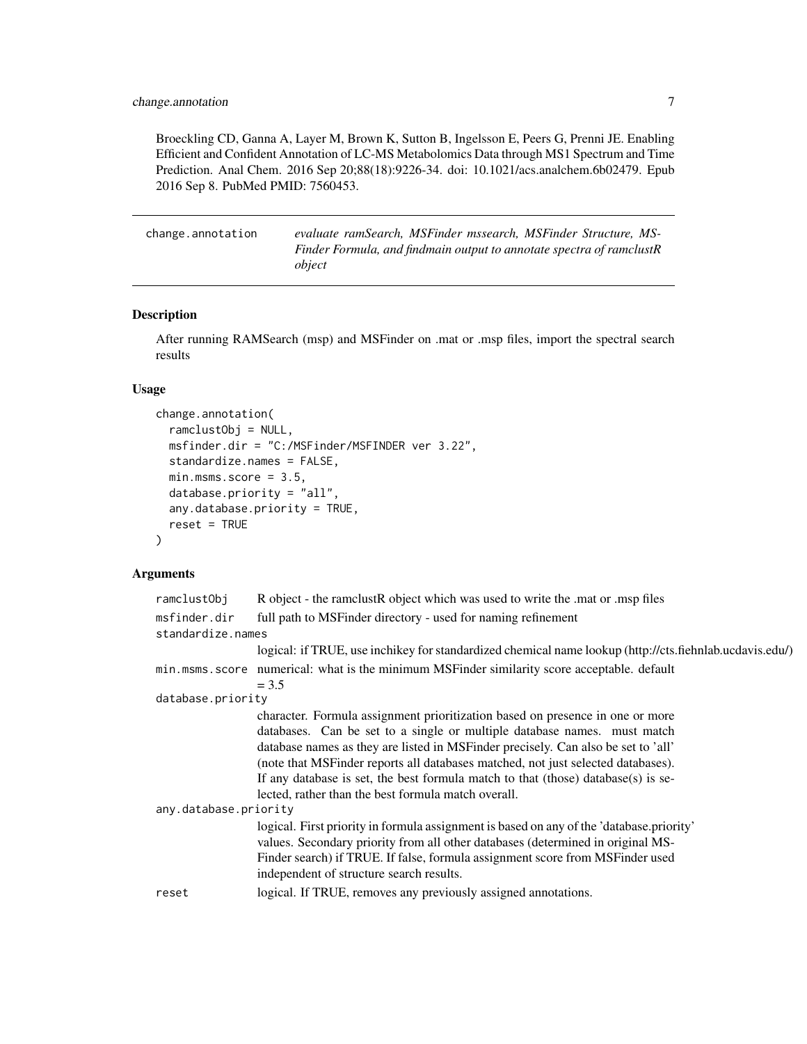Broeckling CD, Ganna A, Layer M, Brown K, Sutton B, Ingelsson E, Peers G, Prenni JE. Enabling Efficient and Confident Annotation of LC-MS Metabolomics Data through MS1 Spectrum and Time Prediction. Anal Chem. 2016 Sep 20;88(18):9226-34. doi: 10.1021/acs.analchem.6b02479. Epub 2016 Sep 8. PubMed PMID: 7560453.

---

## change.annotation — *evaluate ramSearch, MSFinder mssearch, MSFinder Structure, MS-Finder Formula, and findmain output to annotate spectra of ramclustR object*

### Description

After running RAMSearch (msp) and MSFinder on .mat or .msp files, import the spectral search results

### Usage

```
change.annotation(
  ramclustObj = NULL,
  msfinder.dir = "C:/MSFinder/MSFINDER ver 3.22",
  standardize.names = FALSE,
  min.msms.score = 3.5,
  database.priority = "all",
  any.database.priority = TRUE,
  reset = TRUE
)
```

### Arguments

| Argument | Description |
|---|---|
| `ramclustObj` | R object - the ramclustR object which was used to write the .mat or .msp files |
| `msfinder.dir` | full path to MSFinder directory - used for naming refinement |
| `standardize.names` | logical: if TRUE, use inchikey for standardized chemical name lookup (http://cts.fiehnlab.ucdavis.edu/) |
| `min.msms.score` | numerical: what is the minimum MSFinder similarity score acceptable. default = 3.5 |
| `database.priority` | character. Formula assignment prioritization based on presence in one or more databases. Can be set to a single or multiple database names. must match database names as they are listed in MSFinder precisely. Can also be set to 'all' (note that MSFinder reports all databases matched, not just selected databases). If any database is set, the best formula match to that (those) database(s) is selected, rather than the best formula match overall. |
| `any.database.priority` | logical. First priority in formula assignment is based on any of the 'database.priority' values. Secondary priority from all other databases (determined in original MS-Finder search) if TRUE. If false, formula assignment score from MSFinder used independent of structure search results. |
| `reset` | logical. If TRUE, removes any previously assigned annotations. |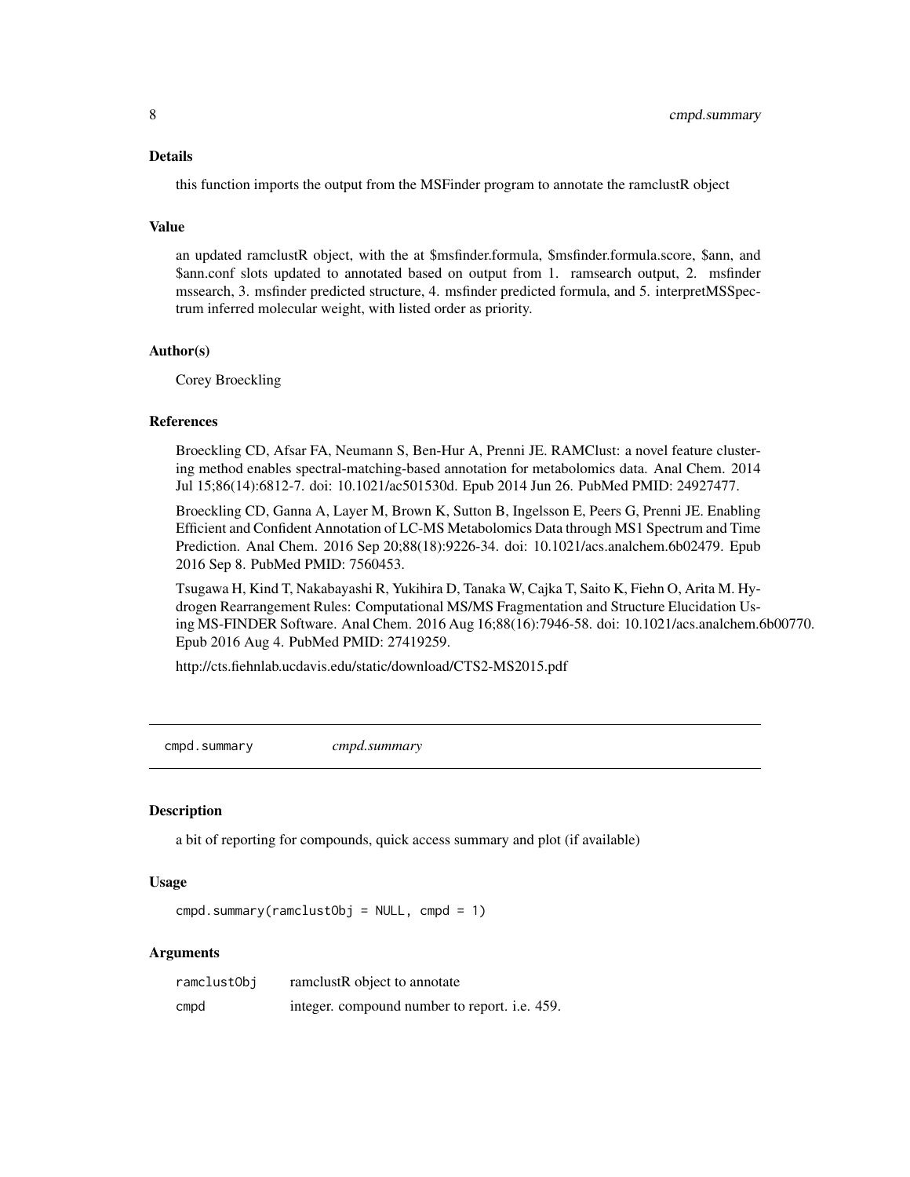## Details

this function imports the output from the MSFinder program to annotate the ramclustR object

## Value

an updated ramclustR object, with the at $msfinder.formula, $msfinder.formula.score, $ann, and $ann.conf slots updated to annotated based on output from 1. ramsearch output, 2. msfinder mssearch, 3. msfinder predicted structure, 4. msfinder predicted formula, and 5. interpretMSSpectrum inferred molecular weight, with listed order as priority.

## Author(s)

Corey Broeckling

## References

Broeckling CD, Afsar FA, Neumann S, Ben-Hur A, Prenni JE. RAMClust: a novel feature clustering method enables spectral-matching-based annotation for metabolomics data. Anal Chem. 2014 Jul 15;86(14):6812-7. doi: 10.1021/ac501530d. Epub 2014 Jun 26. PubMed PMID: 24927477.

Broeckling CD, Ganna A, Layer M, Brown K, Sutton B, Ingelsson E, Peers G, Prenni JE. Enabling Efficient and Confident Annotation of LC-MS Metabolomics Data through MS1 Spectrum and Time Prediction. Anal Chem. 2016 Sep 20;88(18):9226-34. doi: 10.1021/acs.analchem.6b02479. Epub 2016 Sep 8. PubMed PMID: 7560453.

Tsugawa H, Kind T, Nakabayashi R, Yukihira D, Tanaka W, Cajka T, Saito K, Fiehn O, Arita M. Hydrogen Rearrangement Rules: Computational MS/MS Fragmentation and Structure Elucidation Using MS-FINDER Software. Anal Chem. 2016 Aug 16;88(16):7946-58. doi: 10.1021/acs.analchem.6b00770. Epub 2016 Aug 4. PubMed PMID: 27419259.

http://cts.fiehnlab.ucdavis.edu/static/download/CTS2-MS2015.pdf

---

# cmpd.summary    *cmpd.summary*

## Description

a bit of reporting for compounds, quick access summary and plot (if available)

## Usage

```
cmpd.summary(ramclustObj = NULL, cmpd = 1)
```

## Arguments

| | |
|---|---|
| ramclustObj | ramclustR object to annotate |
| cmpd | integer. compound number to report. i.e. 459. |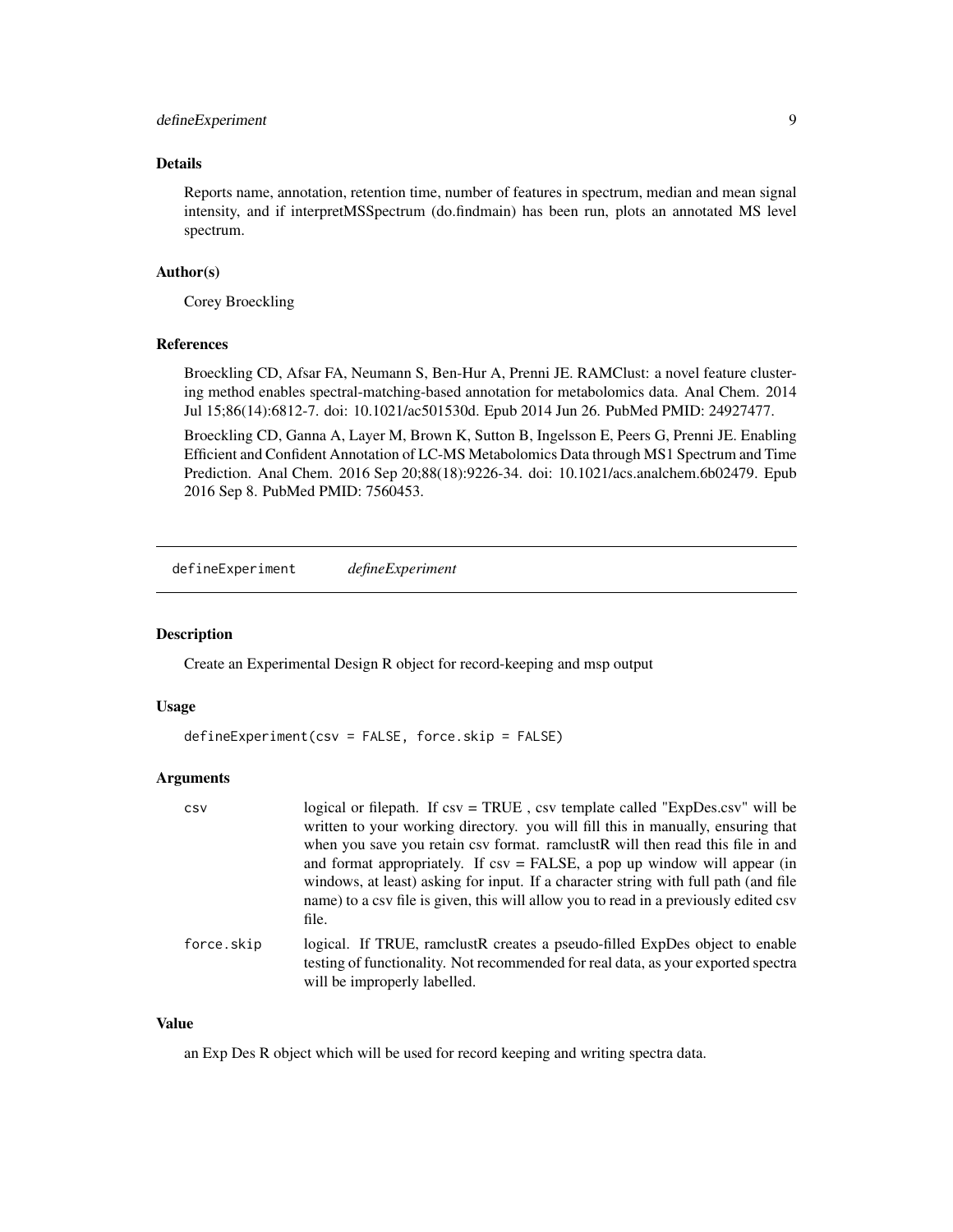### Details

Reports name, annotation, retention time, number of features in spectrum, median and mean signal intensity, and if interpretMSSpectrum (do.findmain) has been run, plots an annotated MS level spectrum.

### Author(s)

Corey Broeckling

### References

Broeckling CD, Afsar FA, Neumann S, Ben-Hur A, Prenni JE. RAMClust: a novel feature clustering method enables spectral-matching-based annotation for metabolomics data. Anal Chem. 2014 Jul 15;86(14):6812-7. doi: 10.1021/ac501530d. Epub 2014 Jun 26. PubMed PMID: 24927477.

Broeckling CD, Ganna A, Layer M, Brown K, Sutton B, Ingelsson E, Peers G, Prenni JE. Enabling Efficient and Confident Annotation of LC-MS Metabolomics Data through MS1 Spectrum and Time Prediction. Anal Chem. 2016 Sep 20;88(18):9226-34. doi: 10.1021/acs.analchem.6b02479. Epub 2016 Sep 8. PubMed PMID: 7560453.

---

## defineExperiment *defineExperiment*

### Description

Create an Experimental Design R object for record-keeping and msp output

### Usage

```
defineExperiment(csv = FALSE, force.skip = FALSE)
```

### Arguments

| | |
|---|---|
| csv | logical or filepath. If csv = TRUE , csv template called "ExpDes.csv" will be written to your working directory. you will fill this in manually, ensuring that when you save you retain csv format. ramclustR will then read this file in and and format appropriately. If csv = FALSE, a pop up window will appear (in windows, at least) asking for input. If a character string with full path (and file name) to a csv file is given, this will allow you to read in a previously edited csv file. |
| force.skip | logical. If TRUE, ramclustR creates a pseudo-filled ExpDes object to enable testing of functionality. Not recommended for real data, as your exported spectra will be improperly labelled. |

### Value

an Exp Des R object which will be used for record keeping and writing spectra data.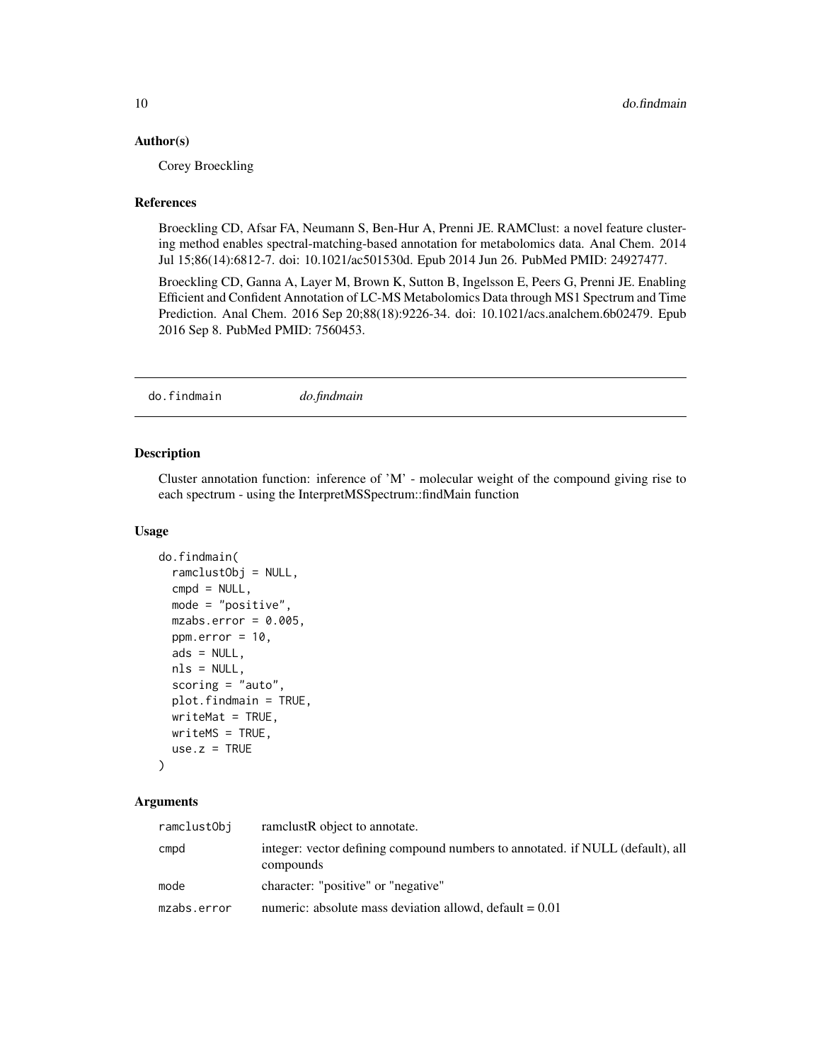### Author(s)

Corey Broeckling

### References

Broeckling CD, Afsar FA, Neumann S, Ben-Hur A, Prenni JE. RAMClust: a novel feature clustering method enables spectral-matching-based annotation for metabolomics data. Anal Chem. 2014 Jul 15;86(14):6812-7. doi: 10.1021/ac501530d. Epub 2014 Jun 26. PubMed PMID: 24927477.

Broeckling CD, Ganna A, Layer M, Brown K, Sutton B, Ingelsson E, Peers G, Prenni JE. Enabling Efficient and Confident Annotation of LC-MS Metabolomics Data through MS1 Spectrum and Time Prediction. Anal Chem. 2016 Sep 20;88(18):9226-34. doi: 10.1021/acs.analchem.6b02479. Epub 2016 Sep 8. PubMed PMID: 7560453.

## do.findmain *do.findmain*

### Description

Cluster annotation function: inference of 'M' - molecular weight of the compound giving rise to each spectrum - using the InterpretMSSpectrum::findMain function

### Usage

```
do.findmain(
  ramclustObj = NULL,
  cmpd = NULL,
  mode = "positive",
  mzabs.error = 0.005,
  ppm.error = 10,
  ads = NULL,
  nls = NULL,
  scoring = "auto",
  plot.findmain = TRUE,
  writeMat = TRUE,
  writeMS = TRUE,
  use.z = TRUE
)
```

### Arguments

| | |
|---|---|
| ramclustObj | ramclustR object to annotate. |
| cmpd | integer: vector defining compound numbers to annotated. if NULL (default), all compounds |
| mode | character: "positive" or "negative" |
| mzabs.error | numeric: absolute mass deviation allowd, default = 0.01 |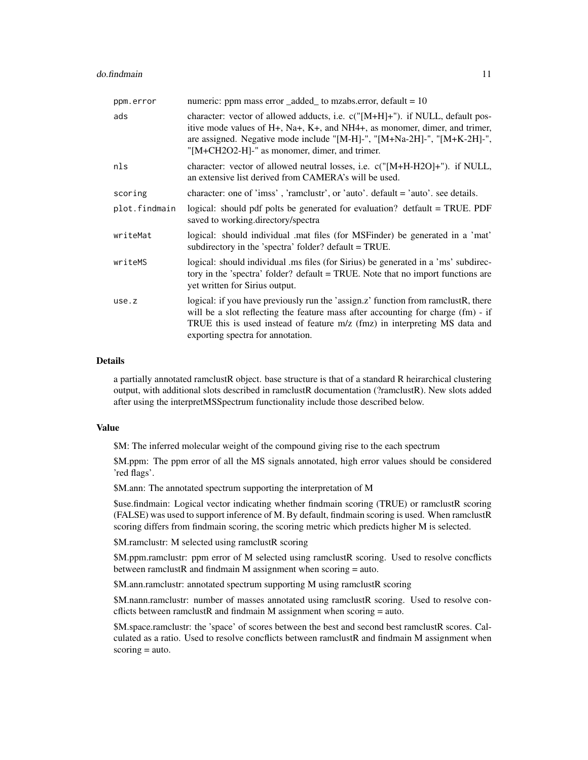| | |
|---|---|
| ppm.error | numeric: ppm mass error _added_ to mzabs.error, default = 10 |
| ads | character: vector of allowed adducts, i.e. c("[M+H]+"). if NULL, default positive mode values of H+, Na+, K+, and NH4+, as monomer, dimer, and trimer, are assigned. Negative mode include "[M-H]-", "[M+Na-2H]-", "[M+K-2H]-", "[M+CH2O2-H]-" as monomer, dimer, and trimer. |
| nls | character: vector of allowed neutral losses, i.e. c("[M+H-H2O]+"). if NULL, an extensive list derived from CAMERA's will be used. |
| scoring | character: one of 'imss' , 'ramclustr', or 'auto'. default = 'auto'. see details. |
| plot.findmain | logical: should pdf polts be generated for evaluation? detfault = TRUE. PDF saved to working.directory/spectra |
| writeMat | logical: should individual .mat files (for MSFinder) be generated in a 'mat' subdirectory in the 'spectra' folder? default = TRUE. |
| writeMS | logical: should individual .ms files (for Sirius) be generated in a 'ms' subdirectory in the 'spectra' folder? default = TRUE. Note that no import functions are yet written for Sirius output. |
| use.z | logical: if you have previously run the 'assign.z' function from ramclustR, there will be a slot reflecting the feature mass after accounting for charge (fm) - if TRUE this is used instead of feature m/z (fmz) in interpreting MS data and exporting spectra for annotation. |

## Details

a partially annotated ramclustR object. base structure is that of a standard R heirarchical clustering output, with additional slots described in ramclustR documentation (?ramclustR). New slots added after using the interpretMSSpectrum functionality include those described below.

## Value

$M: The inferred molecular weight of the compound giving rise to the each spectrum

$M.ppm: The ppm error of all the MS signals annotated, high error values should be considered 'red flags'.

$M.ann: The annotated spectrum supporting the interpretation of M

$use.findmain: Logical vector indicating whether findmain scoring (TRUE) or ramclustR scoring (FALSE) was used to support inference of M. By default, findmain scoring is used. When ramclustR scoring differs from findmain scoring, the scoring metric which predicts higher M is selected.

$M.ramclustr: M selected using ramclustR scoring

$M.ppm.ramclustr: ppm error of M selected using ramclustR scoring. Used to resolve concflicts between ramclustR and findmain M assignment when scoring = auto.

$M.ann.ramclustr: annotated spectrum supporting M using ramclustR scoring

$M.nann.ramclustr: number of masses annotated using ramclustR scoring. Used to resolve concflicts between ramclustR and findmain M assignment when scoring = auto.

$M.space.ramclustr: the 'space' of scores between the best and second best ramclustR scores. Calculated as a ratio. Used to resolve concflicts between ramclustR and findmain M assignment when scoring = auto.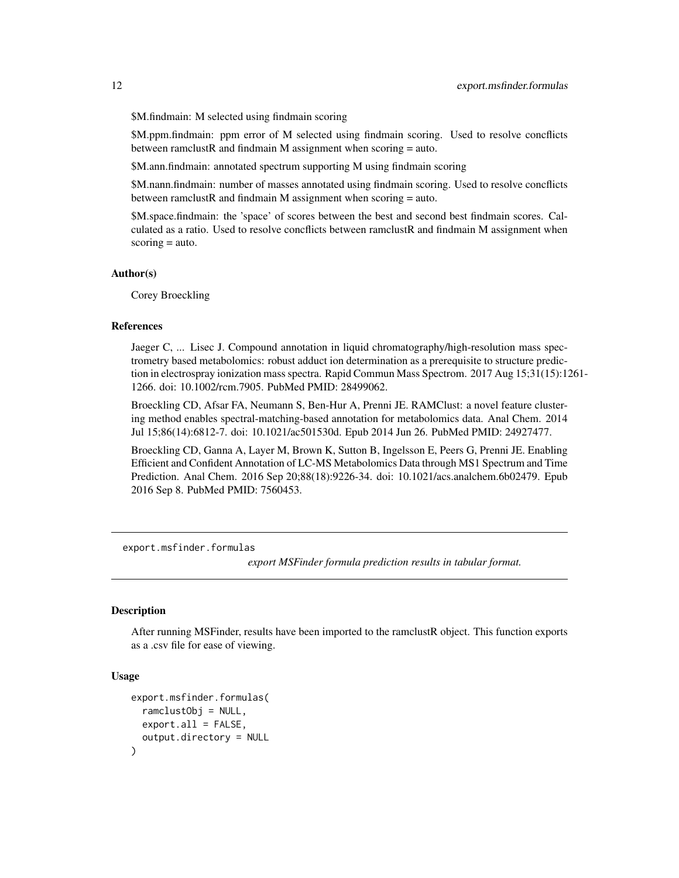$M.findmain: M selected using findmain scoring

$M.ppm.findmain: ppm error of M selected using findmain scoring. Used to resolve concflicts between ramclustR and findmain M assignment when scoring = auto.

$M.ann.findmain: annotated spectrum supporting M using findmain scoring

$M.nann.findmain: number of masses annotated using findmain scoring. Used to resolve concflicts between ramclustR and findmain M assignment when scoring = auto.

$M.space.findmain: the 'space' of scores between the best and second best findmain scores. Calculated as a ratio. Used to resolve concflicts between ramclustR and findmain M assignment when scoring = auto.

### Author(s)

Corey Broeckling

### References

Jaeger C, ... Lisec J. Compound annotation in liquid chromatography/high-resolution mass spectrometry based metabolomics: robust adduct ion determination as a prerequisite to structure prediction in electrospray ionization mass spectra. Rapid Commun Mass Spectrom. 2017 Aug 15;31(15):1261-1266. doi: 10.1002/rcm.7905. PubMed PMID: 28499062.

Broeckling CD, Afsar FA, Neumann S, Ben-Hur A, Prenni JE. RAMClust: a novel feature clustering method enables spectral-matching-based annotation for metabolomics data. Anal Chem. 2014 Jul 15;86(14):6812-7. doi: 10.1021/ac501530d. Epub 2014 Jun 26. PubMed PMID: 24927477.

Broeckling CD, Ganna A, Layer M, Brown K, Sutton B, Ingelsson E, Peers G, Prenni JE. Enabling Efficient and Confident Annotation of LC-MS Metabolomics Data through MS1 Spectrum and Time Prediction. Anal Chem. 2016 Sep 20;88(18):9226-34. doi: 10.1021/acs.analchem.6b02479. Epub 2016 Sep 8. PubMed PMID: 7560453.

---

## export.msfinder.formulas

*export MSFinder formula prediction results in tabular format.*

### Description

After running MSFinder, results have been imported to the ramclustR object. This function exports as a .csv file for ease of viewing.

### Usage

```
export.msfinder.formulas(
  ramclustObj = NULL,
  export.all = FALSE,
  output.directory = NULL
)
```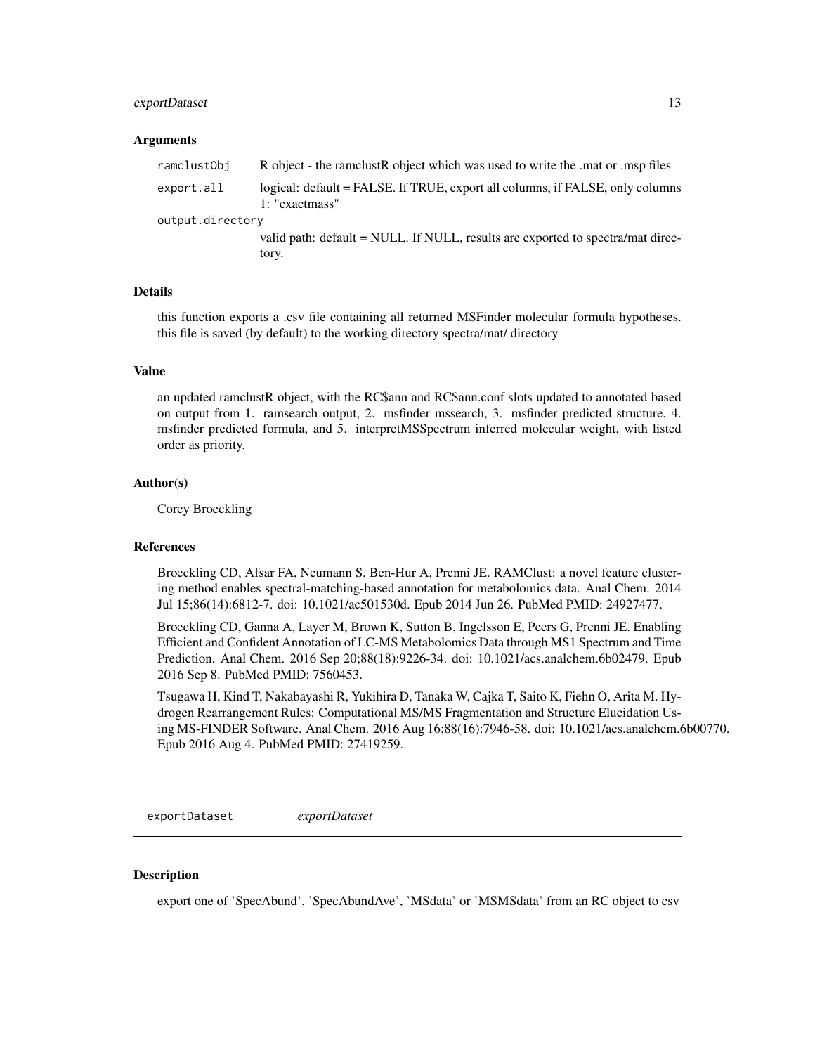### Arguments

| | |
|---|---|
| `ramclustObj` | R object - the ramclustR object which was used to write the .mat or .msp files |
| `export.all` | logical: default = FALSE. If TRUE, export all columns, if FALSE, only columns 1: "exactmass" |
| `output.directory` | valid path: default = NULL. If NULL, results are exported to spectra/mat directory. |

### Details

this function exports a .csv file containing all returned MSFinder molecular formula hypotheses. this file is saved (by default) to the working directory spectra/mat/ directory

### Value

an updated ramclustR object, with the RC$ann and RC$ann.conf slots updated to annotated based on output from 1. ramsearch output, 2. msfinder mssearch, 3. msfinder predicted structure, 4. msfinder predicted formula, and 5. interpretMSSpectrum inferred molecular weight, with listed order as priority.

### Author(s)

Corey Broeckling

### References

Broeckling CD, Afsar FA, Neumann S, Ben-Hur A, Prenni JE. RAMClust: a novel feature clustering method enables spectral-matching-based annotation for metabolomics data. Anal Chem. 2014 Jul 15;86(14):6812-7. doi: 10.1021/ac501530d. Epub 2014 Jun 26. PubMed PMID: 24927477.

Broeckling CD, Ganna A, Layer M, Brown K, Sutton B, Ingelsson E, Peers G, Prenni JE. Enabling Efficient and Confident Annotation of LC-MS Metabolomics Data through MS1 Spectrum and Time Prediction. Anal Chem. 2016 Sep 20;88(18):9226-34. doi: 10.1021/acs.analchem.6b02479. Epub 2016 Sep 8. PubMed PMID: 7560453.

Tsugawa H, Kind T, Nakabayashi R, Yukihira D, Tanaka W, Cajka T, Saito K, Fiehn O, Arita M. Hydrogen Rearrangement Rules: Computational MS/MS Fragmentation and Structure Elucidation Using MS-FINDER Software. Anal Chem. 2016 Aug 16;88(16):7946-58. doi: 10.1021/acs.analchem.6b00770. Epub 2016 Aug 4. PubMed PMID: 27419259.

---

## `exportDataset` *exportDataset*

---

### Description

export one of 'SpecAbund', 'SpecAbundAve', 'MSdata' or 'MSMSdata' from an RC object to csv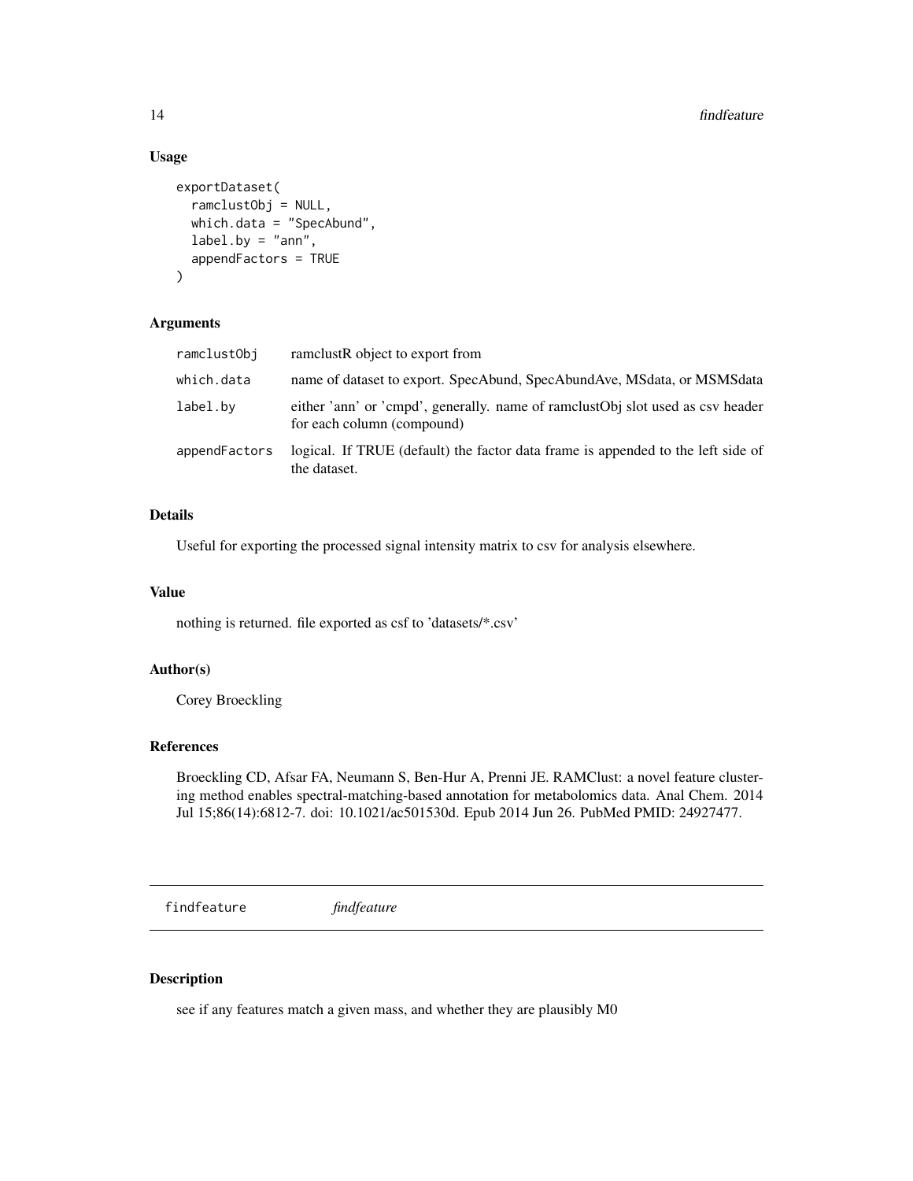## Usage

```
exportDataset(
  ramclustObj = NULL,
  which.data = "SpecAbund",
  label.by = "ann",
  appendFactors = TRUE
)
```

## Arguments

| | |
|---|---|
| ramclustObj | ramclustR object to export from |
| which.data | name of dataset to export. SpecAbund, SpecAbundAve, MSdata, or MSMSdata |
| label.by | either 'ann' or 'cmpd', generally. name of ramclustObj slot used as csv header for each column (compound) |
| appendFactors | logical. If TRUE (default) the factor data frame is appended to the left side of the dataset. |

## Details

Useful for exporting the processed signal intensity matrix to csv for analysis elsewhere.

## Value

nothing is returned. file exported as csf to 'datasets/*.csv'

## Author(s)

Corey Broeckling

## References

Broeckling CD, Afsar FA, Neumann S, Ben-Hur A, Prenni JE. RAMClust: a novel feature clustering method enables spectral-matching-based annotation for metabolomics data. Anal Chem. 2014 Jul 15;86(14):6812-7. doi: 10.1021/ac501530d. Epub 2014 Jun 26. PubMed PMID: 24927477.

---

# findfeature *findfeature*

---

## Description

see if any features match a given mass, and whether they are plausibly M0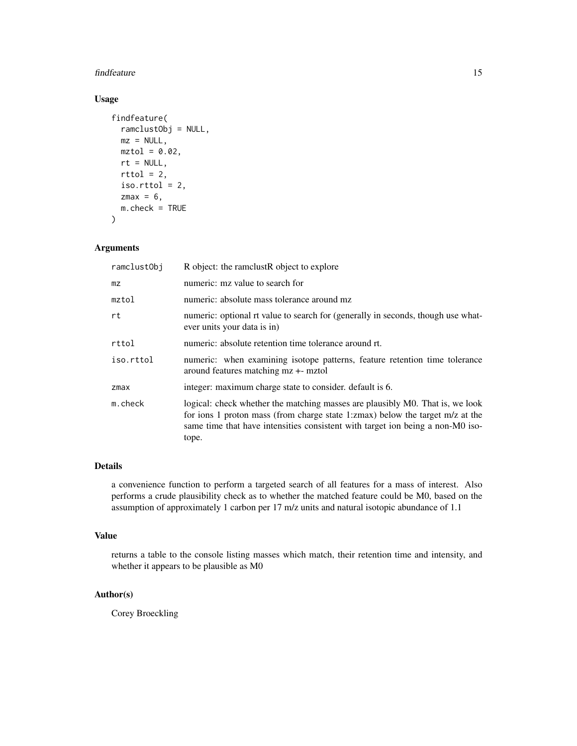## Usage

```
findfeature(
  ramclustObj = NULL,
  mz = NULL,
  mztol = 0.02,
  rt = NULL,
  rttol = 2,
  iso.rttol = 2,
  zmax = 6,
  m.check = TRUE
)
```

## Arguments

| | |
|---|---|
| ramclustObj | R object: the ramclustR object to explore |
| mz | numeric: mz value to search for |
| mztol | numeric: absolute mass tolerance around mz |
| rt | numeric: optional rt value to search for (generally in seconds, though use whatever units your data is in) |
| rttol | numeric: absolute retention time tolerance around rt. |
| iso.rttol | numeric: when examining isotope patterns, feature retention time tolerance around features matching mz +- mztol |
| zmax | integer: maximum charge state to consider. default is 6. |
| m.check | logical: check whether the matching masses are plausibly M0. That is, we look for ions 1 proton mass (from charge state 1:zmax) below the target m/z at the same time that have intensities consistent with target ion being a non-M0 isotope. |

## Details

a convenience function to perform a targeted search of all features for a mass of interest. Also performs a crude plausibility check as to whether the matched feature could be M0, based on the assumption of approximately 1 carbon per 17 m/z units and natural isotopic abundance of 1.1

## Value

returns a table to the console listing masses which match, their retention time and intensity, and whether it appears to be plausible as M0

## Author(s)

Corey Broeckling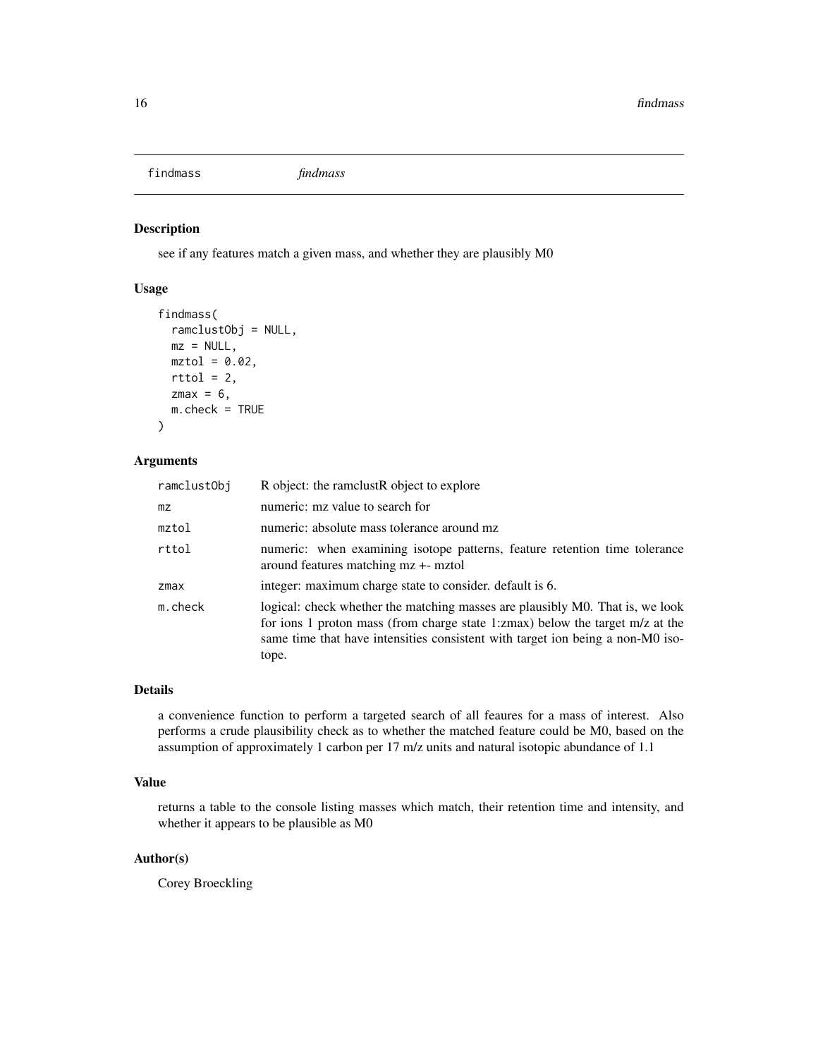# findmass *findmass*

## Description

see if any features match a given mass, and whether they are plausibly M0

## Usage

```
findmass(
  ramclustObj = NULL,
  mz = NULL,
  mztol = 0.02,
  rttol = 2,
  zmax = 6,
  m.check = TRUE
)
```

## Arguments

| | |
|---|---|
| ramclustObj | R object: the ramclustR object to explore |
| mz | numeric: mz value to search for |
| mztol | numeric: absolute mass tolerance around mz |
| rttol | numeric: when examining isotope patterns, feature retention time tolerance around features matching mz +- mztol |
| zmax | integer: maximum charge state to consider. default is 6. |
| m.check | logical: check whether the matching masses are plausibly M0. That is, we look for ions 1 proton mass (from charge state 1:zmax) below the target m/z at the same time that have intensities consistent with target ion being a non-M0 isotope. |

## Details

a convenience function to perform a targeted search of all feaures for a mass of interest. Also performs a crude plausibility check as to whether the matched feature could be M0, based on the assumption of approximately 1 carbon per 17 m/z units and natural isotopic abundance of 1.1

## Value

returns a table to the console listing masses which match, their retention time and intensity, and whether it appears to be plausible as M0

## Author(s)

Corey Broeckling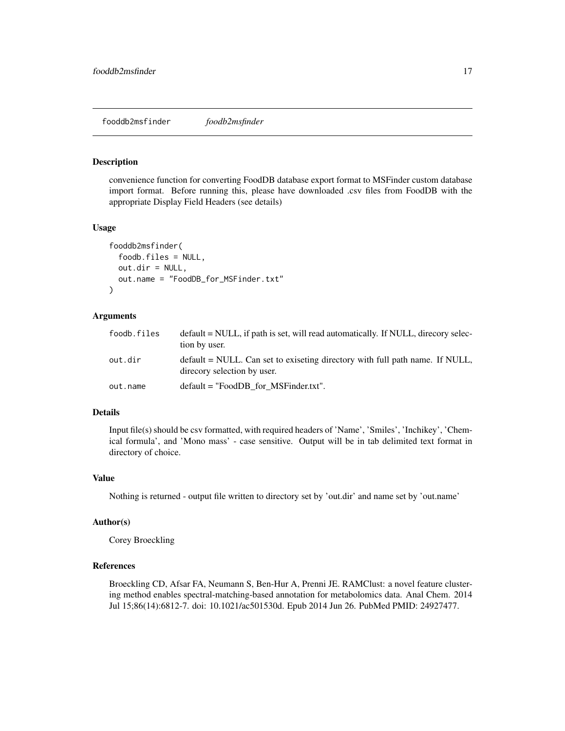fooddb2msfinder *foodb2msfinder*

## Description

convenience function for converting FoodDB database export format to MSFinder custom database import format. Before running this, please have downloaded .csv files from FoodDB with the appropriate Display Field Headers (see details)

## Usage

```
fooddb2msfinder(
  foodb.files = NULL,
  out.dir = NULL,
  out.name = "FoodDB_for_MSFinder.txt"
)
```

## Arguments

| | |
|---|---|
| foodb.files | default = NULL, if path is set, will read automatically. If NULL, direcory selection by user. |
| out.dir | default = NULL. Can set to exiseting directory with full path name. If NULL, direcory selection by user. |
| out.name | default = "FoodDB_for_MSFinder.txt". |

## Details

Input file(s) should be csv formatted, with required headers of 'Name', 'Smiles', 'Inchikey', 'Chemical formula', and 'Mono mass' - case sensitive. Output will be in tab delimited text format in directory of choice.

## Value

Nothing is returned - output file written to directory set by 'out.dir' and name set by 'out.name'

## Author(s)

Corey Broeckling

## References

Broeckling CD, Afsar FA, Neumann S, Ben-Hur A, Prenni JE. RAMClust: a novel feature clustering method enables spectral-matching-based annotation for metabolomics data. Anal Chem. 2014 Jul 15;86(14):6812-7. doi: 10.1021/ac501530d. Epub 2014 Jun 26. PubMed PMID: 24927477.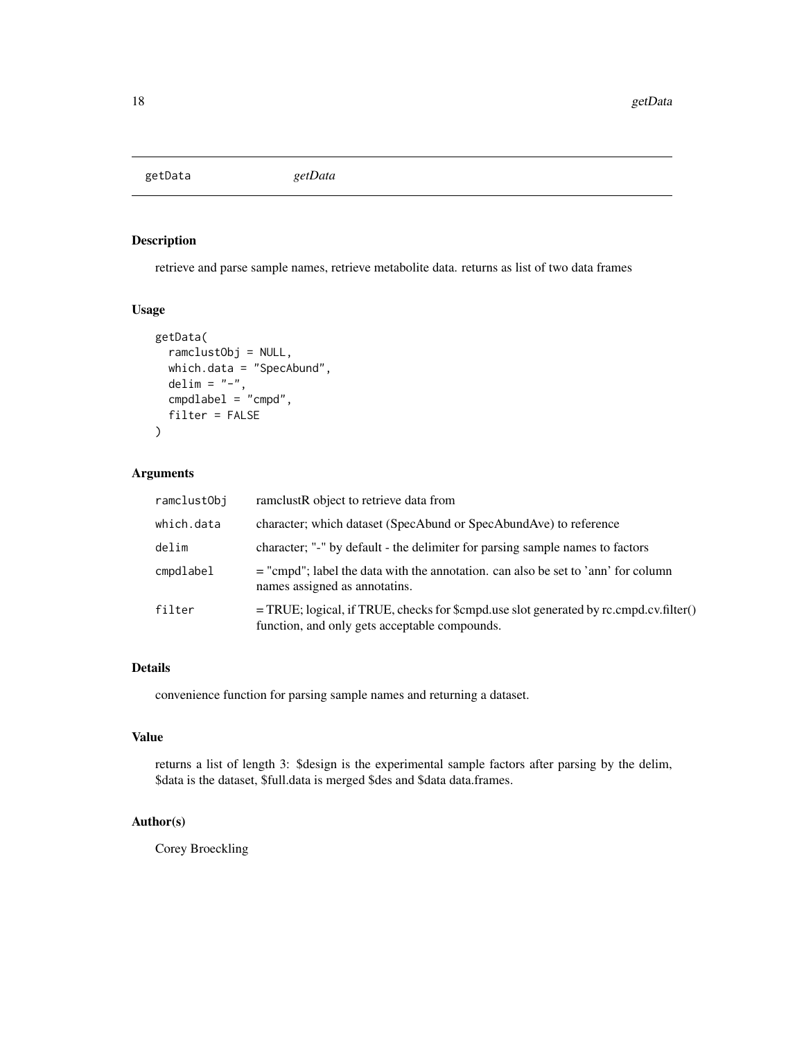## getData *getData*

### Description

retrieve and parse sample names, retrieve metabolite data. returns as list of two data frames

### Usage

```
getData(
  ramclustObj = NULL,
  which.data = "SpecAbund",
  delim = "-",
  cmpdlabel = "cmpd",
  filter = FALSE
)
```

### Arguments

| | |
|---|---|
| ramclustObj | ramclustR object to retrieve data from |
| which.data | character; which dataset (SpecAbund or SpecAbundAve) to reference |
| delim | character; "-" by default - the delimiter for parsing sample names to factors |
| cmpdlabel | = "cmpd"; label the data with the annotation. can also be set to 'ann' for column names assigned as annotatins. |
| filter | = TRUE; logical, if TRUE, checks for $cmpd.use slot generated by rc.cmpd.cv.filter() function, and only gets acceptable compounds. |

### Details

convenience function for parsing sample names and returning a dataset.

### Value

returns a list of length 3: $design is the experimental sample factors after parsing by the delim, $data is the dataset, $full.data is merged $des and $data data.frames.

### Author(s)

Corey Broeckling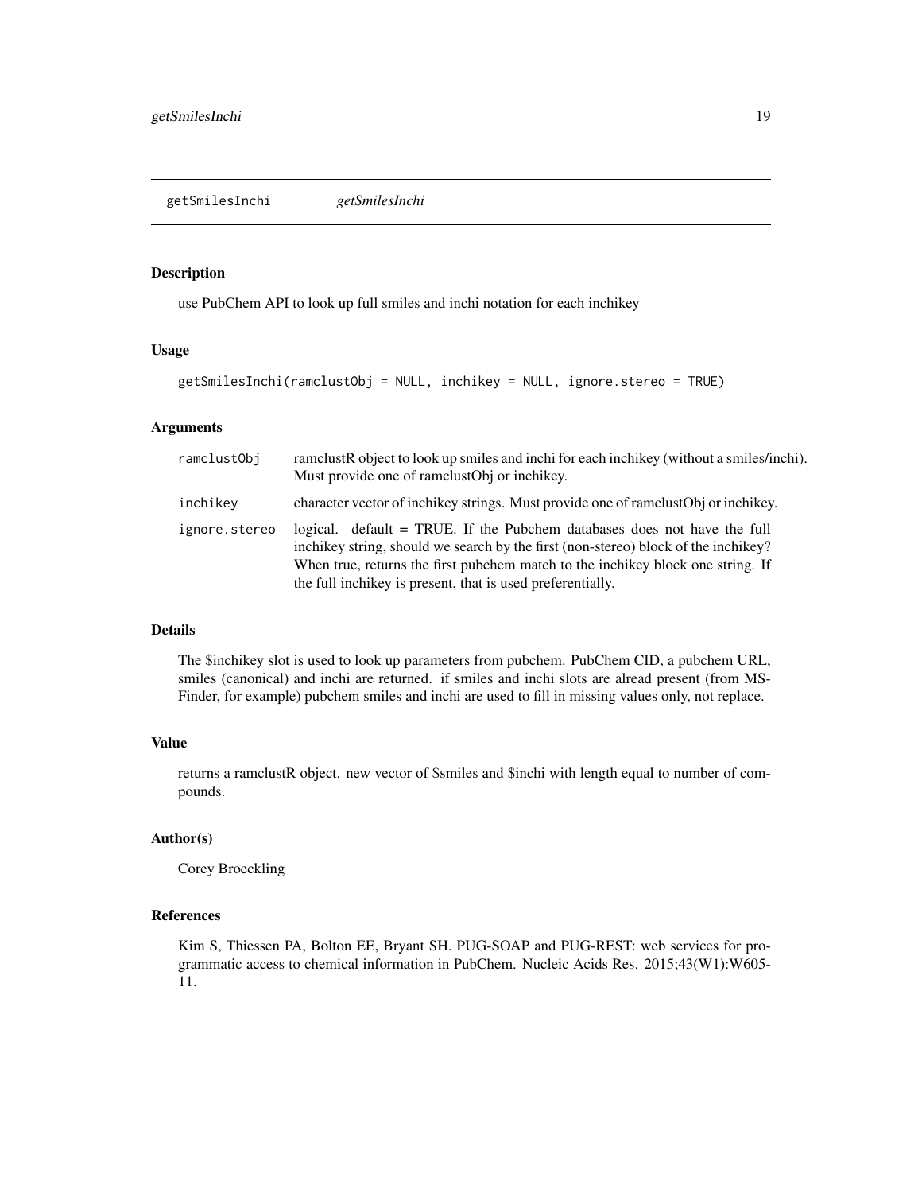## getSmilesInchi *getSmilesInchi*

### Description

use PubChem API to look up full smiles and inchi notation for each inchikey

### Usage

```
getSmilesInchi(ramclustObj = NULL, inchikey = NULL, ignore.stereo = TRUE)
```

### Arguments

| | |
|---|---|
| ramclustObj | ramclustR object to look up smiles and inchi for each inchikey (without a smiles/inchi). Must provide one of ramclustObj or inchikey. |
| inchikey | character vector of inchikey strings. Must provide one of ramclustObj or inchikey. |
| ignore.stereo | logical. default = TRUE. If the Pubchem databases does not have the full inchikey string, should we search by the first (non-stereo) block of the inchikey? When true, returns the first pubchem match to the inchikey block one string. If the full inchikey is present, that is used preferentially. |

### Details

The $inchikey slot is used to look up parameters from pubchem. PubChem CID, a pubchem URL, smiles (canonical) and inchi are returned. if smiles and inchi slots are alread present (from MS-Finder, for example) pubchem smiles and inchi are used to fill in missing values only, not replace.

### Value

returns a ramclustR object. new vector of $smiles and $inchi with length equal to number of compounds.

### Author(s)

Corey Broeckling

### References

Kim S, Thiessen PA, Bolton EE, Bryant SH. PUG-SOAP and PUG-REST: web services for programmatic access to chemical information in PubChem. Nucleic Acids Res. 2015;43(W1):W605-11.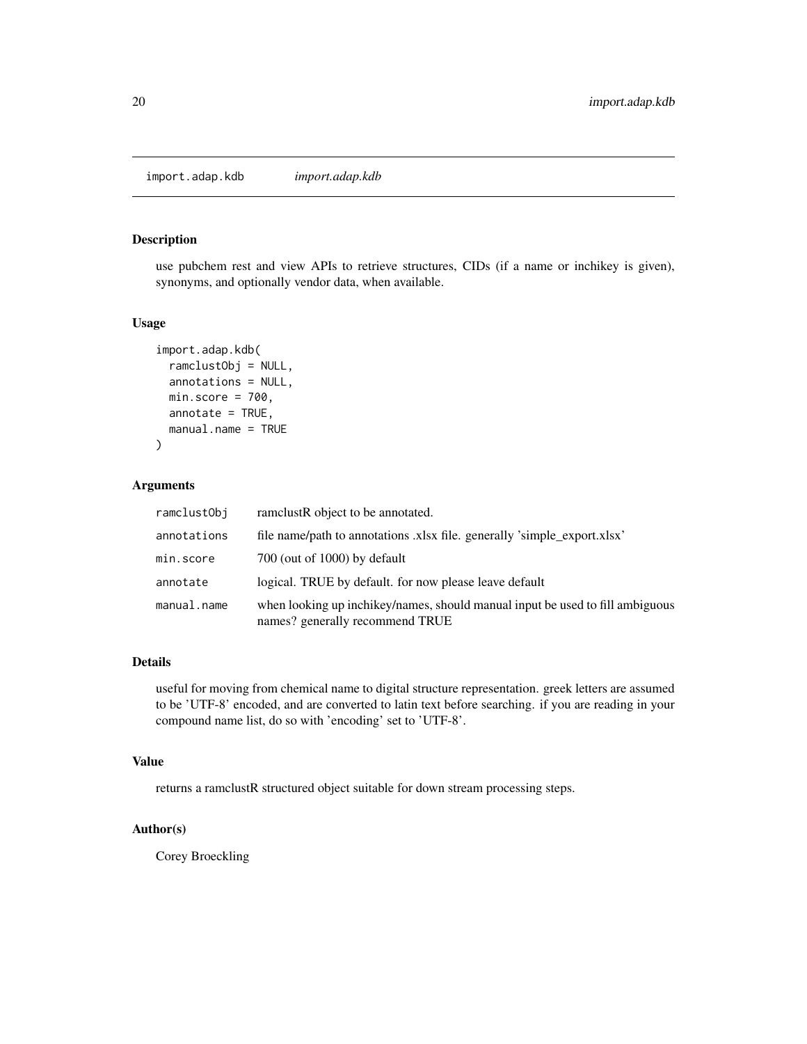# import.adap.kdb *import.adap.kdb*

## Description

use pubchem rest and view APIs to retrieve structures, CIDs (if a name or inchikey is given), synonyms, and optionally vendor data, when available.

## Usage

```
import.adap.kdb(
  ramclustObj = NULL,
  annotations = NULL,
  min.score = 700,
  annotate = TRUE,
  manual.name = TRUE
)
```

## Arguments

| | |
|---|---|
| ramclustObj | ramclustR object to be annotated. |
| annotations | file name/path to annotations .xlsx file. generally 'simple_export.xlsx' |
| min.score | 700 (out of 1000) by default |
| annotate | logical. TRUE by default. for now please leave default |
| manual.name | when looking up inchikey/names, should manual input be used to fill ambiguous names? generally recommend TRUE |

## Details

useful for moving from chemical name to digital structure representation. greek letters are assumed to be 'UTF-8' encoded, and are converted to latin text before searching. if you are reading in your compound name list, do so with 'encoding' set to 'UTF-8'.

## Value

returns a ramclustR structured object suitable for down stream processing steps.

## Author(s)

Corey Broeckling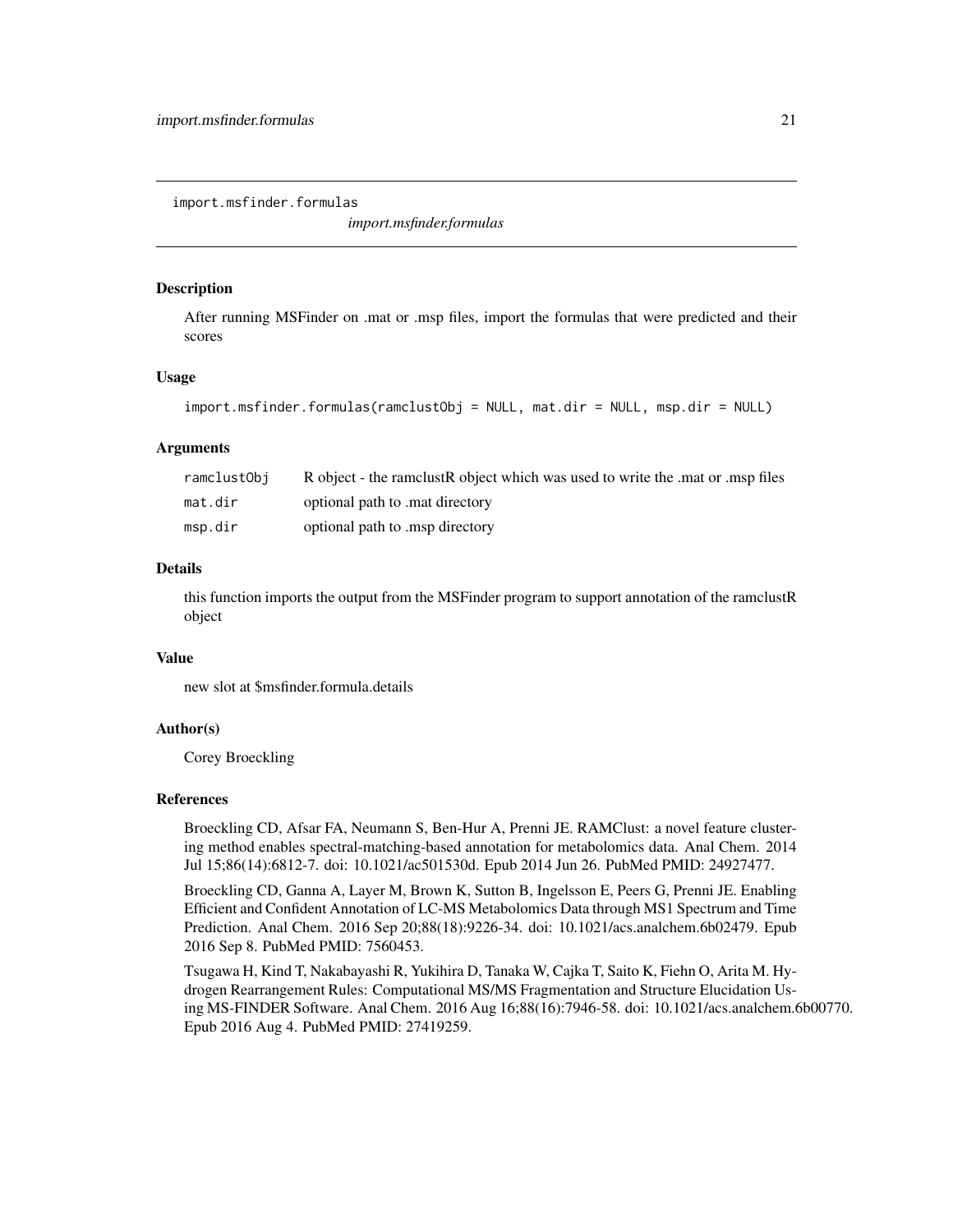# import.msfinder.formulas

*import.msfinder.formulas*

## Description

After running MSFinder on .mat or .msp files, import the formulas that were predicted and their scores

## Usage

```
import.msfinder.formulas(ramclustObj = NULL, mat.dir = NULL, msp.dir = NULL)
```

## Arguments

| | |
|---|---|
| ramclustObj | R object - the ramclustR object which was used to write the .mat or .msp files |
| mat.dir | optional path to .mat directory |
| msp.dir | optional path to .msp directory |

## Details

this function imports the output from the MSFinder program to support annotation of the ramclustR object

## Value

new slot at $msfinder.formula.details

## Author(s)

Corey Broeckling

## References

Broeckling CD, Afsar FA, Neumann S, Ben-Hur A, Prenni JE. RAMClust: a novel feature clustering method enables spectral-matching-based annotation for metabolomics data. Anal Chem. 2014 Jul 15;86(14):6812-7. doi: 10.1021/ac501530d. Epub 2014 Jun 26. PubMed PMID: 24927477.

Broeckling CD, Ganna A, Layer M, Brown K, Sutton B, Ingelsson E, Peers G, Prenni JE. Enabling Efficient and Confident Annotation of LC-MS Metabolomics Data through MS1 Spectrum and Time Prediction. Anal Chem. 2016 Sep 20;88(18):9226-34. doi: 10.1021/acs.analchem.6b02479. Epub 2016 Sep 8. PubMed PMID: 7560453.

Tsugawa H, Kind T, Nakabayashi R, Yukihira D, Tanaka W, Cajka T, Saito K, Fiehn O, Arita M. Hydrogen Rearrangement Rules: Computational MS/MS Fragmentation and Structure Elucidation Using MS-FINDER Software. Anal Chem. 2016 Aug 16;88(16):7946-58. doi: 10.1021/acs.analchem.6b00770. Epub 2016 Aug 4. PubMed PMID: 27419259.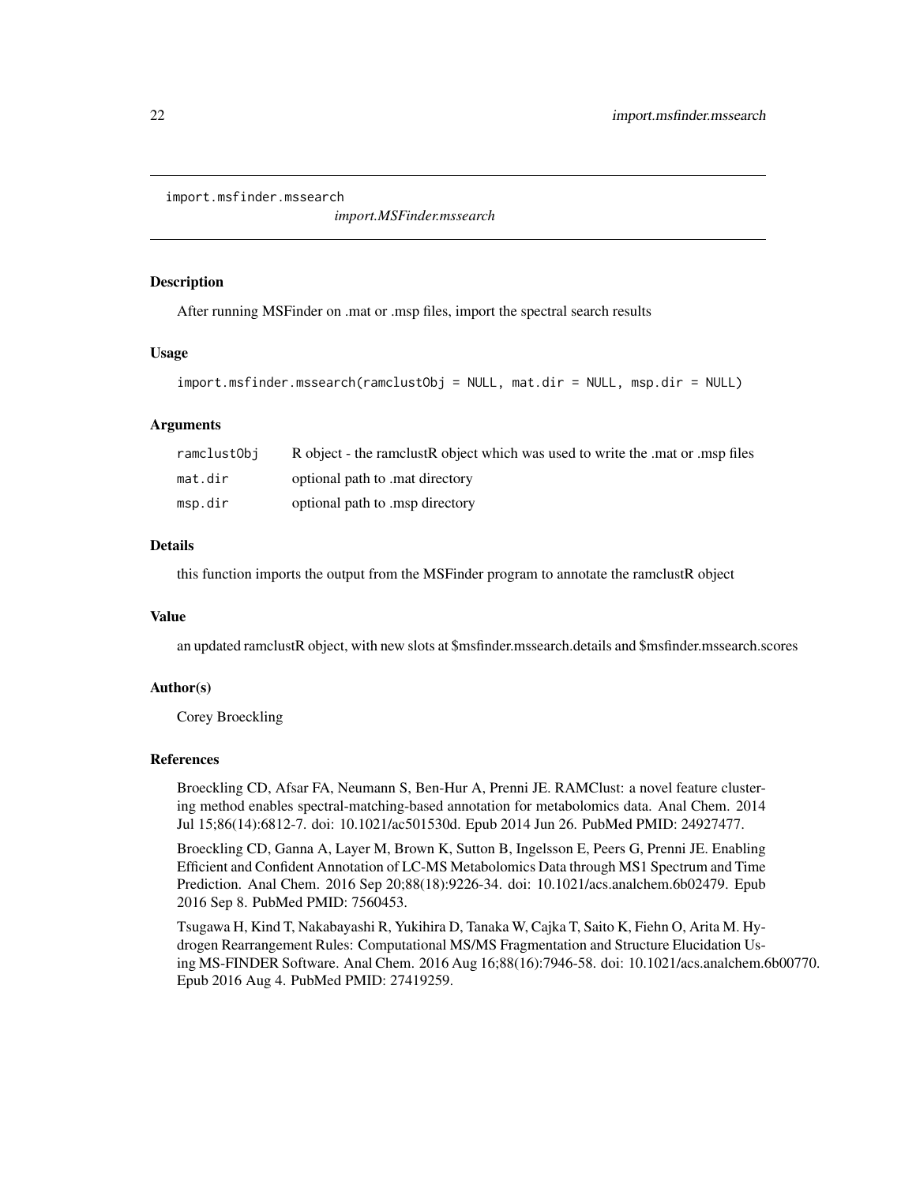# import.msfinder.mssearch

*import.MSFinder.mssearch*

### Description

After running MSFinder on .mat or .msp files, import the spectral search results

### Usage

```
import.msfinder.mssearch(ramclustObj = NULL, mat.dir = NULL, msp.dir = NULL)
```

### Arguments

| | |
|---|---|
| ramclustObj | R object - the ramclustR object which was used to write the .mat or .msp files |
| mat.dir | optional path to .mat directory |
| msp.dir | optional path to .msp directory |

### Details

this function imports the output from the MSFinder program to annotate the ramclustR object

### Value

an updated ramclustR object, with new slots at $msfinder.mssearch.details and $msfinder.mssearch.scores

### Author(s)

Corey Broeckling

### References

Broeckling CD, Afsar FA, Neumann S, Ben-Hur A, Prenni JE. RAMClust: a novel feature clustering method enables spectral-matching-based annotation for metabolomics data. Anal Chem. 2014 Jul 15;86(14):6812-7. doi: 10.1021/ac501530d. Epub 2014 Jun 26. PubMed PMID: 24927477.

Broeckling CD, Ganna A, Layer M, Brown K, Sutton B, Ingelsson E, Peers G, Prenni JE. Enabling Efficient and Confident Annotation of LC-MS Metabolomics Data through MS1 Spectrum and Time Prediction. Anal Chem. 2016 Sep 20;88(18):9226-34. doi: 10.1021/acs.analchem.6b02479. Epub 2016 Sep 8. PubMed PMID: 7560453.

Tsugawa H, Kind T, Nakabayashi R, Yukihira D, Tanaka W, Cajka T, Saito K, Fiehn O, Arita M. Hydrogen Rearrangement Rules: Computational MS/MS Fragmentation and Structure Elucidation Using MS-FINDER Software. Anal Chem. 2016 Aug 16;88(16):7946-58. doi: 10.1021/acs.analchem.6b00770. Epub 2016 Aug 4. PubMed PMID: 27419259.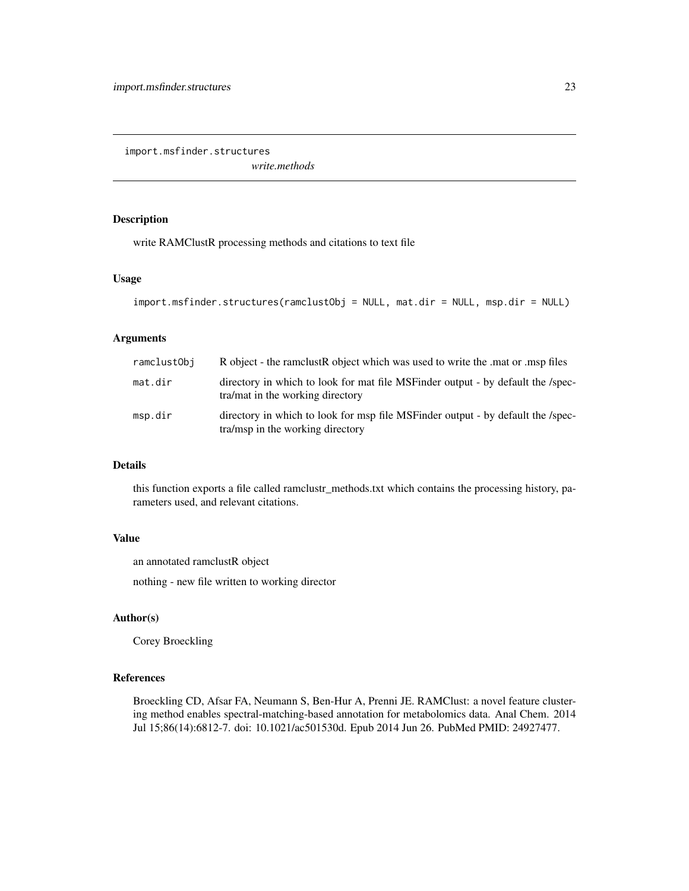## import.msfinder.structures

*write.methods*

### Description

write RAMClustR processing methods and citations to text file

### Usage

```
import.msfinder.structures(ramclustObj = NULL, mat.dir = NULL, msp.dir = NULL)
```

### Arguments

| | |
|---|---|
| ramclustObj | R object - the ramclustR object which was used to write the .mat or .msp files |
| mat.dir | directory in which to look for mat file MSFinder output - by default the /spectra/mat in the working directory |
| msp.dir | directory in which to look for msp file MSFinder output - by default the /spectra/msp in the working directory |

### Details

this function exports a file called ramclustr_methods.txt which contains the processing history, parameters used, and relevant citations.

### Value

an annotated ramclustR object

nothing - new file written to working director

### Author(s)

Corey Broeckling

### References

Broeckling CD, Afsar FA, Neumann S, Ben-Hur A, Prenni JE. RAMClust: a novel feature clustering method enables spectral-matching-based annotation for metabolomics data. Anal Chem. 2014 Jul 15;86(14):6812-7. doi: 10.1021/ac501530d. Epub 2014 Jun 26. PubMed PMID: 24927477.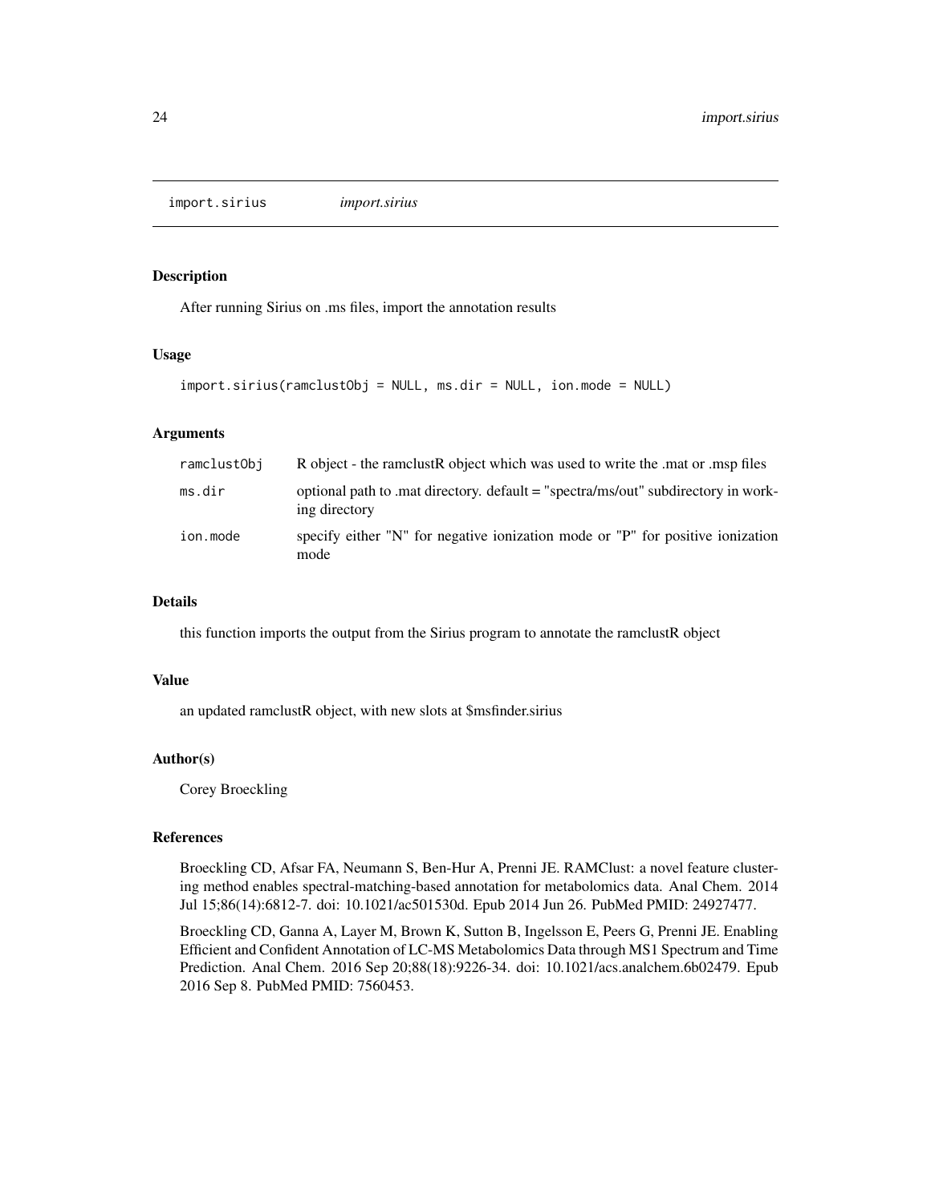## import.sirius — *import.sirius*

### Description

After running Sirius on .ms files, import the annotation results

### Usage

```
import.sirius(ramclustObj = NULL, ms.dir = NULL, ion.mode = NULL)
```

### Arguments

| | |
|---|---|
| ramclustObj | R object - the ramclustR object which was used to write the .mat or .msp files |
| ms.dir | optional path to .mat directory. default = "spectra/ms/out" subdirectory in working directory |
| ion.mode | specify either "N" for negative ionization mode or "P" for positive ionization mode |

### Details

this function imports the output from the Sirius program to annotate the ramclustR object

### Value

an updated ramclustR object, with new slots at $msfinder.sirius

### Author(s)

Corey Broeckling

### References

Broeckling CD, Afsar FA, Neumann S, Ben-Hur A, Prenni JE. RAMClust: a novel feature clustering method enables spectral-matching-based annotation for metabolomics data. Anal Chem. 2014 Jul 15;86(14):6812-7. doi: 10.1021/ac501530d. Epub 2014 Jun 26. PubMed PMID: 24927477.

Broeckling CD, Ganna A, Layer M, Brown K, Sutton B, Ingelsson E, Peers G, Prenni JE. Enabling Efficient and Confident Annotation of LC-MS Metabolomics Data through MS1 Spectrum and Time Prediction. Anal Chem. 2016 Sep 20;88(18):9226-34. doi: 10.1021/acs.analchem.6b02479. Epub 2016 Sep 8. PubMed PMID: 7560453.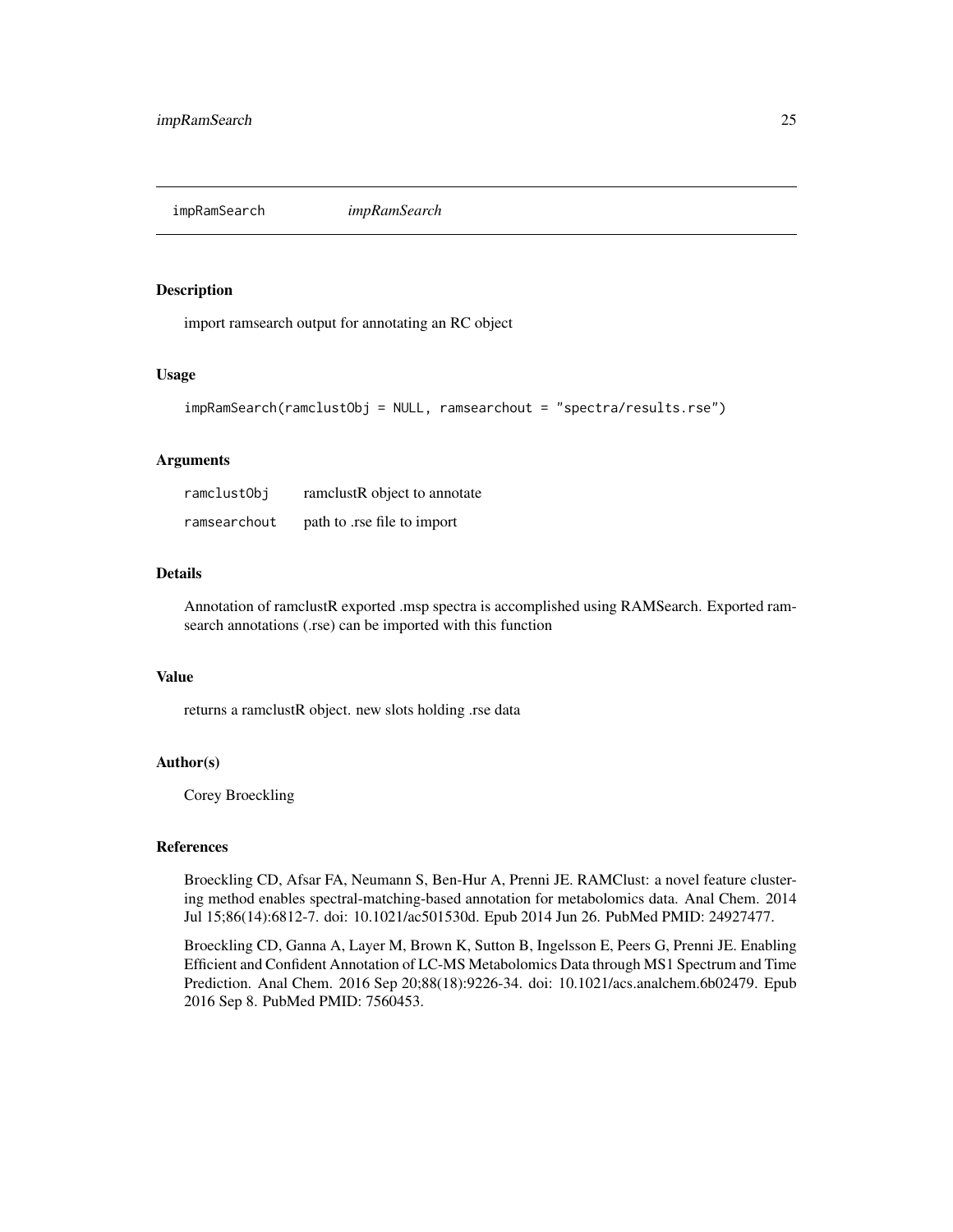# impRamSearch — *impRamSearch*

## Description

import ramsearch output for annotating an RC object

## Usage

```
impRamSearch(ramclustObj = NULL, ramsearchout = "spectra/results.rse")
```

## Arguments

| | |
|---|---|
| ramclustObj | ramclustR object to annotate |
| ramsearchout | path to .rse file to import |

## Details

Annotation of ramclustR exported .msp spectra is accomplished using RAMSearch. Exported ramsearch annotations (.rse) can be imported with this function

## Value

returns a ramclustR object. new slots holding .rse data

## Author(s)

Corey Broeckling

## References

Broeckling CD, Afsar FA, Neumann S, Ben-Hur A, Prenni JE. RAMClust: a novel feature clustering method enables spectral-matching-based annotation for metabolomics data. Anal Chem. 2014 Jul 15;86(14):6812-7. doi: 10.1021/ac501530d. Epub 2014 Jun 26. PubMed PMID: 24927477.

Broeckling CD, Ganna A, Layer M, Brown K, Sutton B, Ingelsson E, Peers G, Prenni JE. Enabling Efficient and Confident Annotation of LC-MS Metabolomics Data through MS1 Spectrum and Time Prediction. Anal Chem. 2016 Sep 20;88(18):9226-34. doi: 10.1021/acs.analchem.6b02479. Epub 2016 Sep 8. PubMed PMID: 7560453.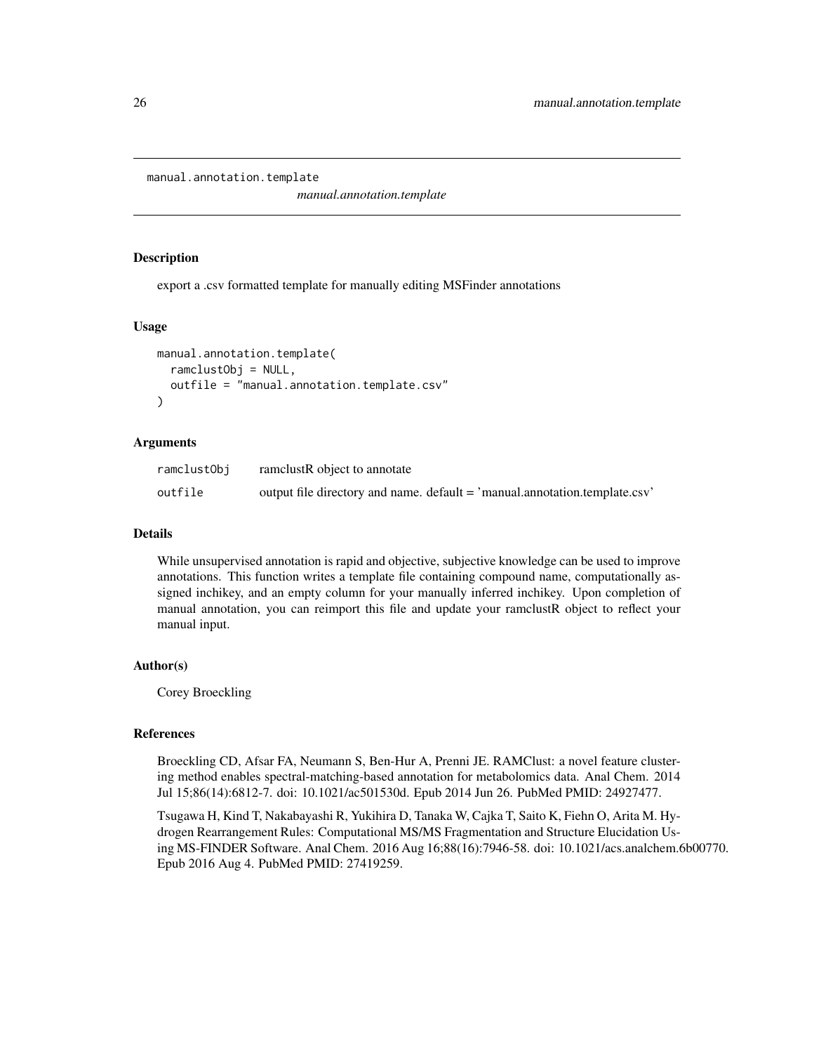# manual.annotation.template

*manual.annotation.template*

## Description

export a .csv formatted template for manually editing MSFinder annotations

## Usage

```
manual.annotation.template(
  ramclustObj = NULL,
  outfile = "manual.annotation.template.csv"
)
```

## Arguments

| | |
|---|---|
| ramclustObj | ramclustR object to annotate |
| outfile | output file directory and name. default = 'manual.annotation.template.csv' |

## Details

While unsupervised annotation is rapid and objective, subjective knowledge can be used to improve annotations. This function writes a template file containing compound name, computationally assigned inchikey, and an empty column for your manually inferred inchikey. Upon completion of manual annotation, you can reimport this file and update your ramclustR object to reflect your manual input.

## Author(s)

Corey Broeckling

## References

Broeckling CD, Afsar FA, Neumann S, Ben-Hur A, Prenni JE. RAMClust: a novel feature clustering method enables spectral-matching-based annotation for metabolomics data. Anal Chem. 2014 Jul 15;86(14):6812-7. doi: 10.1021/ac501530d. Epub 2014 Jun 26. PubMed PMID: 24927477.

Tsugawa H, Kind T, Nakabayashi R, Yukihira D, Tanaka W, Cajka T, Saito K, Fiehn O, Arita M. Hydrogen Rearrangement Rules: Computational MS/MS Fragmentation and Structure Elucidation Using MS-FINDER Software. Anal Chem. 2016 Aug 16;88(16):7946-58. doi: 10.1021/acs.analchem.6b00770. Epub 2016 Aug 4. PubMed PMID: 27419259.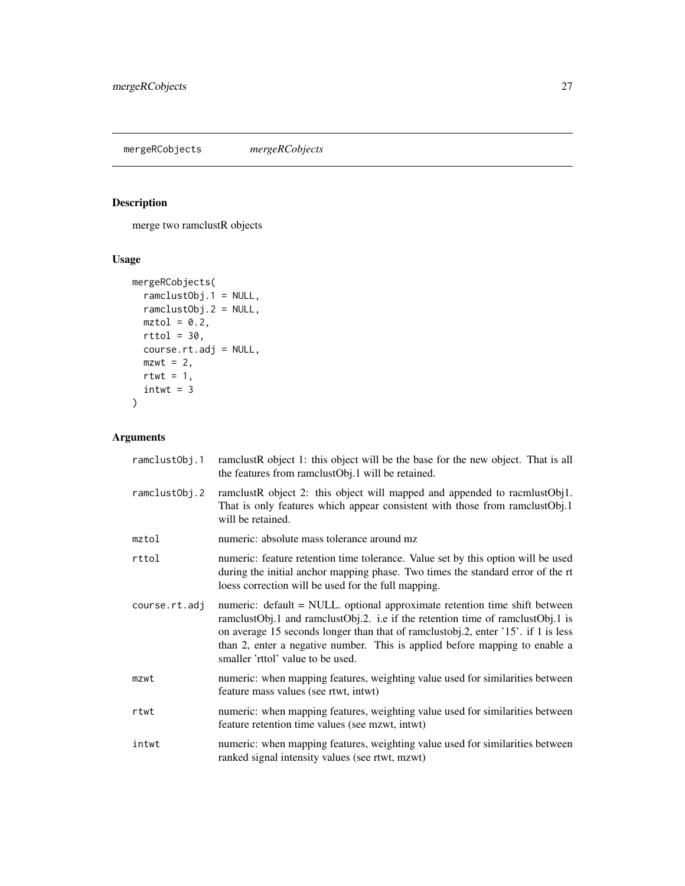## mergeRCobjects *mergeRCobjects*

### Description

merge two ramclustR objects

### Usage

```
mergeRCobjects(
  ramclustObj.1 = NULL,
  ramclustObj.2 = NULL,
  mztol = 0.2,
  rttol = 30,
  course.rt.adj = NULL,
  mzwt = 2,
  rtwt = 1,
  intwt = 3
)
```

### Arguments

| | |
|---|---|
| ramclustObj.1 | ramclustR object 1: this object will be the base for the new object. That is all the features from ramclustObj.1 will be retained. |
| ramclustObj.2 | ramclustR object 2: this object will mapped and appended to racmlustObj1. That is only features which appear consistent with those from ramclustObj.1 will be retained. |
| mztol | numeric: absolute mass tolerance around mz |
| rttol | numeric: feature retention time tolerance. Value set by this option will be used during the initial anchor mapping phase. Two times the standard error of the rt loess correction will be used for the full mapping. |
| course.rt.adj | numeric: default = NULL. optional approximate retention time shift between ramclustObj.1 and ramclustObj.2. i.e if the retention time of ramclustObj.1 is on average 15 seconds longer than that of ramclustobj.2, enter '15'. if 1 is less than 2, enter a negative number. This is applied before mapping to enable a smaller 'rttol' value to be used. |
| mzwt | numeric: when mapping features, weighting value used for similarities between feature mass values (see rtwt, intwt) |
| rtwt | numeric: when mapping features, weighting value used for similarities between feature retention time values (see mzwt, intwt) |
| intwt | numeric: when mapping features, weighting value used for similarities between ranked signal intensity values (see rtwt, mzwt) |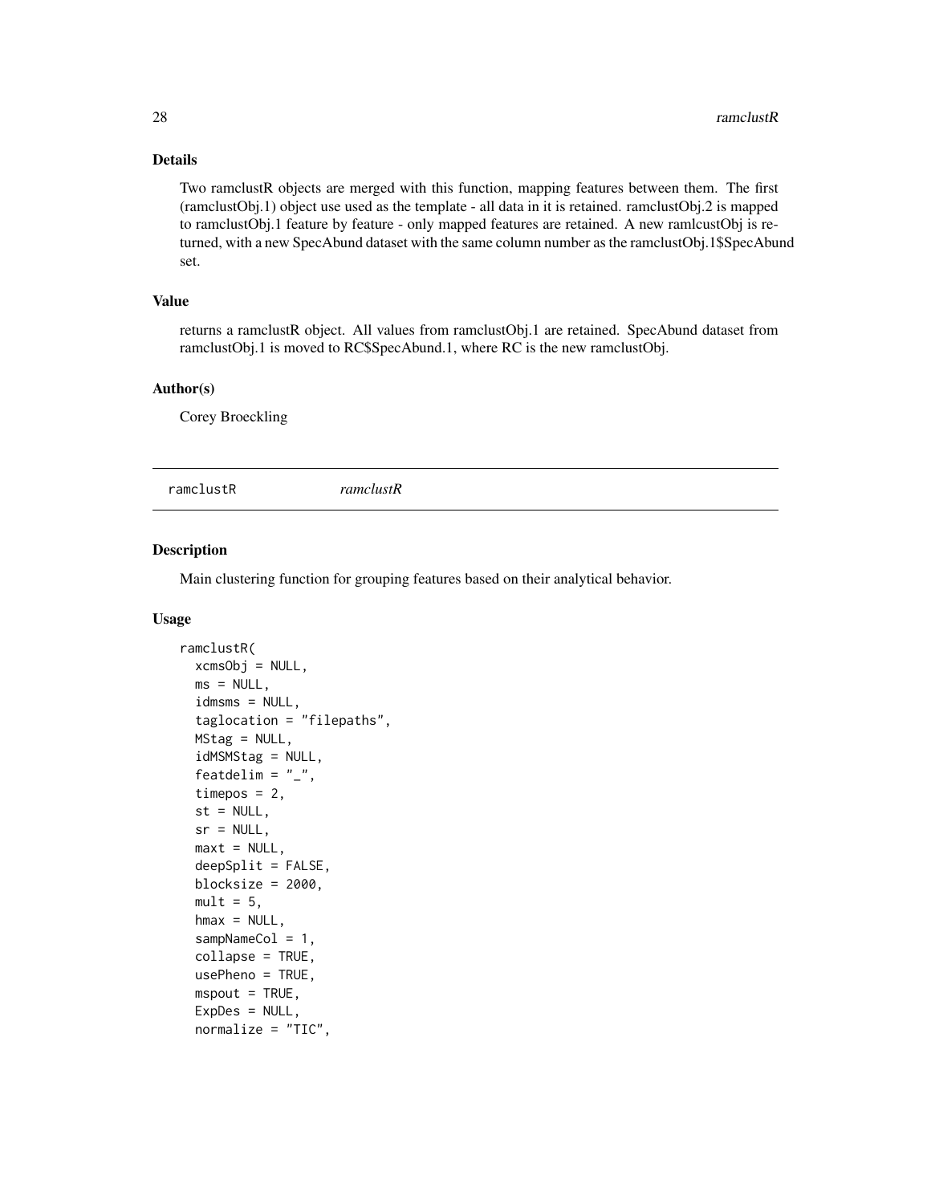### Details

Two ramclustR objects are merged with this function, mapping features between them. The first (ramclustObj.1) object use used as the template - all data in it is retained. ramclustObj.2 is mapped to ramclustObj.1 feature by feature - only mapped features are retained. A new ramlcustObj is returned, with a new SpecAbund dataset with the same column number as the ramclustObj.1$SpecAbund set.

### Value

returns a ramclustR object. All values from ramclustObj.1 are retained. SpecAbund dataset from ramclustObj.1 is moved to RC$SpecAbund.1, where RC is the new ramclustObj.

### Author(s)

Corey Broeckling

## ramclustR — *ramclustR*

### Description

Main clustering function for grouping features based on their analytical behavior.

### Usage

```
ramclustR(
  xcmsObj = NULL,
  ms = NULL,
  idmsms = NULL,
  taglocation = "filepaths",
  MStag = NULL,
  idMSMStag = NULL,
  featdelim = "_",
  timepos = 2,
  st = NULL,
  sr = NULL,
  maxt = NULL,
  deepSplit = FALSE,
  blocksize = 2000,
  mult = 5,
  hmax = NULL,
  sampNameCol = 1,
  collapse = TRUE,
  usePheno = TRUE,
  mspout = TRUE,
  ExpDes = NULL,
  normalize = "TIC",
```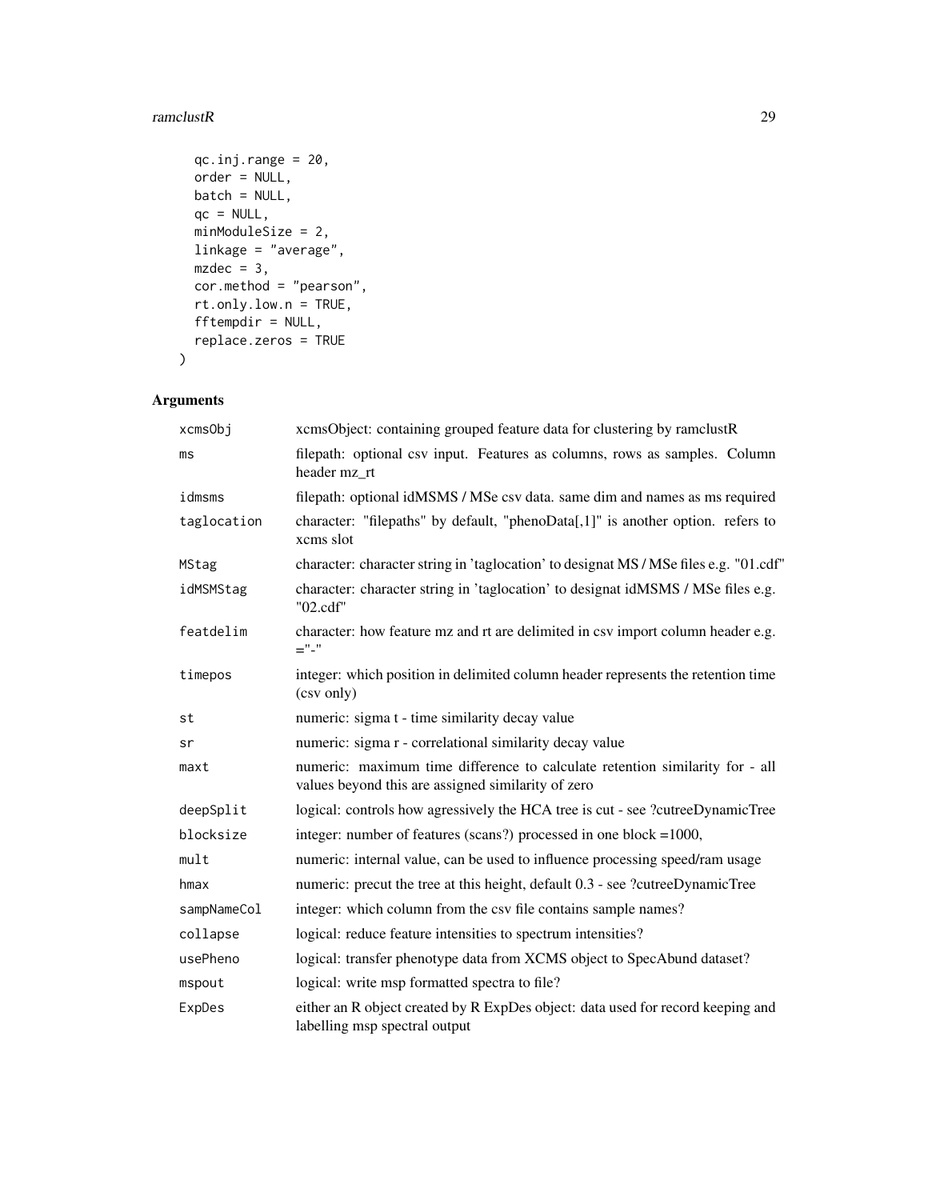```
  qc.inj.range = 20,
  order = NULL,
  batch = NULL,
  qc = NULL,
  minModuleSize = 2,
  linkage = "average",
  mzdec = 3,
  cor.method = "pearson",
  rt.only.low.n = TRUE,
  fftempdir = NULL,
  replace.zeros = TRUE
)
```

## Arguments

| | |
|---|---|
| xcmsObj | xcmsObject: containing grouped feature data for clustering by ramclustR |
| ms | filepath: optional csv input. Features as columns, rows as samples. Column header mz_rt |
| idmsms | filepath: optional idMSMS / MSe csv data. same dim and names as ms required |
| taglocation | character: "filepaths" by default, "phenoData[,1]" is another option. refers to xcms slot |
| MStag | character: character string in 'taglocation' to designat MS / MSe files e.g. "01.cdf" |
| idMSMStag | character: character string in 'taglocation' to designat idMSMS / MSe files e.g. "02.cdf" |
| featdelim | character: how feature mz and rt are delimited in csv import column header e.g. ="-" |
| timepos | integer: which position in delimited column header represents the retention time (csv only) |
| st | numeric: sigma t - time similarity decay value |
| sr | numeric: sigma r - correlational similarity decay value |
| maxt | numeric: maximum time difference to calculate retention similarity for - all values beyond this are assigned similarity of zero |
| deepSplit | logical: controls how agressively the HCA tree is cut - see ?cutreeDynamicTree |
| blocksize | integer: number of features (scans?) processed in one block =1000, |
| mult | numeric: internal value, can be used to influence processing speed/ram usage |
| hmax | numeric: precut the tree at this height, default 0.3 - see ?cutreeDynamicTree |
| sampNameCol | integer: which column from the csv file contains sample names? |
| collapse | logical: reduce feature intensities to spectrum intensities? |
| usePheno | logical: transfer phenotype data from XCMS object to SpecAbund dataset? |
| mspout | logical: write msp formatted spectra to file? |
| ExpDes | either an R object created by R ExpDes object: data used for record keeping and labelling msp spectral output |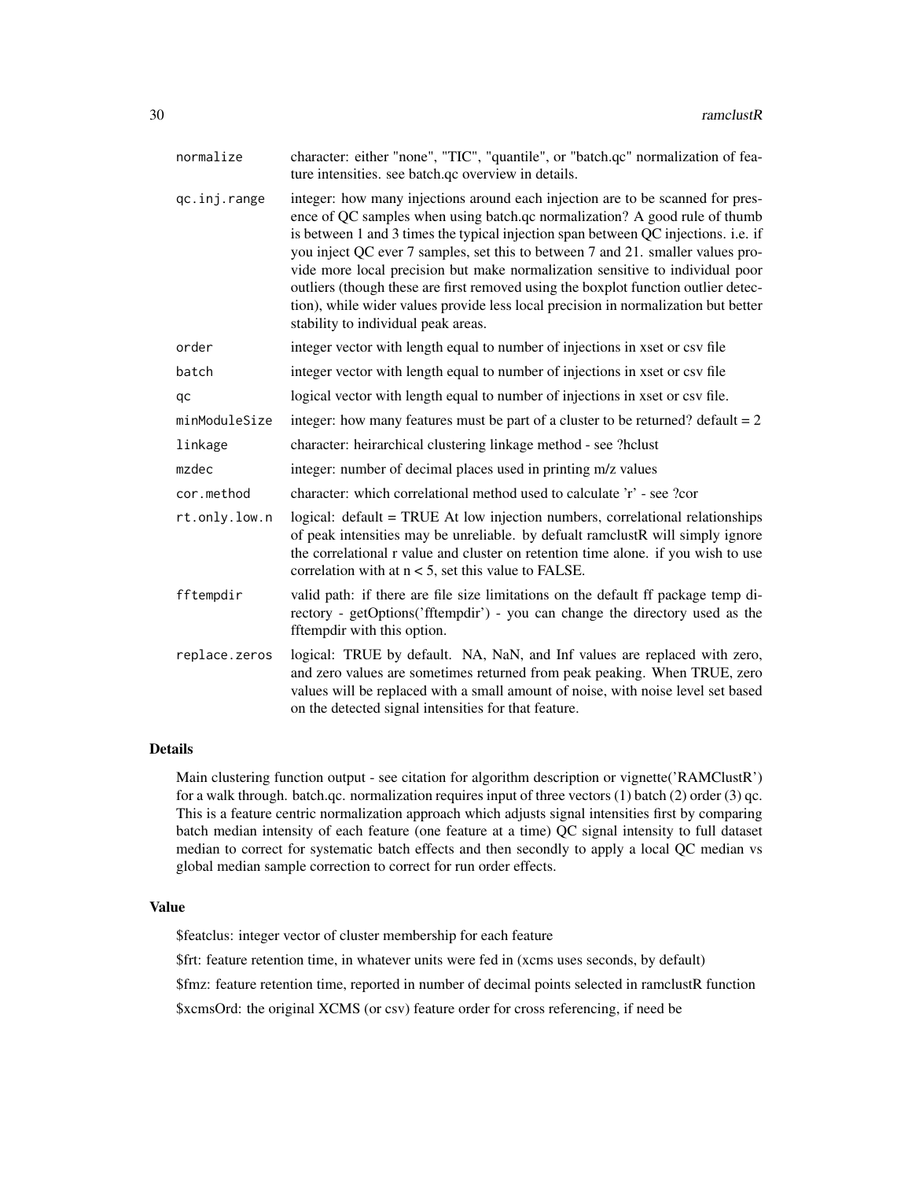| | |
|---|---|
| normalize | character: either "none", "TIC", "quantile", or "batch.qc" normalization of feature intensities. see batch.qc overview in details. |
| qc.inj.range | integer: how many injections around each injection are to be scanned for presence of QC samples when using batch.qc normalization? A good rule of thumb is between 1 and 3 times the typical injection span between QC injections. i.e. if you inject QC ever 7 samples, set this to between 7 and 21. smaller values provide more local precision but make normalization sensitive to individual poor outliers (though these are first removed using the boxplot function outlier detection), while wider values provide less local precision in normalization but better stability to individual peak areas. |
| order | integer vector with length equal to number of injections in xset or csv file |
| batch | integer vector with length equal to number of injections in xset or csv file |
| qc | logical vector with length equal to number of injections in xset or csv file. |
| minModuleSize | integer: how many features must be part of a cluster to be returned? default = 2 |
| linkage | character: heirarchical clustering linkage method - see ?hclust |
| mzdec | integer: number of decimal places used in printing m/z values |
| cor.method | character: which correlational method used to calculate 'r' - see ?cor |
| rt.only.low.n | logical: default = TRUE At low injection numbers, correlational relationships of peak intensities may be unreliable. by defualt ramclustR will simply ignore the correlational r value and cluster on retention time alone. if you wish to use correlation with at n < 5, set this value to FALSE. |
| fftempdir | valid path: if there are file size limitations on the default ff package temp directory - getOptions('fftempdir') - you can change the directory used as the fftempdir with this option. |
| replace.zeros | logical: TRUE by default. NA, NaN, and Inf values are replaced with zero, and zero values are sometimes returned from peak peaking. When TRUE, zero values will be replaced with a small amount of noise, with noise level set based on the detected signal intensities for that feature. |

## Details

Main clustering function output - see citation for algorithm description or vignette('RAMClustR') for a walk through. batch.qc. normalization requires input of three vectors (1) batch (2) order (3) qc. This is a feature centric normalization approach which adjusts signal intensities first by comparing batch median intensity of each feature (one feature at a time) QC signal intensity to full dataset median to correct for systematic batch effects and then secondly to apply a local QC median vs global median sample correction to correct for run order effects.

## Value

$featclus: integer vector of cluster membership for each feature

$frt: feature retention time, in whatever units were fed in (xcms uses seconds, by default)

$fmz: feature retention time, reported in number of decimal points selected in ramclustR function

$xcmsOrd: the original XCMS (or csv) feature order for cross referencing, if need be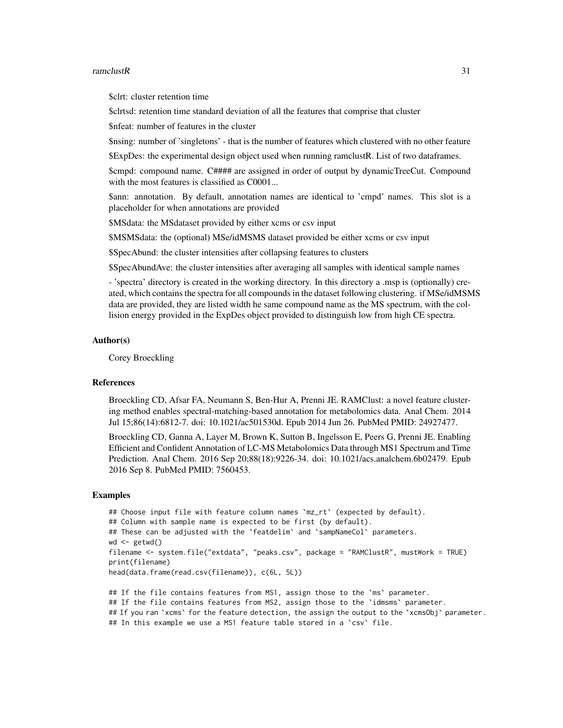$clrt: cluster retention time

$clrtsd: retention time standard deviation of all the features that comprise that cluster

$nfeat: number of features in the cluster

$nsing: number of 'singletons' - that is the number of features which clustered with no other feature

$ExpDes: the experimental design object used when running ramclustR. List of two dataframes.

$cmpd: compound name. C#### are assigned in order of output by dynamicTreeCut. Compound with the most features is classified as C0001...

$ann: annotation. By default, annotation names are identical to 'cmpd' names. This slot is a placeholder for when annotations are provided

$MSdata: the MSdataset provided by either xcms or csv input

$MSMSdata: the (optional) MSe/idMSMS dataset provided be either xcms or csv input

$SpecAbund: the cluster intensities after collapsing features to clusters

$SpecAbundAve: the cluster intensities after averaging all samples with identical sample names

- 'spectra' directory is created in the working directory. In this directory a .msp is (optionally) created, which contains the spectra for all compounds in the dataset following clustering. if MSe/idMSMS data are provided, they are listed width he same compound name as the MS spectrum, with the collision energy provided in the ExpDes object provided to distinguish low from high CE spectra.

### Author(s)

Corey Broeckling

### References

Broeckling CD, Afsar FA, Neumann S, Ben-Hur A, Prenni JE. RAMClust: a novel feature clustering method enables spectral-matching-based annotation for metabolomics data. Anal Chem. 2014 Jul 15;86(14):6812-7. doi: 10.1021/ac501530d. Epub 2014 Jun 26. PubMed PMID: 24927477.

Broeckling CD, Ganna A, Layer M, Brown K, Sutton B, Ingelsson E, Peers G, Prenni JE. Enabling Efficient and Confident Annotation of LC-MS Metabolomics Data through MS1 Spectrum and Time Prediction. Anal Chem. 2016 Sep 20;88(18):9226-34. doi: 10.1021/acs.analchem.6b02479. Epub 2016 Sep 8. PubMed PMID: 7560453.

### Examples

```
## Choose input file with feature column names `mz_rt` (expected by default).
## Column with sample name is expected to be first (by default).
## These can be adjusted with the `featdelim` and `sampNameCol` parameters.
wd <- getwd()
filename <- system.file("extdata", "peaks.csv", package = "RAMClustR", mustWork = TRUE)
print(filename)
head(data.frame(read.csv(filename)), c(6L, 5L))

## If the file contains features from MS1, assign those to the `ms` parameter.
## If the file contains features from MS2, assign those to the `idmsms` parameter.
## If you ran `xcms` for the feature detection, the assign the output to the `xcmsObj` parameter.
## In this example we use a MS1 feature table stored in a `csv` file.
```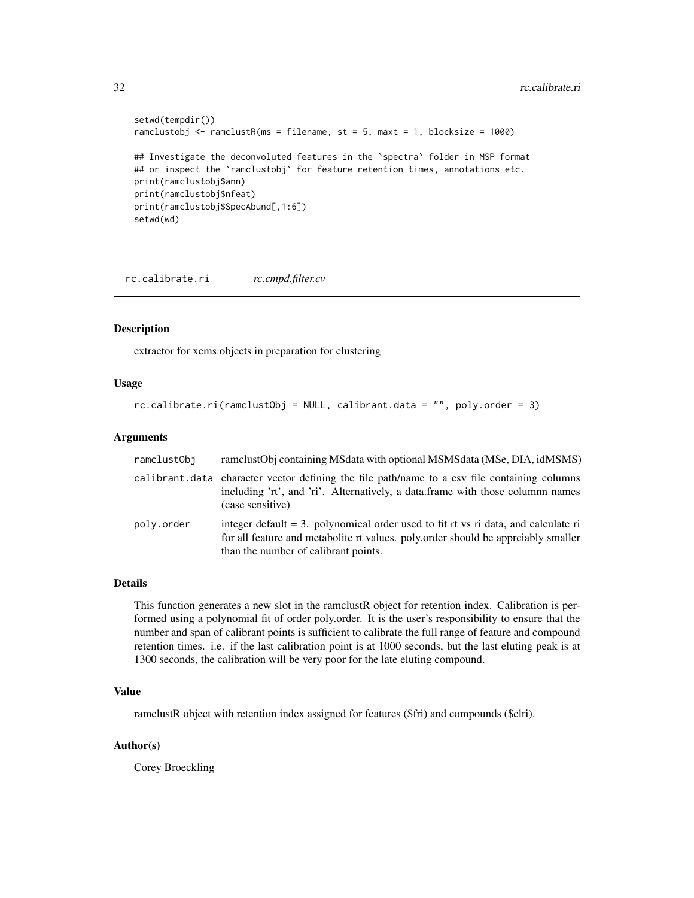```
setwd(tempdir())
ramclustobj <- ramclustR(ms = filename, st = 5, maxt = 1, blocksize = 1000)

## Investigate the deconvoluted features in the `spectra` folder in MSP format
## or inspect the `ramclustobj` for feature retention times, annotations etc.
print(ramclustobj$ann)
print(ramclustobj$nfeat)
print(ramclustobj$SpecAbund[,1:6])
setwd(wd)
```

## rc.calibrate.ri *rc.cmpd.filter.cv*

### Description

extractor for xcms objects in preparation for clustering

### Usage

```
rc.calibrate.ri(ramclustObj = NULL, calibrant.data = "", poly.order = 3)
```

### Arguments

| | |
|---|---|
| ramclustObj | ramclustObj containing MSdata with optional MSMSdata (MSe, DIA, idMSMS) |
| calibrant.data | character vector defining the file path/name to a csv file containing columns including 'rt', and 'ri'. Alternatively, a data.frame with those columnn names (case sensitive) |
| poly.order | integer default = 3. polynomical order used to fit rt vs ri data, and calculate ri for all feature and metabolite rt values. poly.order should be apprciably smaller than the number of calibrant points. |

### Details

This function generates a new slot in the ramclustR object for retention index. Calibration is performed using a polynomial fit of order poly.order. It is the user's responsibility to ensure that the number and span of calibrant points is sufficient to calibrate the full range of feature and compound retention times. i.e. if the last calibration point is at 1000 seconds, but the last eluting peak is at 1300 seconds, the calibration will be very poor for the late eluting compound.

### Value

ramclustR object with retention index assigned for features ($fri) and compounds ($clri).

### Author(s)

Corey Broeckling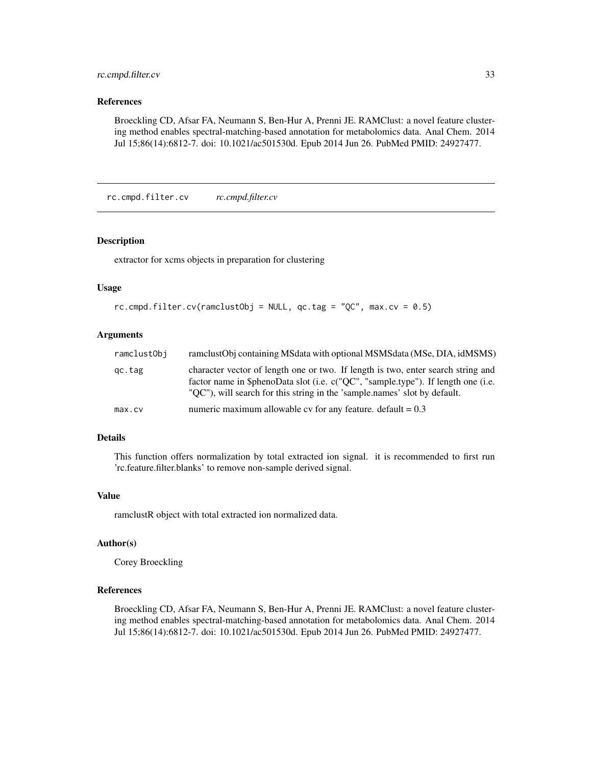### References

Broeckling CD, Afsar FA, Neumann S, Ben-Hur A, Prenni JE. RAMClust: a novel feature clustering method enables spectral-matching-based annotation for metabolomics data. Anal Chem. 2014 Jul 15;86(14):6812-7. doi: 10.1021/ac501530d. Epub 2014 Jun 26. PubMed PMID: 24927477.

---

## rc.cmpd.filter.cv    *rc.cmpd.filter.cv*

### Description

extractor for xcms objects in preparation for clustering

### Usage

```
rc.cmpd.filter.cv(ramclustObj = NULL, qc.tag = "QC", max.cv = 0.5)
```

### Arguments

| | |
|---|---|
| ramclustObj | ramclustObj containing MSdata with optional MSMSdata (MSe, DIA, idMSMS) |
| qc.tag | character vector of length one or two. If length is two, enter search string and factor name in $phenoData slot (i.e. c("QC", "sample.type"). If length one (i.e. "QC"), will search for this string in the 'sample.names' slot by default. |
| max.cv | numeric maximum allowable cv for any feature. default = 0.3 |

### Details

This function offers normalization by total extracted ion signal. it is recommended to first run 'rc.feature.filter.blanks' to remove non-sample derived signal.

### Value

ramclustR object with total extracted ion normalized data.

### Author(s)

Corey Broeckling

### References

Broeckling CD, Afsar FA, Neumann S, Ben-Hur A, Prenni JE. RAMClust: a novel feature clustering method enables spectral-matching-based annotation for metabolomics data. Anal Chem. 2014 Jul 15;86(14):6812-7. doi: 10.1021/ac501530d. Epub 2014 Jun 26. PubMed PMID: 24927477.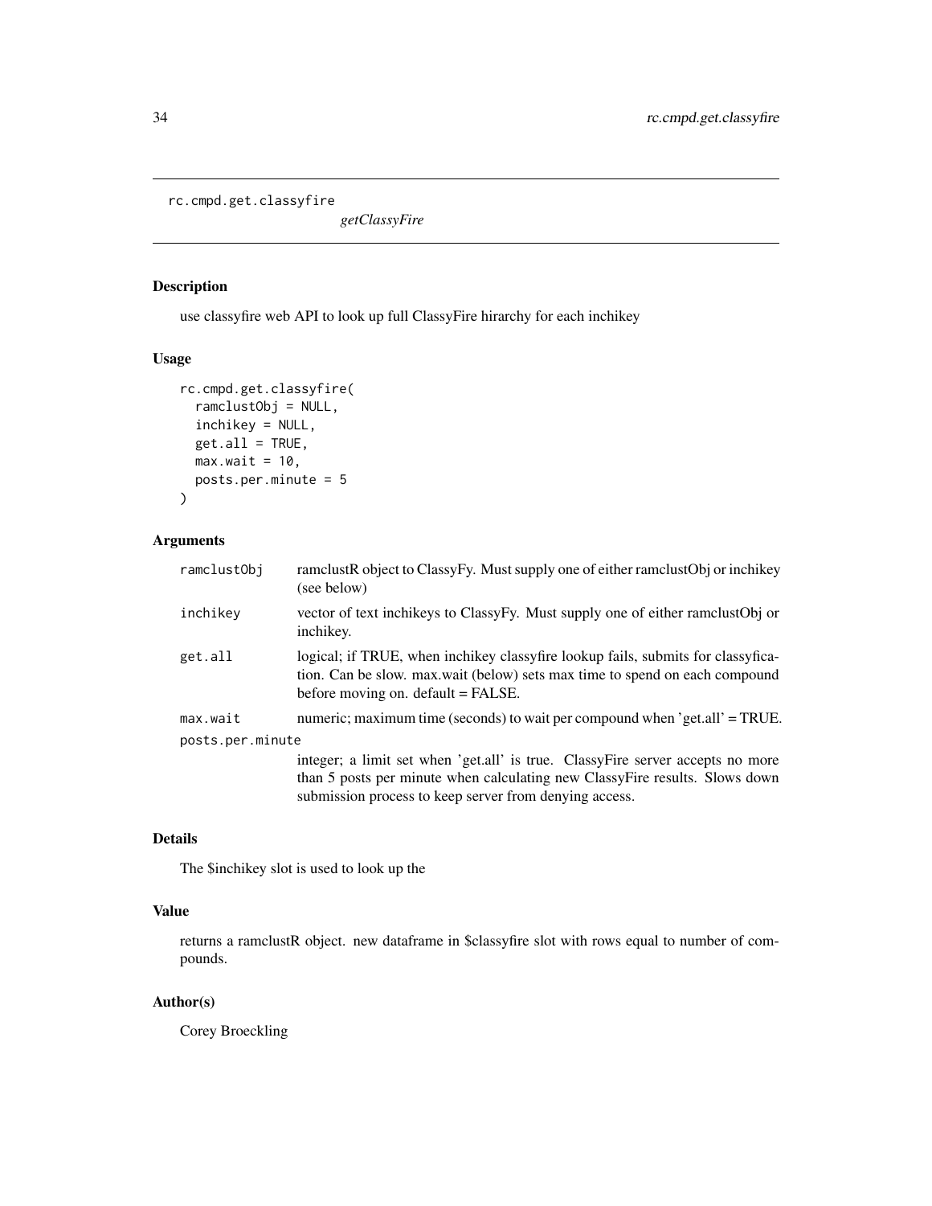`rc.cmpd.get.classyfire` *getClassyFire*

## Description

use classyfire web API to look up full ClassyFire hirarchy for each inchikey

## Usage

```
rc.cmpd.get.classyfire(
  ramclustObj = NULL,
  inchikey = NULL,
  get.all = TRUE,
  max.wait = 10,
  posts.per.minute = 5
)
```

## Arguments

| | |
|---|---|
| `ramclustObj` | ramclustR object to ClassyFy. Must supply one of either ramclustObj or inchikey (see below) |
| `inchikey` | vector of text inchikeys to ClassyFy. Must supply one of either ramclustObj or inchikey. |
| `get.all` | logical; if TRUE, when inchikey classyfire lookup fails, submits for classyfication. Can be slow. max.wait (below) sets max time to spend on each compound before moving on. default = FALSE. |
| `max.wait` | numeric; maximum time (seconds) to wait per compound when 'get.all' = TRUE. |
| `posts.per.minute` | integer; a limit set when 'get.all' is true. ClassyFire server accepts no more than 5 posts per minute when calculating new ClassyFire results. Slows down submission process to keep server from denying access. |

## Details

The $inchikey slot is used to look up the

## Value

returns a ramclustR object. new dataframe in $classyfire slot with rows equal to number of compounds.

## Author(s)

Corey Broeckling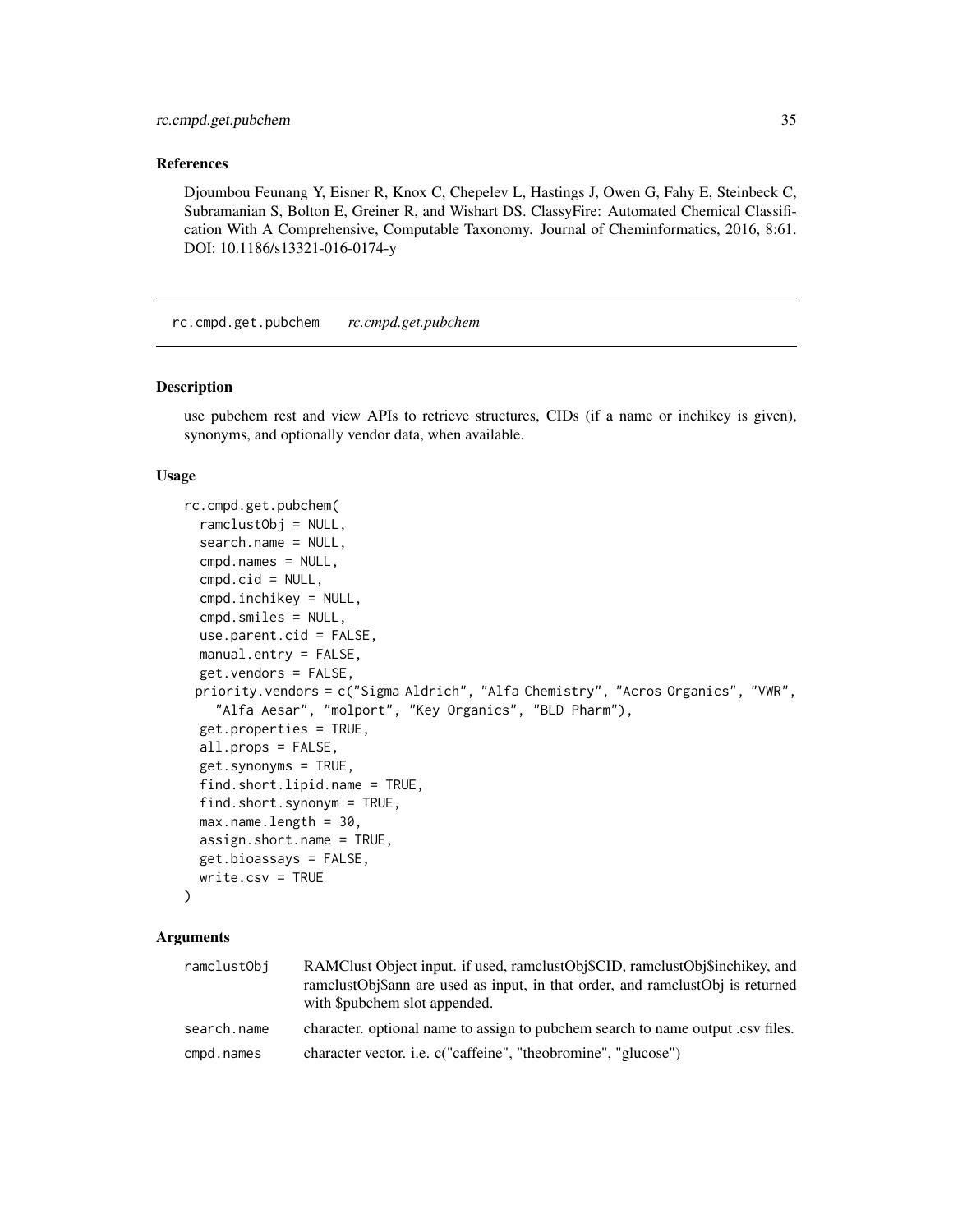### References

Djoumbou Feunang Y, Eisner R, Knox C, Chepelev L, Hastings J, Owen G, Fahy E, Steinbeck C, Subramanian S, Bolton E, Greiner R, and Wishart DS. ClassyFire: Automated Chemical Classification With A Comprehensive, Computable Taxonomy. Journal of Cheminformatics, 2016, 8:61. DOI: 10.1186/s13321-016-0174-y

---

## rc.cmpd.get.pubchem *rc.cmpd.get.pubchem*

---

### Description

use pubchem rest and view APIs to retrieve structures, CIDs (if a name or inchikey is given), synonyms, and optionally vendor data, when available.

### Usage

```
rc.cmpd.get.pubchem(
  ramclustObj = NULL,
  search.name = NULL,
  cmpd.names = NULL,
  cmpd.cid = NULL,
  cmpd.inchikey = NULL,
  cmpd.smiles = NULL,
  use.parent.cid = FALSE,
  manual.entry = FALSE,
  get.vendors = FALSE,
 priority.vendors = c("Sigma Aldrich", "Alfa Chemistry", "Acros Organics", "VWR",
    "Alfa Aesar", "molport", "Key Organics", "BLD Pharm"),
  get.properties = TRUE,
  all.props = FALSE,
  get.synonyms = TRUE,
  find.short.lipid.name = TRUE,
  find.short.synonym = TRUE,
  max.name.length = 30,
  assign.short.name = TRUE,
  get.bioassays = FALSE,
  write.csv = TRUE
)
```

### Arguments

| | |
|---|---|
| ramclustObj | RAMClust Object input. if used, ramclustObj$CID, ramclustObj$inchikey, and ramclustObj$ann are used as input, in that order, and ramclustObj is returned with $pubchem slot appended. |
| search.name | character. optional name to assign to pubchem search to name output .csv files. |
| cmpd.names | character vector. i.e. c("caffeine", "theobromine", "glucose") |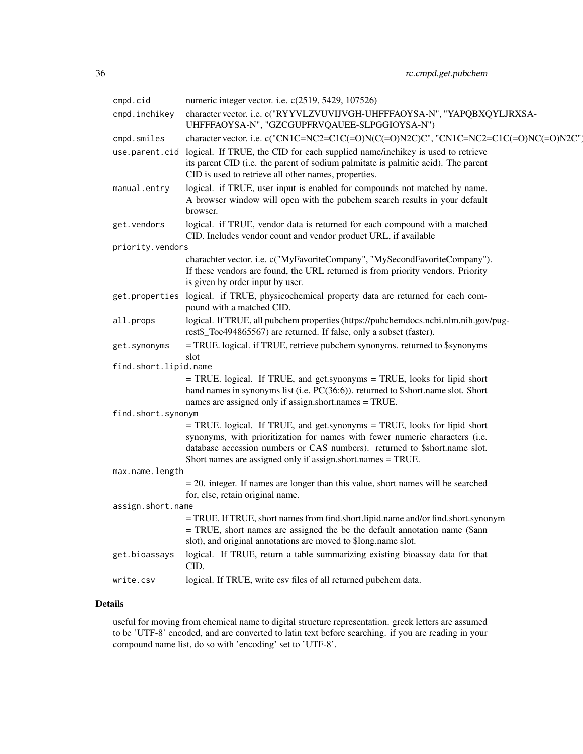| | |
|---|---|
| cmpd.cid | numeric integer vector. i.e. c(2519, 5429, 107526) |
| cmpd.inchikey | character vector. i.e. c("RYYVLZVUVIJVGH-UHFFFAOYSA-N", "YAPQBXQYLJRXSA-UHFFFAOYSA-N", "GZCGUPFRVQAUEE-SLPGGIOYSA-N") |
| cmpd.smiles | character vector. i.e. c("CN1C=NC2=C1C(=O)N(C(=O)N2C)C", "CN1C=NC2=C1C(=O)NC(=O)N2C") |
| use.parent.cid | logical. If TRUE, the CID for each supplied name/inchikey is used to retrieve its parent CID (i.e. the parent of sodium palmitate is palmitic acid). The parent CID is used to retrieve all other names, properties. |
| manual.entry | logical. if TRUE, user input is enabled for compounds not matched by name. A browser window will open with the pubchem search results in your default browser. |
| get.vendors | logical. if TRUE, vendor data is returned for each compound with a matched CID. Includes vendor count and vendor product URL, if available |
| priority.vendors | charachter vector. i.e. c("MyFavoriteCompany", "MySecondFavoriteCompany"). If these vendors are found, the URL returned is from priority vendors. Priority is given by order input by user. |
| get.properties | logical. if TRUE, physicochemical property data are returned for each compound with a matched CID. |
| all.props | logical. If TRUE, all pubchem properties (https://pubchemdocs.ncbi.nlm.nih.gov/pug-rest$_Toc494865567) are returned. If false, only a subset (faster). |
| get.synonyms | = TRUE. logical. if TRUE, retrieve pubchem synonyms. returned to $synonyms slot |
| find.short.lipid.name | = TRUE. logical. If TRUE, and get.synonyms = TRUE, looks for lipid short hand names in synonyms list (i.e. PC(36:6)). returned to $short.name slot. Short names are assigned only if assign.short.names = TRUE. |
| find.short.synonym | = TRUE. logical. If TRUE, and get.synonyms = TRUE, looks for lipid short synonyms, with prioritization for names with fewer numeric characters (i.e. database accession numbers or CAS numbers). returned to $short.name slot. Short names are assigned only if assign.short.names = TRUE. |
| max.name.length | = 20. integer. If names are longer than this value, short names will be searched for, else, retain original name. |
| assign.short.name | = TRUE. If TRUE, short names from find.short.lipid.name and/or find.short.synonym = TRUE, short names are assigned the be the default annotation name ($ann slot), and original annotations are moved to $long.name slot. |
| get.bioassays | logical. If TRUE, return a table summarizing existing bioassay data for that CID. |
| write.csv | logical. If TRUE, write csv files of all returned pubchem data. |

## Details

useful for moving from chemical name to digital structure representation. greek letters are assumed to be 'UTF-8' encoded, and are converted to latin text before searching. if you are reading in your compound name list, do so with 'encoding' set to 'UTF-8'.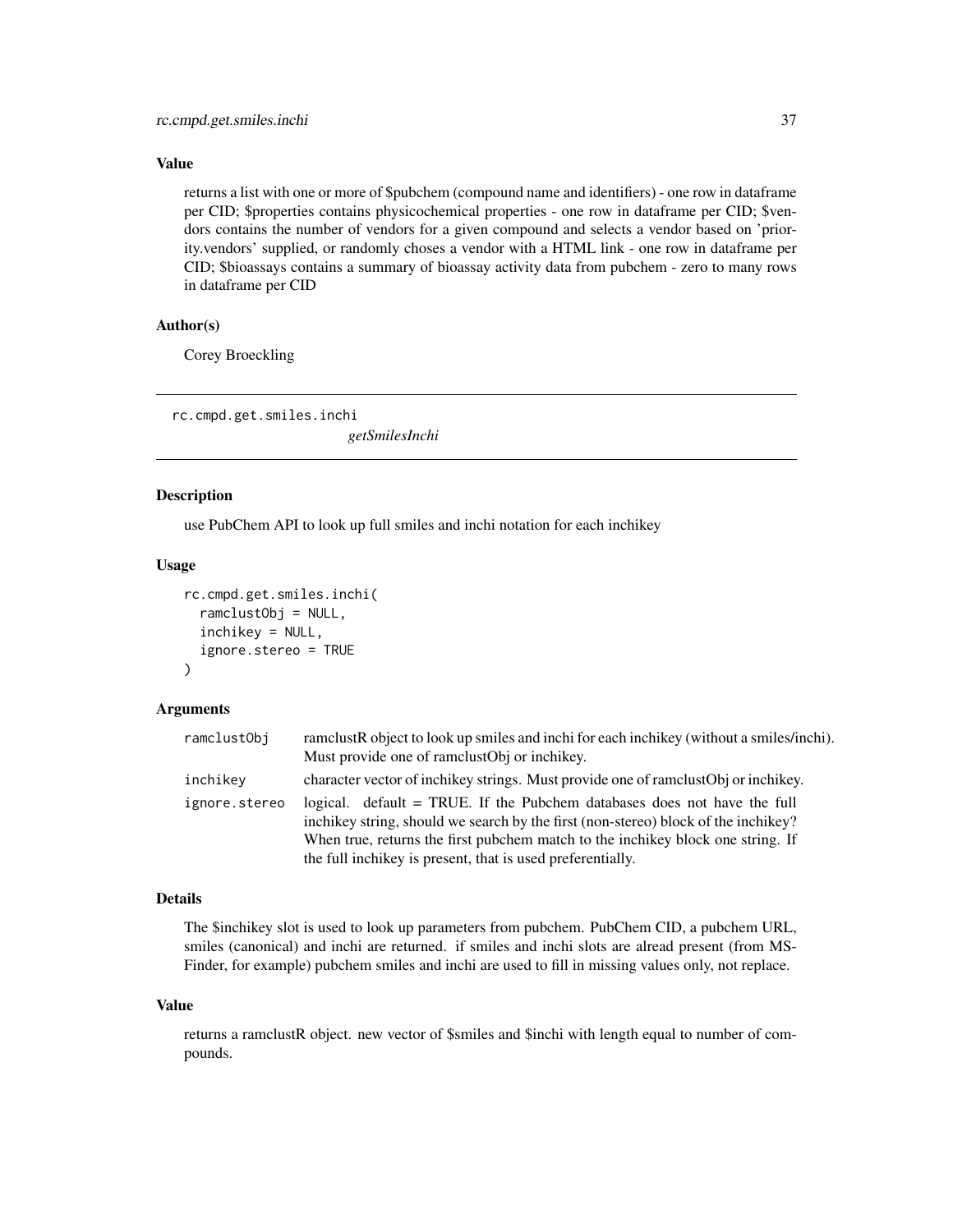### Value

returns a list with one or more of $pubchem (compound name and identifiers) - one row in dataframe per CID; $properties contains physicochemical properties - one row in dataframe per CID; $vendors contains the number of vendors for a given compound and selects a vendor based on 'priority.vendors' supplied, or randomly choses a vendor with a HTML link - one row in dataframe per CID; $bioassays contains a summary of bioassay activity data from pubchem - zero to many rows in dataframe per CID

### Author(s)

Corey Broeckling

---

## rc.cmpd.get.smiles.inchi

*getSmilesInchi*

### Description

use PubChem API to look up full smiles and inchi notation for each inchikey

### Usage

```
rc.cmpd.get.smiles.inchi(
  ramclustObj = NULL,
  inchikey = NULL,
  ignore.stereo = TRUE
)
```

### Arguments

| | |
|---|---|
| `ramclustObj` | ramclustR object to look up smiles and inchi for each inchikey (without a smiles/inchi). Must provide one of ramclustObj or inchikey. |
| `inchikey` | character vector of inchikey strings. Must provide one of ramclustObj or inchikey. |
| `ignore.stereo` | logical. default = TRUE. If the Pubchem databases does not have the full inchikey string, should we search by the first (non-stereo) block of the inchikey? When true, returns the first pubchem match to the inchikey block one string. If the full inchikey is present, that is used preferentially. |

### Details

The $inchikey slot is used to look up parameters from pubchem. PubChem CID, a pubchem URL, smiles (canonical) and inchi are returned. if smiles and inchi slots are alread present (from MS-Finder, for example) pubchem smiles and inchi are used to fill in missing values only, not replace.

### Value

returns a ramclustR object. new vector of $smiles and $inchi with length equal to number of compounds.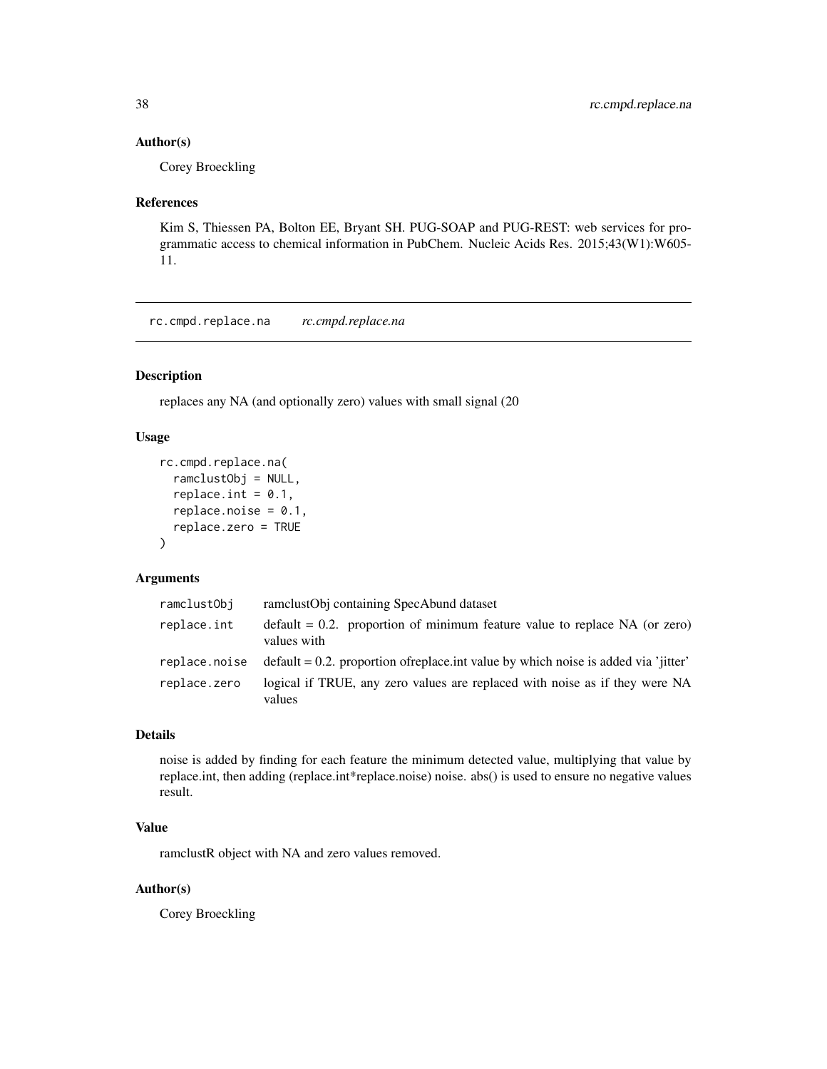### Author(s)

Corey Broeckling

### References

Kim S, Thiessen PA, Bolton EE, Bryant SH. PUG-SOAP and PUG-REST: web services for programmatic access to chemical information in PubChem. Nucleic Acids Res. 2015;43(W1):W605-11.

---

## rc.cmpd.replace.na *rc.cmpd.replace.na*

---

### Description

replaces any NA (and optionally zero) values with small signal (20

### Usage

```
rc.cmpd.replace.na(
  ramclustObj = NULL,
  replace.int = 0.1,
  replace.noise = 0.1,
  replace.zero = TRUE
)
```

### Arguments

| | |
|---|---|
| ramclustObj | ramclustObj containing SpecAbund dataset |
| replace.int | default = 0.2. proportion of minimum feature value to replace NA (or zero) values with |
| replace.noise | default = 0.2. proportion ofreplace.int value by which noise is added via 'jitter' |
| replace.zero | logical if TRUE, any zero values are replaced with noise as if they were NA values |

### Details

noise is added by finding for each feature the minimum detected value, multiplying that value by replace.int, then adding (replace.int*replace.noise) noise. abs() is used to ensure no negative values result.

### Value

ramclustR object with NA and zero values removed.

### Author(s)

Corey Broeckling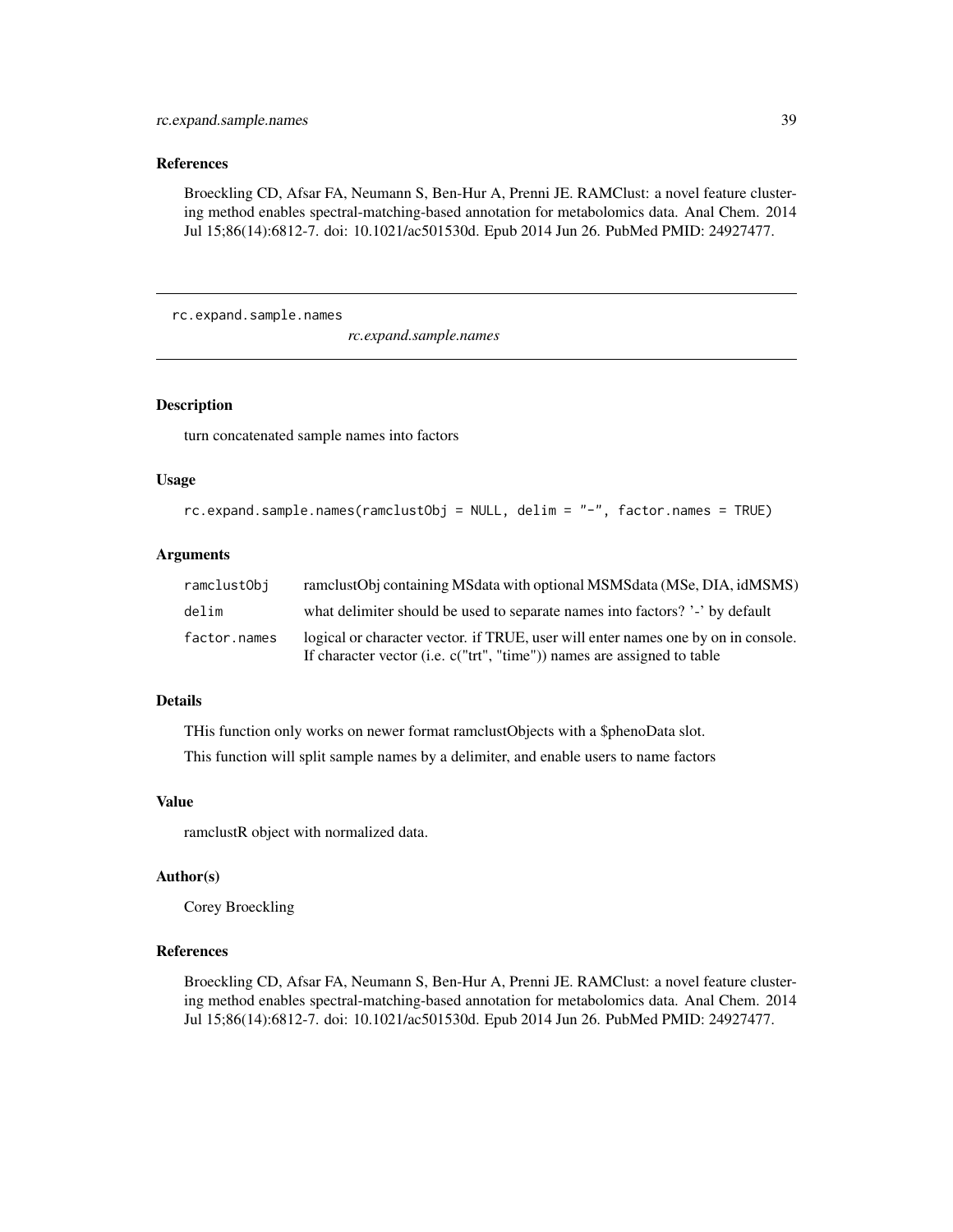### References

Broeckling CD, Afsar FA, Neumann S, Ben-Hur A, Prenni JE. RAMClust: a novel feature clustering method enables spectral-matching-based annotation for metabolomics data. Anal Chem. 2014 Jul 15;86(14):6812-7. doi: 10.1021/ac501530d. Epub 2014 Jun 26. PubMed PMID: 24927477.

---

## rc.expand.sample.names

*rc.expand.sample.names*

---

### Description

turn concatenated sample names into factors

### Usage

```
rc.expand.sample.names(ramclustObj = NULL, delim = "-", factor.names = TRUE)
```

### Arguments

| | |
|---|---|
| ramclustObj | ramclustObj containing MSdata with optional MSMSdata (MSe, DIA, idMSMS) |
| delim | what delimiter should be used to separate names into factors? '-' by default |
| factor.names | logical or character vector. if TRUE, user will enter names one by on in console. If character vector (i.e. c("trt", "time")) names are assigned to table |

### Details

THis function only works on newer format ramclustObjects with a $phenoData slot.

This function will split sample names by a delimiter, and enable users to name factors

### Value

ramclustR object with normalized data.

### Author(s)

Corey Broeckling

### References

Broeckling CD, Afsar FA, Neumann S, Ben-Hur A, Prenni JE. RAMClust: a novel feature clustering method enables spectral-matching-based annotation for metabolomics data. Anal Chem. 2014 Jul 15;86(14):6812-7. doi: 10.1021/ac501530d. Epub 2014 Jun 26. PubMed PMID: 24927477.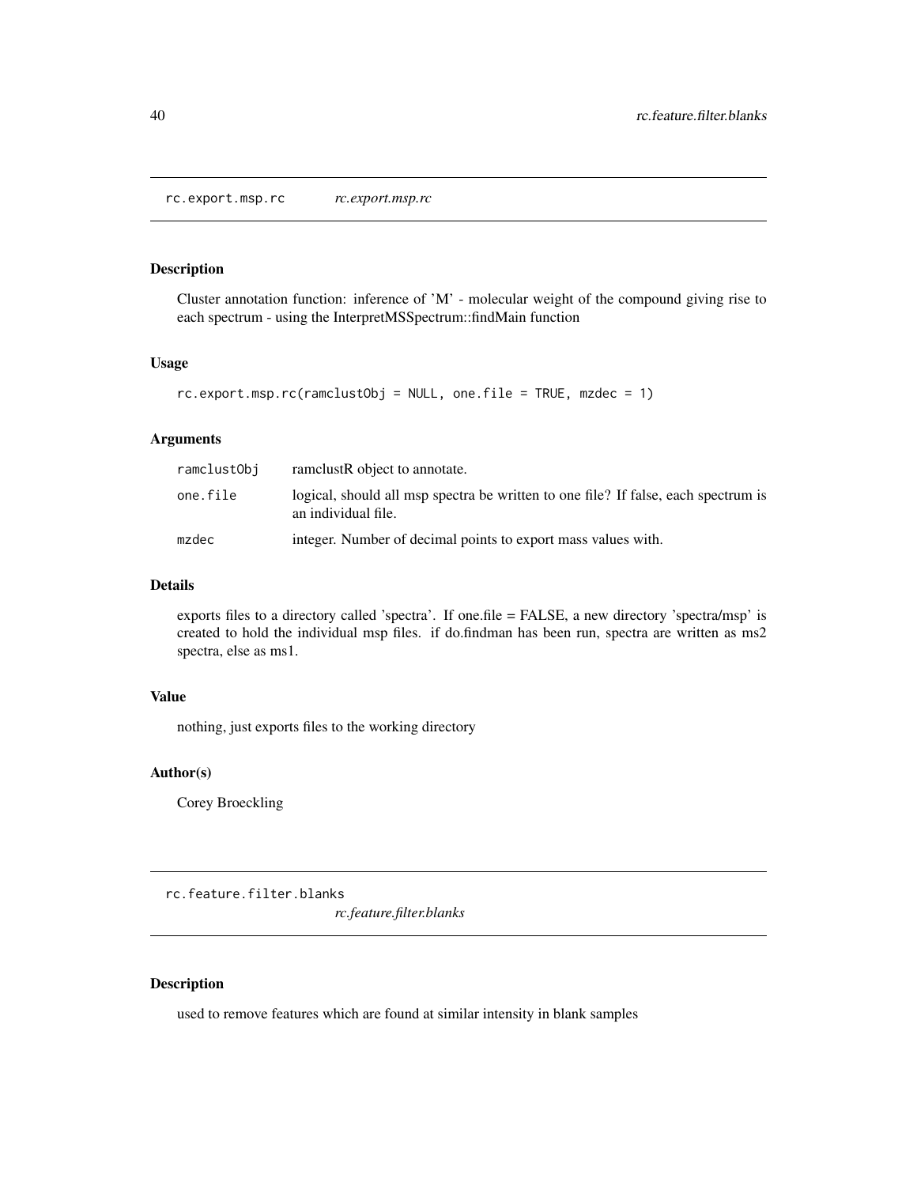## rc.export.msp.rc *rc.export.msp.rc*

### Description

Cluster annotation function: inference of 'M' - molecular weight of the compound giving rise to each spectrum - using the InterpretMSSpectrum::findMain function

### Usage

```
rc.export.msp.rc(ramclustObj = NULL, one.file = TRUE, mzdec = 1)
```

### Arguments

| | |
|---|---|
| ramclustObj | ramclustR object to annotate. |
| one.file | logical, should all msp spectra be written to one file? If false, each spectrum is an individual file. |
| mzdec | integer. Number of decimal points to export mass values with. |

### Details

exports files to a directory called 'spectra'. If one.file = FALSE, a new directory 'spectra/msp' is created to hold the individual msp files. if do.findman has been run, spectra are written as ms2 spectra, else as ms1.

### Value

nothing, just exports files to the working directory

### Author(s)

Corey Broeckling

## rc.feature.filter.blanks *rc.feature.filter.blanks*

### Description

used to remove features which are found at similar intensity in blank samples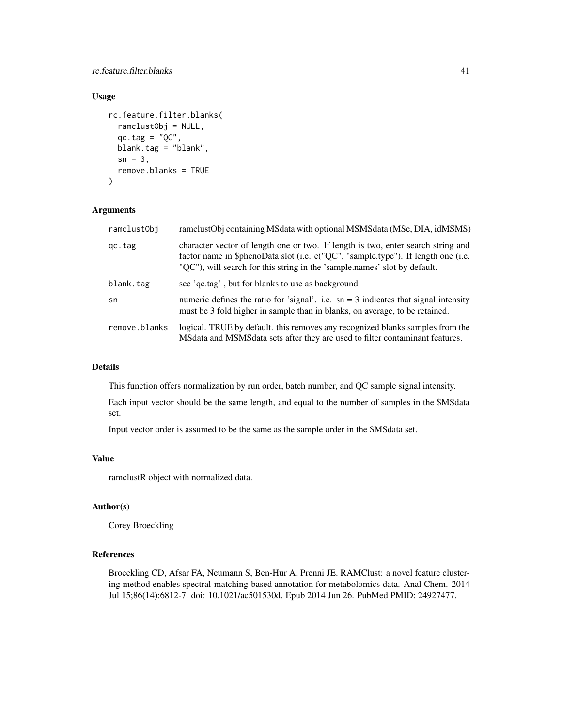## Usage

```
rc.feature.filter.blanks(
  ramclustObj = NULL,
  qc.tag = "QC",
  blank.tag = "blank",
  sn = 3,
  remove.blanks = TRUE
)
```

## Arguments

| | |
|---|---|
| ramclustObj | ramclustObj containing MSdata with optional MSMSdata (MSe, DIA, idMSMS) |
| qc.tag | character vector of length one or two. If length is two, enter search string and factor name in $phenoData slot (i.e. c("QC", "sample.type"). If length one (i.e. "QC"), will search for this string in the 'sample.names' slot by default. |
| blank.tag | see 'qc.tag' , but for blanks to use as background. |
| sn | numeric defines the ratio for 'signal'. i.e. sn = 3 indicates that signal intensity must be 3 fold higher in sample than in blanks, on average, to be retained. |
| remove.blanks | logical. TRUE by default. this removes any recognized blanks samples from the MSdata and MSMSdata sets after they are used to filter contaminant features. |

## Details

This function offers normalization by run order, batch number, and QC sample signal intensity.

Each input vector should be the same length, and equal to the number of samples in the $MSdata set.

Input vector order is assumed to be the same as the sample order in the $MSdata set.

## Value

ramclustR object with normalized data.

## Author(s)

Corey Broeckling

## References

Broeckling CD, Afsar FA, Neumann S, Ben-Hur A, Prenni JE. RAMClust: a novel feature clustering method enables spectral-matching-based annotation for metabolomics data. Anal Chem. 2014 Jul 15;86(14):6812-7. doi: 10.1021/ac501530d. Epub 2014 Jun 26. PubMed PMID: 24927477.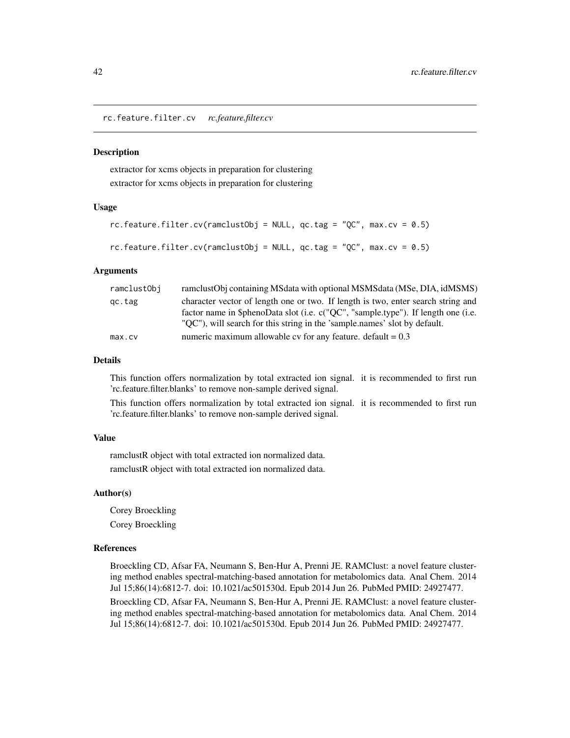rc.feature.filter.cv *rc.feature.filter.cv*

## Description

extractor for xcms objects in preparation for clustering

extractor for xcms objects in preparation for clustering

## Usage

```
rc.feature.filter.cv(ramclustObj = NULL, qc.tag = "QC", max.cv = 0.5)

rc.feature.filter.cv(ramclustObj = NULL, qc.tag = "QC", max.cv = 0.5)
```

## Arguments

| | |
|---|---|
| ramclustObj | ramclustObj containing MSdata with optional MSMSdata (MSe, DIA, idMSMS) |
| qc.tag | character vector of length one or two. If length is two, enter search string and factor name in $phenoData slot (i.e. c("QC", "sample.type"). If length one (i.e. "QC"), will search for this string in the 'sample.names' slot by default. |
| max.cv | numeric maximum allowable cv for any feature. default = 0.3 |

## Details

This function offers normalization by total extracted ion signal. it is recommended to first run 'rc.feature.filter.blanks' to remove non-sample derived signal.

This function offers normalization by total extracted ion signal. it is recommended to first run 'rc.feature.filter.blanks' to remove non-sample derived signal.

## Value

ramclustR object with total extracted ion normalized data.

ramclustR object with total extracted ion normalized data.

## Author(s)

Corey Broeckling

Corey Broeckling

## References

Broeckling CD, Afsar FA, Neumann S, Ben-Hur A, Prenni JE. RAMClust: a novel feature clustering method enables spectral-matching-based annotation for metabolomics data. Anal Chem. 2014 Jul 15;86(14):6812-7. doi: 10.1021/ac501530d. Epub 2014 Jun 26. PubMed PMID: 24927477.

Broeckling CD, Afsar FA, Neumann S, Ben-Hur A, Prenni JE. RAMClust: a novel feature clustering method enables spectral-matching-based annotation for metabolomics data. Anal Chem. 2014 Jul 15;86(14):6812-7. doi: 10.1021/ac501530d. Epub 2014 Jun 26. PubMed PMID: 24927477.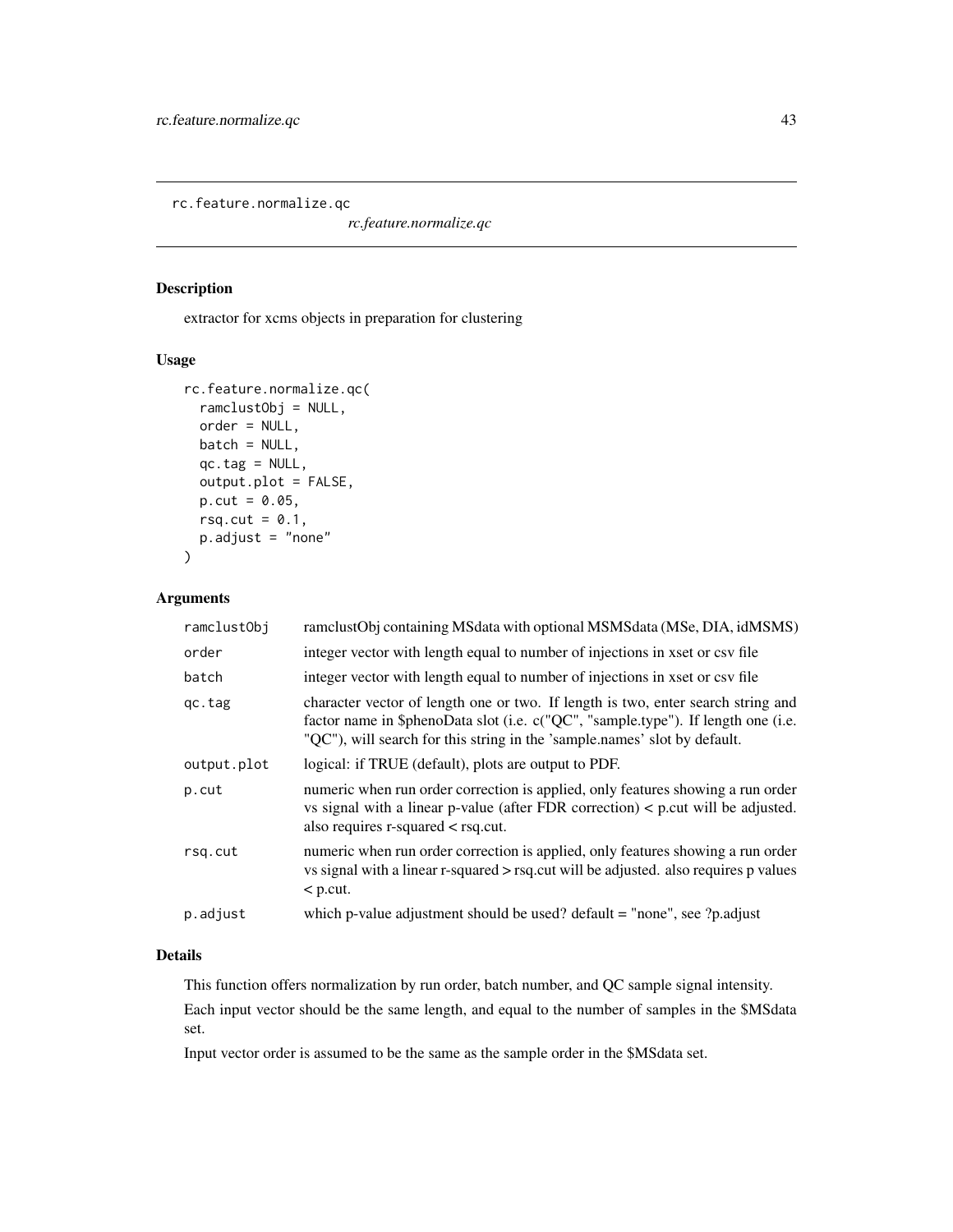# rc.feature.normalize.qc

*rc.feature.normalize.qc*

## Description

extractor for xcms objects in preparation for clustering

## Usage

```
rc.feature.normalize.qc(
  ramclustObj = NULL,
  order = NULL,
  batch = NULL,
  qc.tag = NULL,
  output.plot = FALSE,
  p.cut = 0.05,
  rsq.cut = 0.1,
  p.adjust = "none"
)
```

## Arguments

| | |
|---|---|
| ramclustObj | ramclustObj containing MSdata with optional MSMSdata (MSe, DIA, idMSMS) |
| order | integer vector with length equal to number of injections in xset or csv file |
| batch | integer vector with length equal to number of injections in xset or csv file |
| qc.tag | character vector of length one or two. If length is two, enter search string and factor name in $phenoData slot (i.e. c("QC", "sample.type"). If length one (i.e. "QC"), will search for this string in the 'sample.names' slot by default. |
| output.plot | logical: if TRUE (default), plots are output to PDF. |
| p.cut | numeric when run order correction is applied, only features showing a run order vs signal with a linear p-value (after FDR correction) < p.cut will be adjusted. also requires r-squared < rsq.cut. |
| rsq.cut | numeric when run order correction is applied, only features showing a run order vs signal with a linear r-squared > rsq.cut will be adjusted. also requires p values < p.cut. |
| p.adjust | which p-value adjustment should be used? default = "none", see ?p.adjust |

## Details

This function offers normalization by run order, batch number, and QC sample signal intensity.

Each input vector should be the same length, and equal to the number of samples in the $MSdata set.

Input vector order is assumed to be the same as the sample order in the $MSdata set.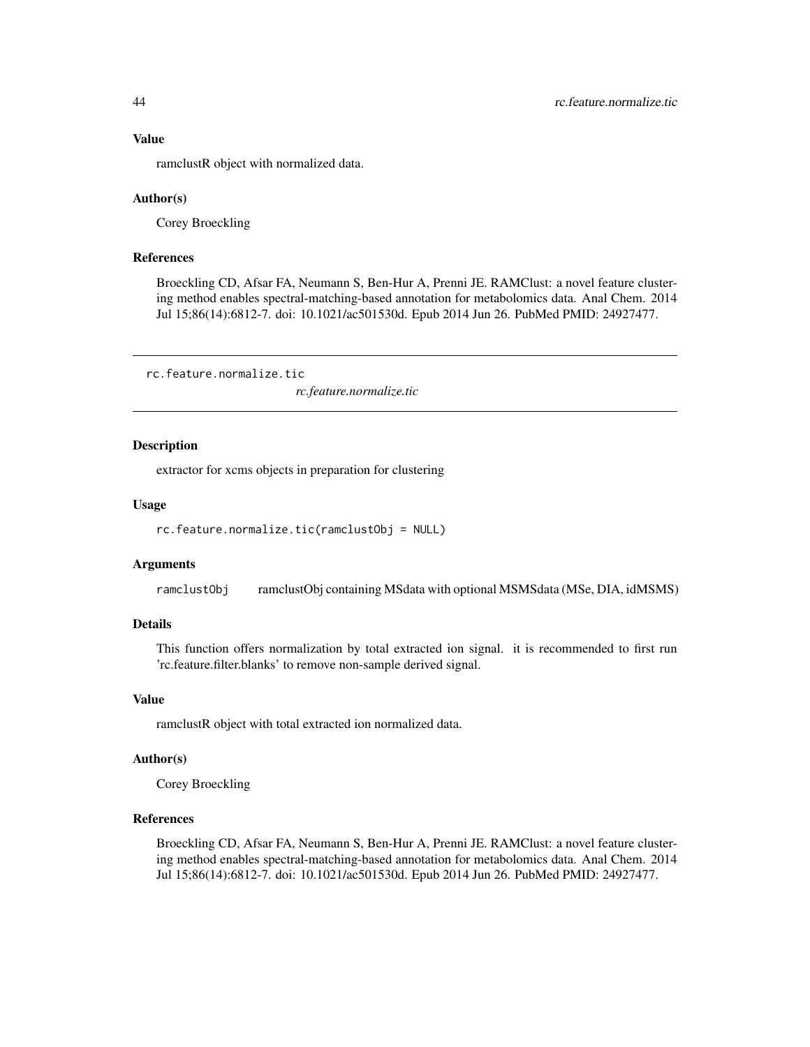### Value

ramclustR object with normalized data.

### Author(s)

Corey Broeckling

### References

Broeckling CD, Afsar FA, Neumann S, Ben-Hur A, Prenni JE. RAMClust: a novel feature clustering method enables spectral-matching-based annotation for metabolomics data. Anal Chem. 2014 Jul 15;86(14):6812-7. doi: 10.1021/ac501530d. Epub 2014 Jun 26. PubMed PMID: 24927477.

---

## rc.feature.normalize.tic

*rc.feature.normalize.tic*

---

### Description

extractor for xcms objects in preparation for clustering

### Usage

```
rc.feature.normalize.tic(ramclustObj = NULL)
```

### Arguments

| | |
|---|---|
| `ramclustObj` | ramclustObj containing MSdata with optional MSMSdata (MSe, DIA, idMSMS) |

### Details

This function offers normalization by total extracted ion signal. it is recommended to first run 'rc.feature.filter.blanks' to remove non-sample derived signal.

### Value

ramclustR object with total extracted ion normalized data.

### Author(s)

Corey Broeckling

### References

Broeckling CD, Afsar FA, Neumann S, Ben-Hur A, Prenni JE. RAMClust: a novel feature clustering method enables spectral-matching-based annotation for metabolomics data. Anal Chem. 2014 Jul 15;86(14):6812-7. doi: 10.1021/ac501530d. Epub 2014 Jun 26. PubMed PMID: 24927477.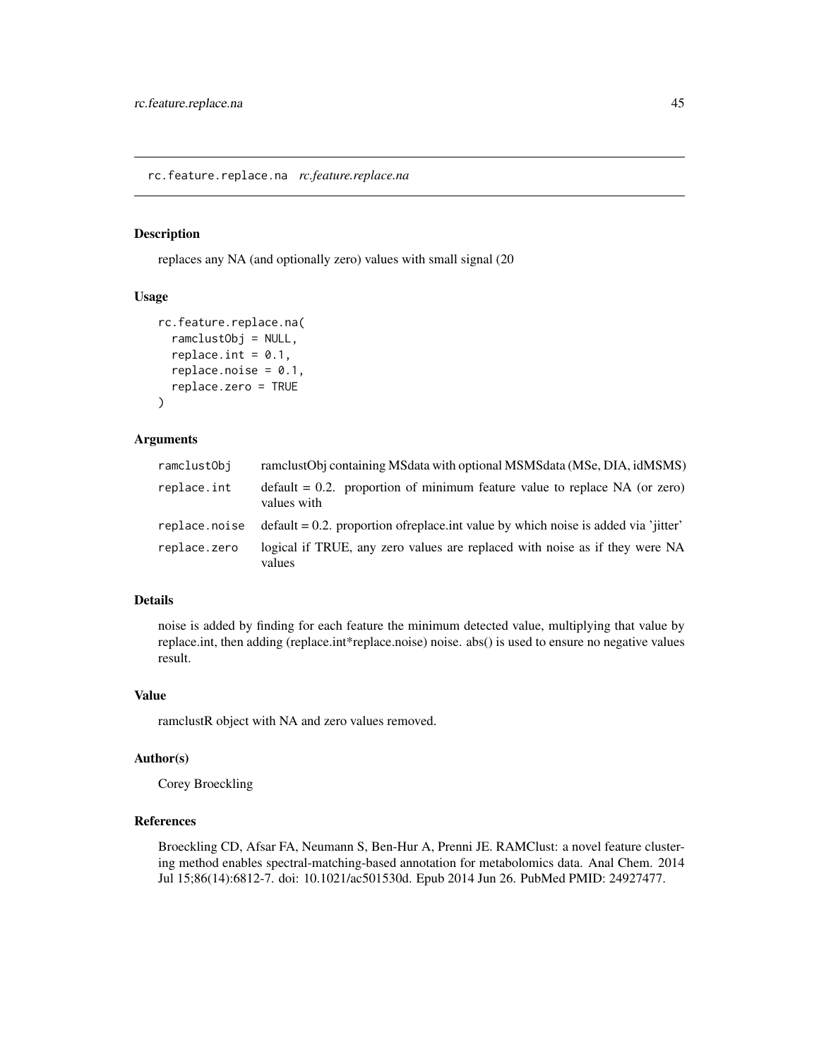## rc.feature.replace.na *rc.feature.replace.na*

### Description

replaces any NA (and optionally zero) values with small signal (20

### Usage

```
rc.feature.replace.na(
  ramclustObj = NULL,
  replace.int = 0.1,
  replace.noise = 0.1,
  replace.zero = TRUE
)
```

### Arguments

| | |
|---|---|
| ramclustObj | ramclustObj containing MSdata with optional MSMSdata (MSe, DIA, idMSMS) |
| replace.int | default = 0.2. proportion of minimum feature value to replace NA (or zero) values with |
| replace.noise | default = 0.2. proportion ofreplace.int value by which noise is added via 'jitter' |
| replace.zero | logical if TRUE, any zero values are replaced with noise as if they were NA values |

### Details

noise is added by finding for each feature the minimum detected value, multiplying that value by replace.int, then adding (replace.int*replace.noise) noise. abs() is used to ensure no negative values result.

### Value

ramclustR object with NA and zero values removed.

### Author(s)

Corey Broeckling

### References

Broeckling CD, Afsar FA, Neumann S, Ben-Hur A, Prenni JE. RAMClust: a novel feature clustering method enables spectral-matching-based annotation for metabolomics data. Anal Chem. 2014 Jul 15;86(14):6812-7. doi: 10.1021/ac501530d. Epub 2014 Jun 26. PubMed PMID: 24927477.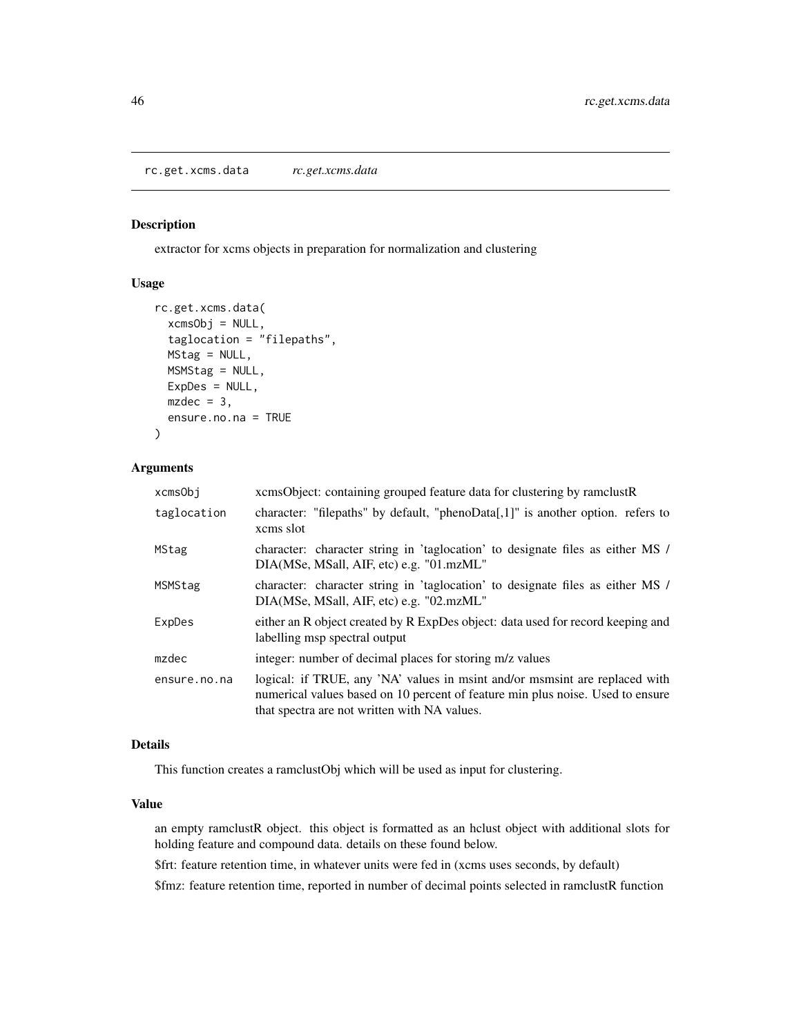## rc.get.xcms.data *rc.get.xcms.data*

### Description

extractor for xcms objects in preparation for normalization and clustering

### Usage

```
rc.get.xcms.data(
  xcmsObj = NULL,
  taglocation = "filepaths",
  MStag = NULL,
  MSMStag = NULL,
  ExpDes = NULL,
  mzdec = 3,
  ensure.no.na = TRUE
)
```

### Arguments

| | |
|---|---|
| xcmsObj | xcmsObject: containing grouped feature data for clustering by ramclustR |
| taglocation | character: "filepaths" by default, "phenoData[,1]" is another option. refers to xcms slot |
| MStag | character: character string in 'taglocation' to designate files as either MS / DIA(MSe, MSall, AIF, etc) e.g. "01.mzML" |
| MSMStag | character: character string in 'taglocation' to designate files as either MS / DIA(MSe, MSall, AIF, etc) e.g. "02.mzML" |
| ExpDes | either an R object created by R ExpDes object: data used for record keeping and labelling msp spectral output |
| mzdec | integer: number of decimal places for storing m/z values |
| ensure.no.na | logical: if TRUE, any 'NA' values in msint and/or msmsint are replaced with numerical values based on 10 percent of feature min plus noise. Used to ensure that spectra are not written with NA values. |

### Details

This function creates a ramclustObj which will be used as input for clustering.

### Value

an empty ramclustR object. this object is formatted as an hclust object with additional slots for holding feature and compound data. details on these found below.

$frt: feature retention time, in whatever units were fed in (xcms uses seconds, by default)

$fmz: feature retention time, reported in number of decimal points selected in ramclustR function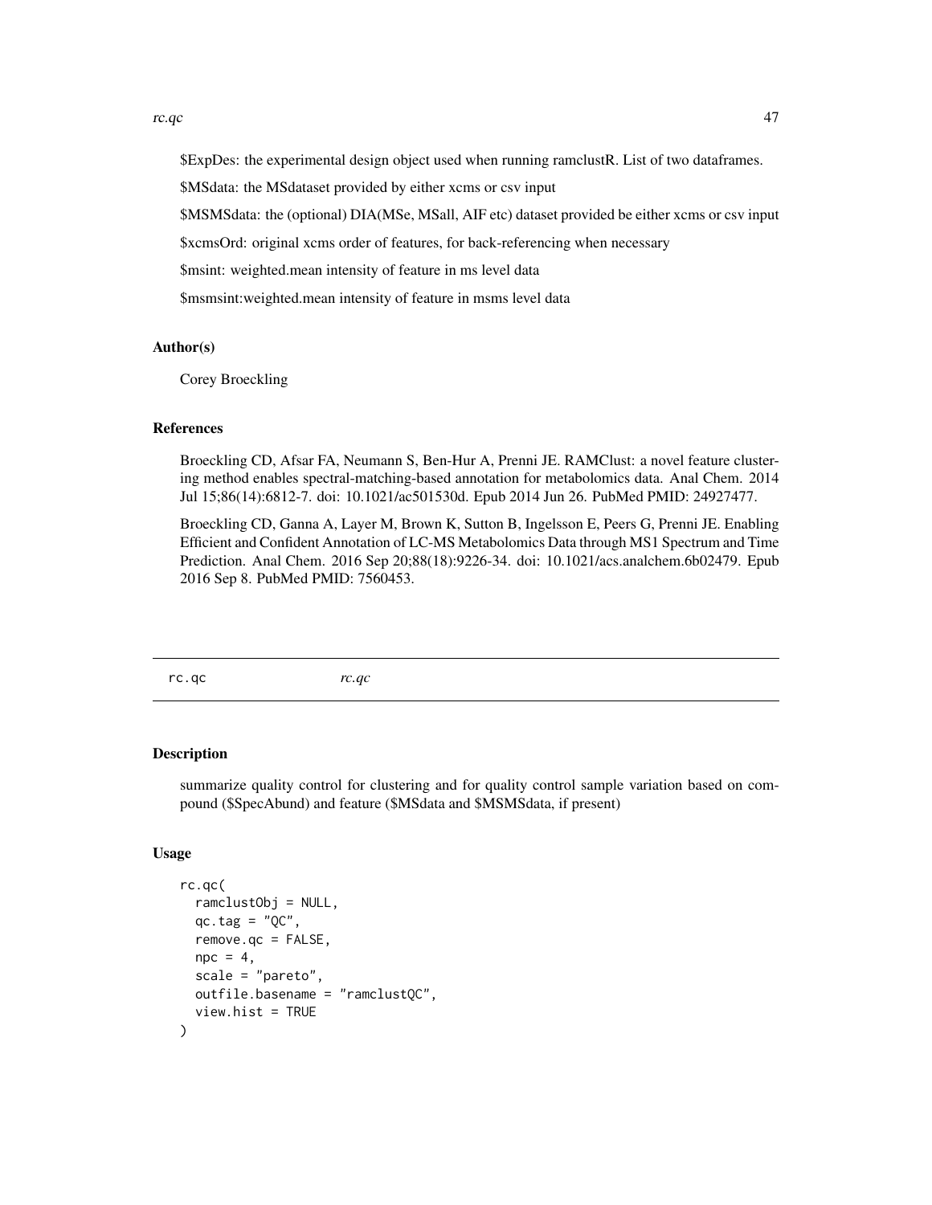$ExpDes: the experimental design object used when running ramclustR. List of two dataframes.

$MSdata: the MSdataset provided by either xcms or csv input

$MSMSdata: the (optional) DIA(MSe, MSall, AIF etc) dataset provided be either xcms or csv input

$xcmsOrd: original xcms order of features, for back-referencing when necessary

$msint: weighted.mean intensity of feature in ms level data

$msmsint:weighted.mean intensity of feature in msms level data

### Author(s)

Corey Broeckling

### References

Broeckling CD, Afsar FA, Neumann S, Ben-Hur A, Prenni JE. RAMClust: a novel feature clustering method enables spectral-matching-based annotation for metabolomics data. Anal Chem. 2014 Jul 15;86(14):6812-7. doi: 10.1021/ac501530d. Epub 2014 Jun 26. PubMed PMID: 24927477.

Broeckling CD, Ganna A, Layer M, Brown K, Sutton B, Ingelsson E, Peers G, Prenni JE. Enabling Efficient and Confident Annotation of LC-MS Metabolomics Data through MS1 Spectrum and Time Prediction. Anal Chem. 2016 Sep 20;88(18):9226-34. doi: 10.1021/acs.analchem.6b02479. Epub 2016 Sep 8. PubMed PMID: 7560453.

---

## rc.qc *rc.qc*

---

### Description

summarize quality control for clustering and for quality control sample variation based on compound ($SpecAbund) and feature ($MSdata and $MSMSdata, if present)

### Usage

```
rc.qc(
  ramclustObj = NULL,
  qc.tag = "QC",
  remove.qc = FALSE,
  npc = 4,
  scale = "pareto",
  outfile.basename = "ramclustQC",
  view.hist = TRUE
)
```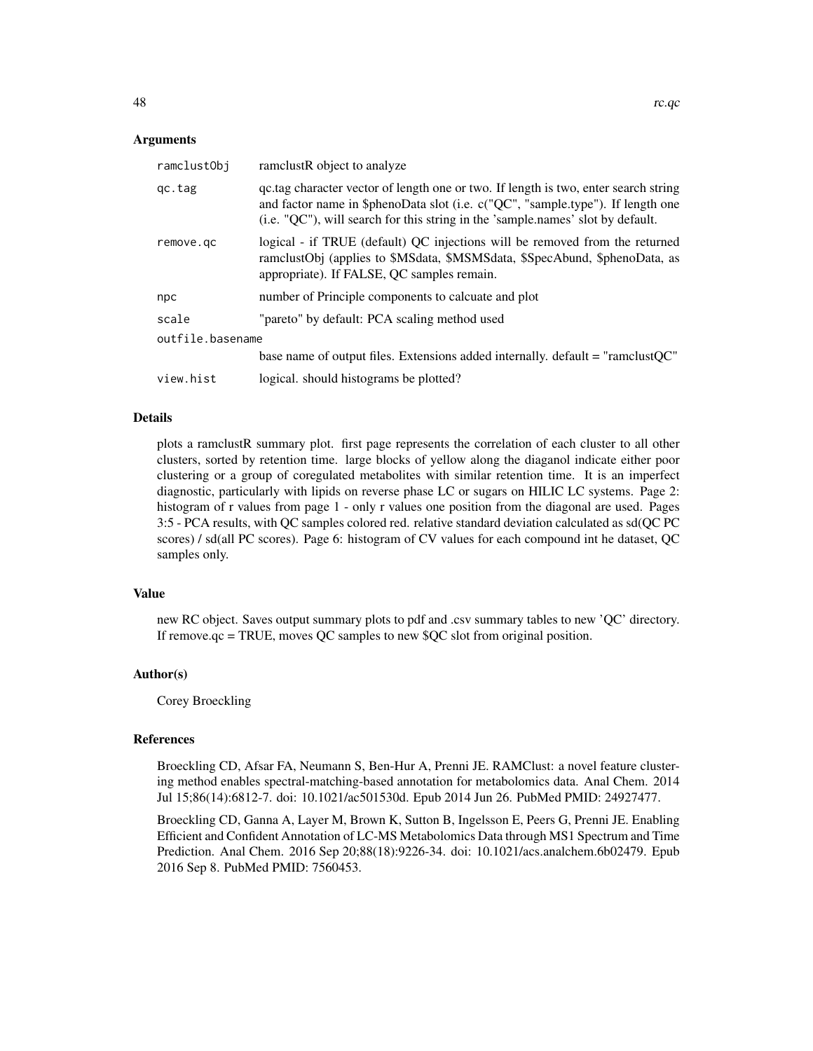### Arguments

| | |
|---|---|
| ramclustObj | ramclustR object to analyze |
| qc.tag | qc.tag character vector of length one or two. If length is two, enter search string and factor name in $phenoData slot (i.e. c("QC", "sample.type"). If length one (i.e. "QC"), will search for this string in the 'sample.names' slot by default. |
| remove.qc | logical - if TRUE (default) QC injections will be removed from the returned ramclustObj (applies to $MSdata, $MSMSdata, $SpecAbund, $phenoData, as appropriate). If FALSE, QC samples remain. |
| npc | number of Principle components to calcuate and plot |
| scale | "pareto" by default: PCA scaling method used |
| outfile.basename | base name of output files. Extensions added internally. default = "ramclustQC" |
| view.hist | logical. should histograms be plotted? |

### Details

plots a ramclustR summary plot. first page represents the correlation of each cluster to all other clusters, sorted by retention time. large blocks of yellow along the diaganol indicate either poor clustering or a group of coregulated metabolites with similar retention time. It is an imperfect diagnostic, particularly with lipids on reverse phase LC or sugars on HILIC LC systems. Page 2: histogram of r values from page 1 - only r values one position from the diagonal are used. Pages 3:5 - PCA results, with QC samples colored red. relative standard deviation calculated as sd(QC PC scores) / sd(all PC scores). Page 6: histogram of CV values for each compound int he dataset, QC samples only.

### Value

new RC object. Saves output summary plots to pdf and .csv summary tables to new 'QC' directory. If remove.qc = TRUE, moves QC samples to new $QC slot from original position.

### Author(s)

Corey Broeckling

### References

Broeckling CD, Afsar FA, Neumann S, Ben-Hur A, Prenni JE. RAMClust: a novel feature clustering method enables spectral-matching-based annotation for metabolomics data. Anal Chem. 2014 Jul 15;86(14):6812-7. doi: 10.1021/ac501530d. Epub 2014 Jun 26. PubMed PMID: 24927477.

Broeckling CD, Ganna A, Layer M, Brown K, Sutton B, Ingelsson E, Peers G, Prenni JE. Enabling Efficient and Confident Annotation of LC-MS Metabolomics Data through MS1 Spectrum and Time Prediction. Anal Chem. 2016 Sep 20;88(18):9226-34. doi: 10.1021/acs.analchem.6b02479. Epub 2016 Sep 8. PubMed PMID: 7560453.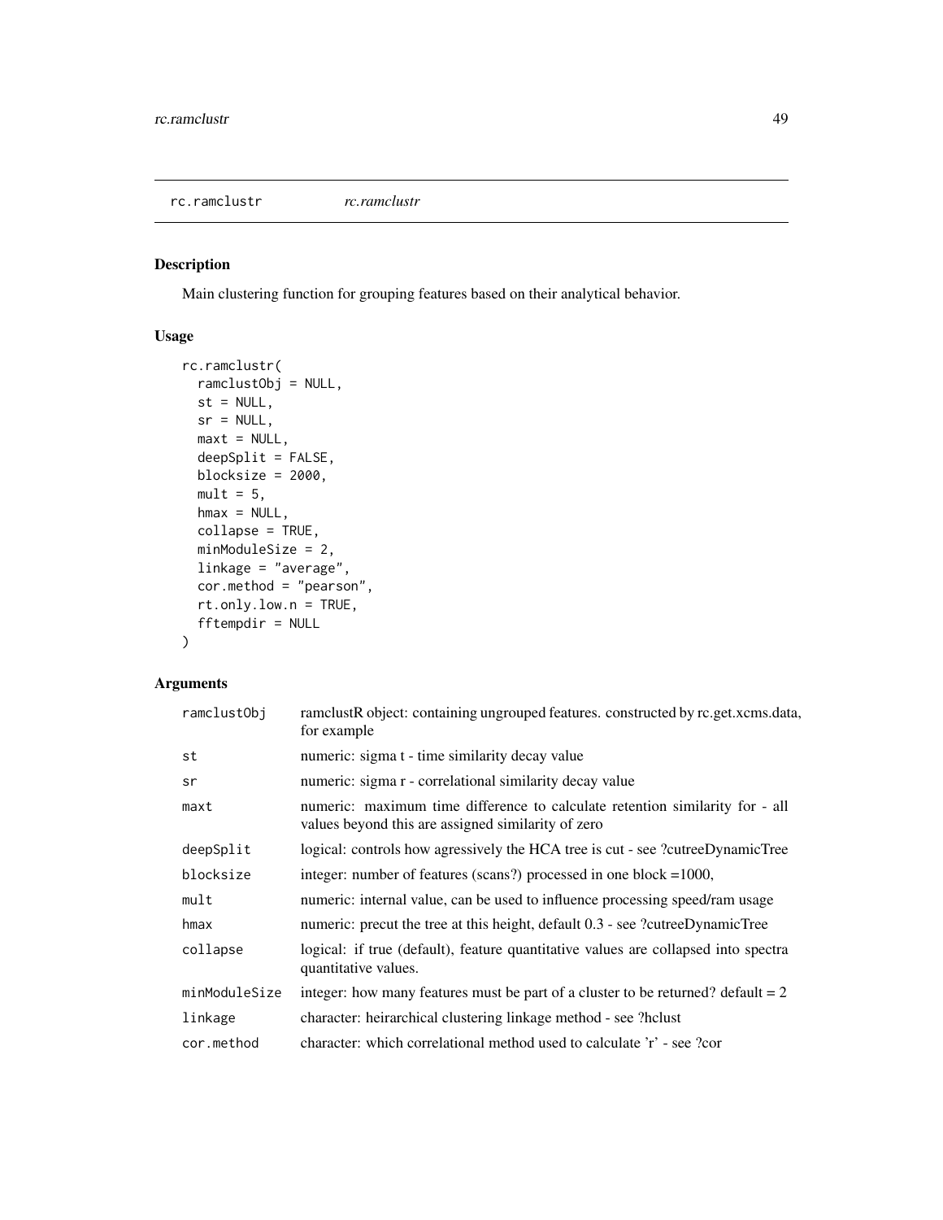## rc.ramclustr *rc.ramclustr*

### Description

Main clustering function for grouping features based on their analytical behavior.

### Usage

```
rc.ramclustr(
  ramclustObj = NULL,
  st = NULL,
  sr = NULL,
  maxt = NULL,
  deepSplit = FALSE,
  blocksize = 2000,
  mult = 5,
  hmax = NULL,
  collapse = TRUE,
  minModuleSize = 2,
  linkage = "average",
  cor.method = "pearson",
  rt.only.low.n = TRUE,
  fftempdir = NULL
)
```

### Arguments

| | |
|---|---|
| ramclustObj | ramclustR object: containing ungrouped features. constructed by rc.get.xcms.data, for example |
| st | numeric: sigma t - time similarity decay value |
| sr | numeric: sigma r - correlational similarity decay value |
| maxt | numeric: maximum time difference to calculate retention similarity for - all values beyond this are assigned similarity of zero |
| deepSplit | logical: controls how agressively the HCA tree is cut - see ?cutreeDynamicTree |
| blocksize | integer: number of features (scans?) processed in one block =1000, |
| mult | numeric: internal value, can be used to influence processing speed/ram usage |
| hmax | numeric: precut the tree at this height, default 0.3 - see ?cutreeDynamicTree |
| collapse | logical: if true (default), feature quantitative values are collapsed into spectra quantitative values. |
| minModuleSize | integer: how many features must be part of a cluster to be returned? default = 2 |
| linkage | character: heirarchical clustering linkage method - see ?hclust |
| cor.method | character: which correlational method used to calculate 'r' - see ?cor |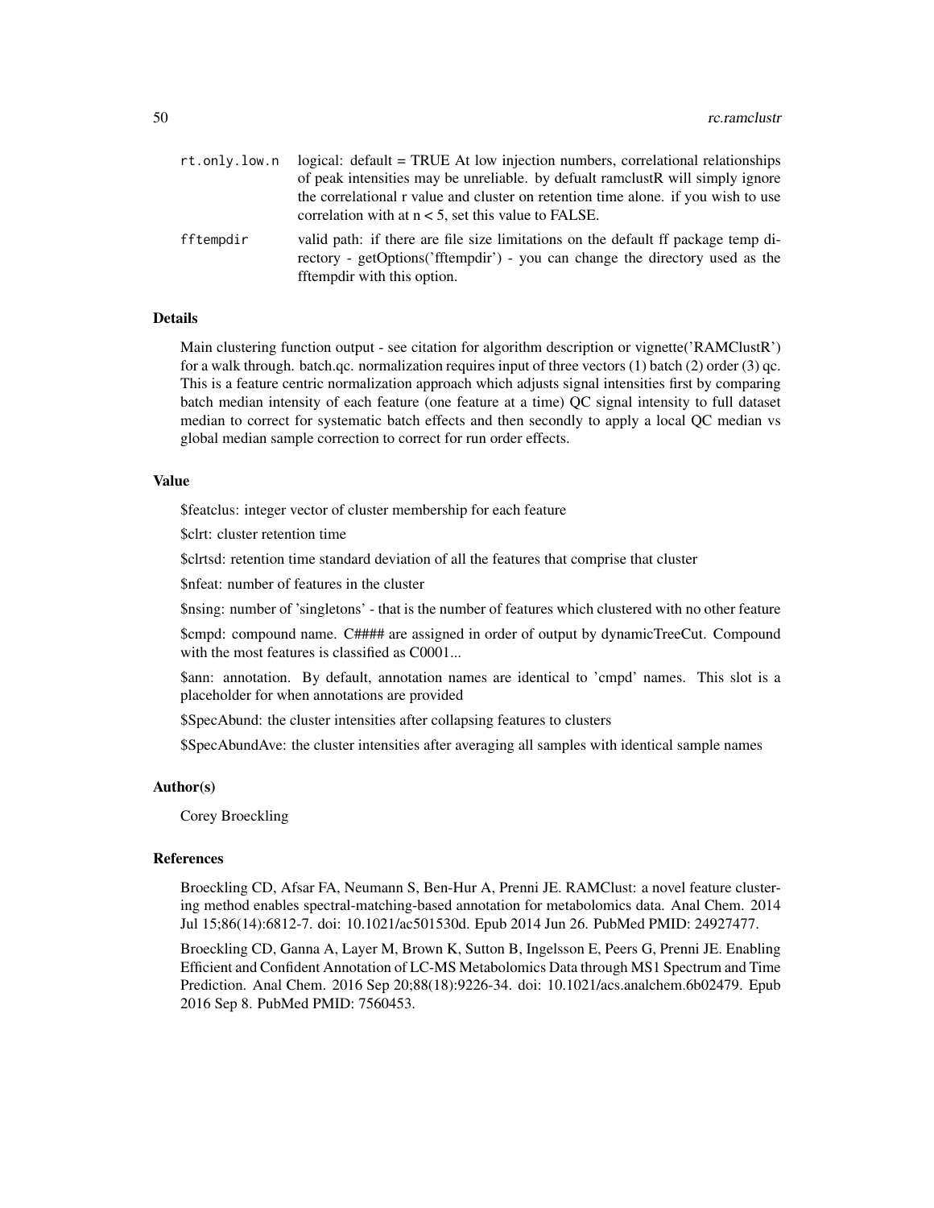rt.only.low.n
: logical: default = TRUE At low injection numbers, correlational relationships of peak intensities may be unreliable. by defualt ramclustR will simply ignore the correlational r value and cluster on retention time alone. if you wish to use correlation with at n < 5, set this value to FALSE.

fftempdir
: valid path: if there are file size limitations on the default ff package temp directory - getOptions('fftempdir') - you can change the directory used as the fftempdir with this option.

## Details

Main clustering function output - see citation for algorithm description or vignette('RAMClustR') for a walk through. batch.qc. normalization requires input of three vectors (1) batch (2) order (3) qc. This is a feature centric normalization approach which adjusts signal intensities first by comparing batch median intensity of each feature (one feature at a time) QC signal intensity to full dataset median to correct for systematic batch effects and then secondly to apply a local QC median vs global median sample correction to correct for run order effects.

## Value

$featclus: integer vector of cluster membership for each feature

$clrt: cluster retention time

$clrtsd: retention time standard deviation of all the features that comprise that cluster

$nfeat: number of features in the cluster

$nsing: number of 'singletons' - that is the number of features which clustered with no other feature

$cmpd: compound name. C#### are assigned in order of output by dynamicTreeCut. Compound with the most features is classified as C0001...

$ann: annotation. By default, annotation names are identical to 'cmpd' names. This slot is a placeholder for when annotations are provided

$SpecAbund: the cluster intensities after collapsing features to clusters

$SpecAbundAve: the cluster intensities after averaging all samples with identical sample names

## Author(s)

Corey Broeckling

## References

Broeckling CD, Afsar FA, Neumann S, Ben-Hur A, Prenni JE. RAMClust: a novel feature clustering method enables spectral-matching-based annotation for metabolomics data. Anal Chem. 2014 Jul 15;86(14):6812-7. doi: 10.1021/ac501530d. Epub 2014 Jun 26. PubMed PMID: 24927477.

Broeckling CD, Ganna A, Layer M, Brown K, Sutton B, Ingelsson E, Peers G, Prenni JE. Enabling Efficient and Confident Annotation of LC-MS Metabolomics Data through MS1 Spectrum and Time Prediction. Anal Chem. 2016 Sep 20;88(18):9226-34. doi: 10.1021/acs.analchem.6b02479. Epub 2016 Sep 8. PubMed PMID: 7560453.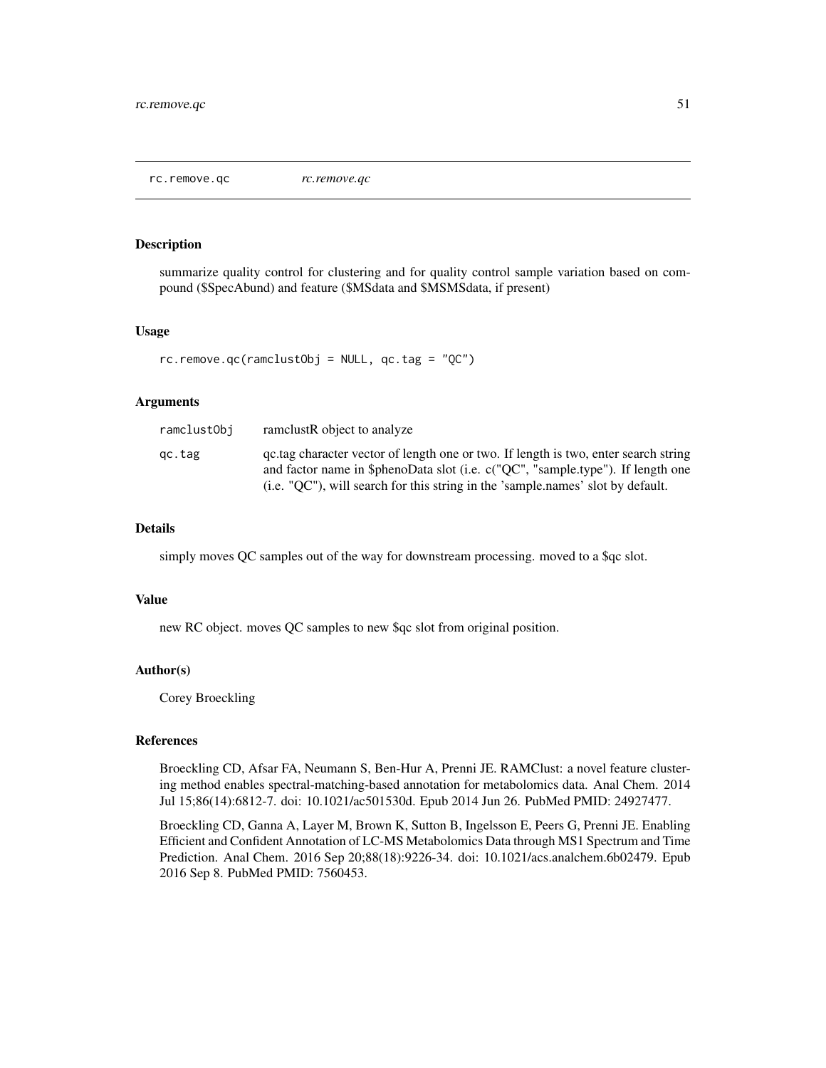rc.remove.qc *rc.remove.qc*

## Description

summarize quality control for clustering and for quality control sample variation based on compound ($SpecAbund) and feature ($MSdata and $MSMSdata, if present)

## Usage

```
rc.remove.qc(ramclustObj = NULL, qc.tag = "QC")
```

## Arguments

| | |
|---|---|
| ramclustObj | ramclustR object to analyze |
| qc.tag | qc.tag character vector of length one or two. If length is two, enter search string and factor name in $phenoData slot (i.e. c("QC", "sample.type"). If length one (i.e. "QC"), will search for this string in the 'sample.names' slot by default. |

## Details

simply moves QC samples out of the way for downstream processing. moved to a $qc slot.

## Value

new RC object. moves QC samples to new $qc slot from original position.

## Author(s)

Corey Broeckling

## References

Broeckling CD, Afsar FA, Neumann S, Ben-Hur A, Prenni JE. RAMClust: a novel feature clustering method enables spectral-matching-based annotation for metabolomics data. Anal Chem. 2014 Jul 15;86(14):6812-7. doi: 10.1021/ac501530d. Epub 2014 Jun 26. PubMed PMID: 24927477.

Broeckling CD, Ganna A, Layer M, Brown K, Sutton B, Ingelsson E, Peers G, Prenni JE. Enabling Efficient and Confident Annotation of LC-MS Metabolomics Data through MS1 Spectrum and Time Prediction. Anal Chem. 2016 Sep 20;88(18):9226-34. doi: 10.1021/acs.analchem.6b02479. Epub 2016 Sep 8. PubMed PMID: 7560453.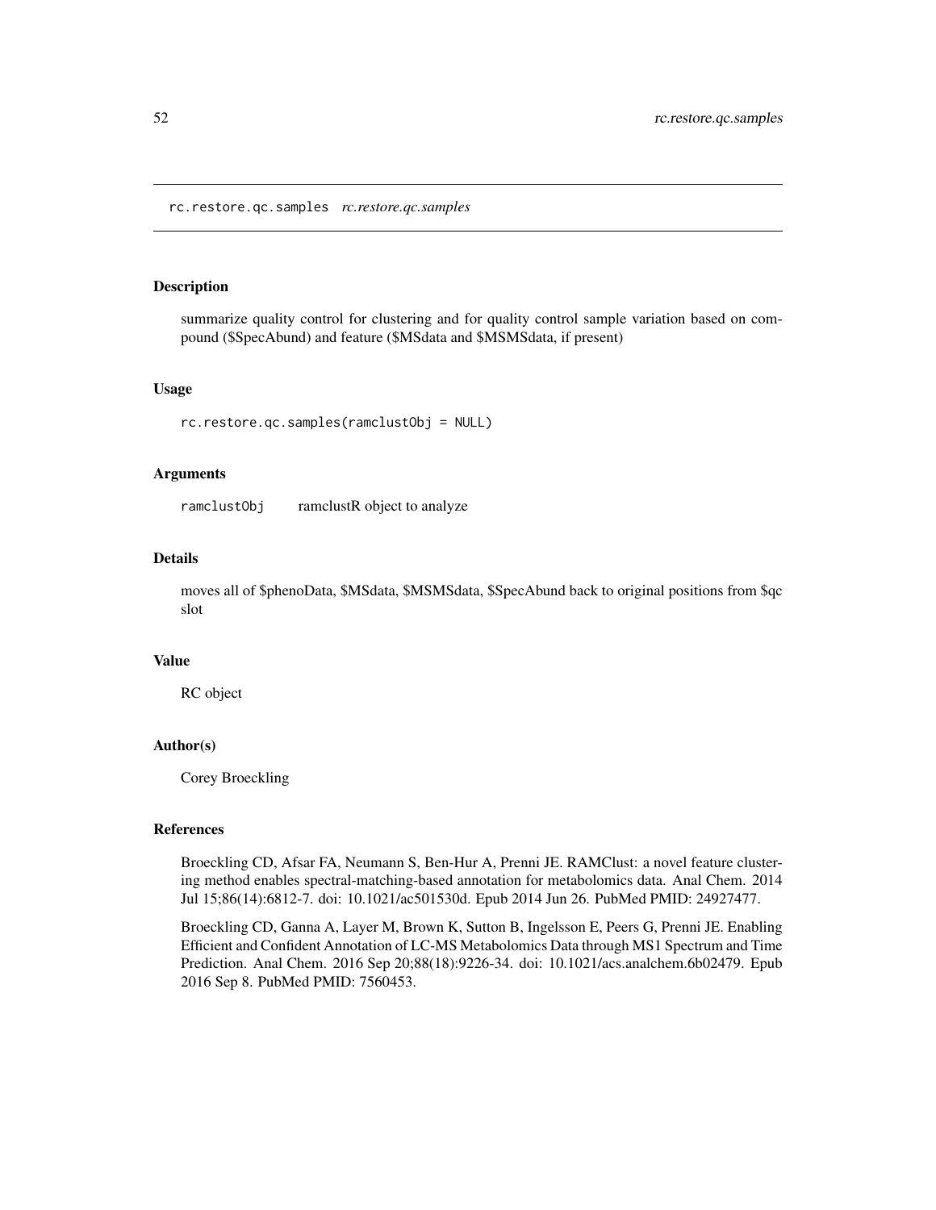## rc.restore.qc.samples *rc.restore.qc.samples*

### Description

summarize quality control for clustering and for quality control sample variation based on compound ($SpecAbund) and feature ($MSdata and $MSMSdata, if present)

### Usage

```
rc.restore.qc.samples(ramclustObj = NULL)
```

### Arguments

| | |
|---|---|
| ramclustObj | ramclustR object to analyze |

### Details

moves all of $phenoData, $MSdata, $MSMSdata, $SpecAbund back to original positions from $qc slot

### Value

RC object

### Author(s)

Corey Broeckling

### References

Broeckling CD, Afsar FA, Neumann S, Ben-Hur A, Prenni JE. RAMClust: a novel feature clustering method enables spectral-matching-based annotation for metabolomics data. Anal Chem. 2014 Jul 15;86(14):6812-7. doi: 10.1021/ac501530d. Epub 2014 Jun 26. PubMed PMID: 24927477.

Broeckling CD, Ganna A, Layer M, Brown K, Sutton B, Ingelsson E, Peers G, Prenni JE. Enabling Efficient and Confident Annotation of LC-MS Metabolomics Data through MS1 Spectrum and Time Prediction. Anal Chem. 2016 Sep 20;88(18):9226-34. doi: 10.1021/acs.analchem.6b02479. Epub 2016 Sep 8. PubMed PMID: 7560453.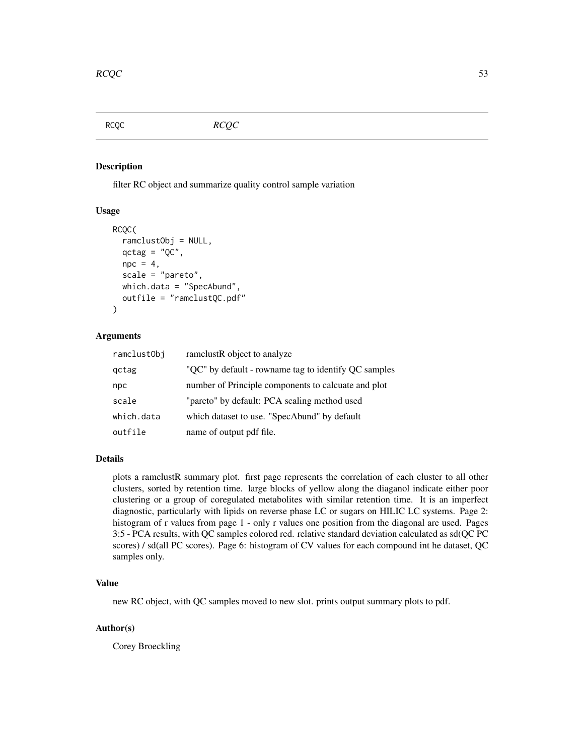# RCQC

*RCQC*

## Description

filter RC object and summarize quality control sample variation

## Usage

```
RCQC(
  ramclustObj = NULL,
  qctag = "QC",
  npc = 4,
  scale = "pareto",
  which.data = "SpecAbund",
  outfile = "ramclustQC.pdf"
)
```

## Arguments

| | |
|---|---|
| ramclustObj | ramclustR object to analyze |
| qctag | "QC" by default - rowname tag to identify QC samples |
| npc | number of Principle components to calcuate and plot |
| scale | "pareto" by default: PCA scaling method used |
| which.data | which dataset to use. "SpecAbund" by default |
| outfile | name of output pdf file. |

## Details

plots a ramclustR summary plot. first page represents the correlation of each cluster to all other clusters, sorted by retention time. large blocks of yellow along the diaganol indicate either poor clustering or a group of coregulated metabolites with similar retention time. It is an imperfect diagnostic, particularly with lipids on reverse phase LC or sugars on HILIC LC systems. Page 2: histogram of r values from page 1 - only r values one position from the diagonal are used. Pages 3:5 - PCA results, with QC samples colored red. relative standard deviation calculated as sd(QC PC scores) / sd(all PC scores). Page 6: histogram of CV values for each compound int he dataset, QC samples only.

## Value

new RC object, with QC samples moved to new slot. prints output summary plots to pdf.

## Author(s)

Corey Broeckling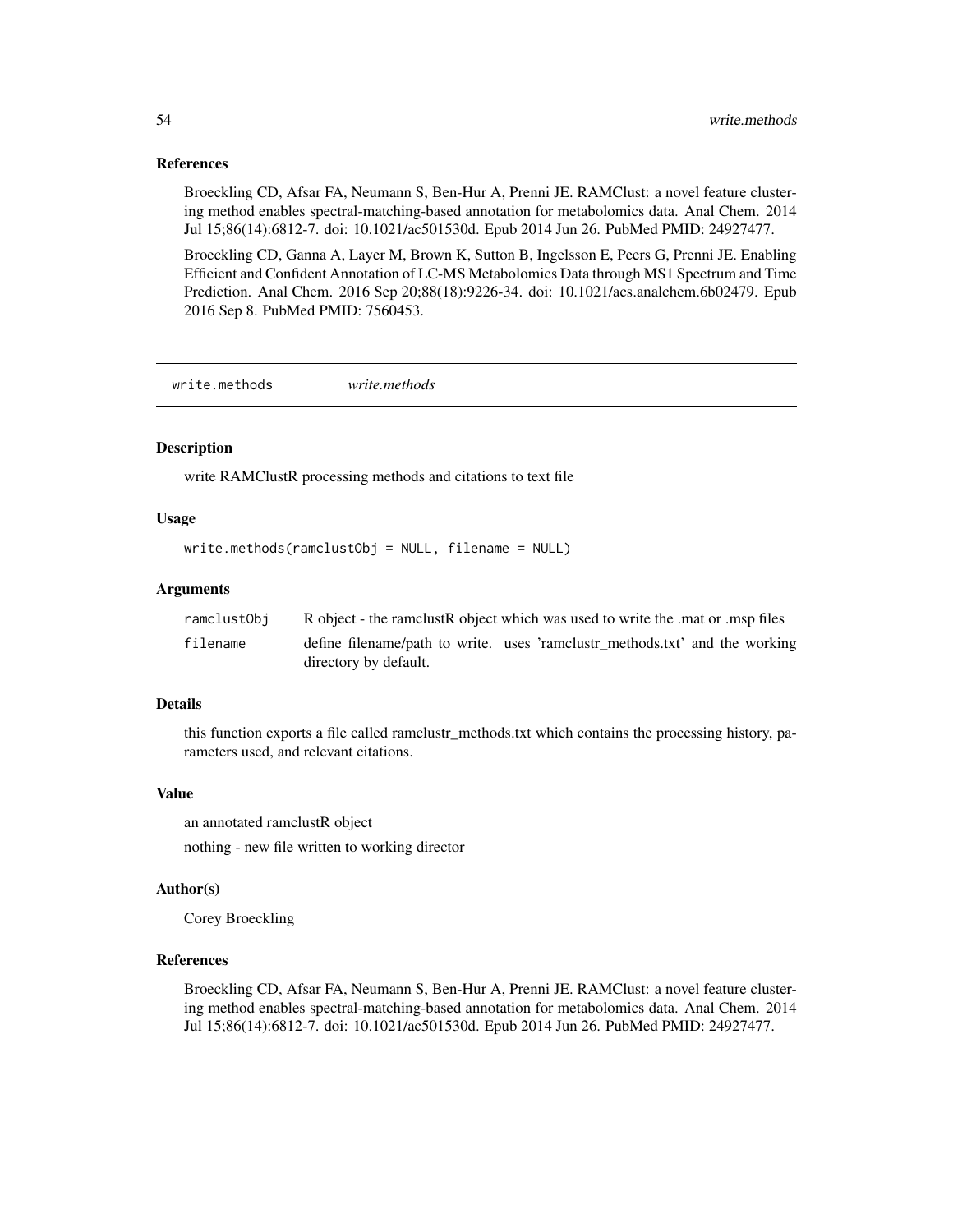### References

Broeckling CD, Afsar FA, Neumann S, Ben-Hur A, Prenni JE. RAMClust: a novel feature clustering method enables spectral-matching-based annotation for metabolomics data. Anal Chem. 2014 Jul 15;86(14):6812-7. doi: 10.1021/ac501530d. Epub 2014 Jun 26. PubMed PMID: 24927477.

Broeckling CD, Ganna A, Layer M, Brown K, Sutton B, Ingelsson E, Peers G, Prenni JE. Enabling Efficient and Confident Annotation of LC-MS Metabolomics Data through MS1 Spectrum and Time Prediction. Anal Chem. 2016 Sep 20;88(18):9226-34. doi: 10.1021/acs.analchem.6b02479. Epub 2016 Sep 8. PubMed PMID: 7560453.

---

## write.methods    *write.methods*

### Description

write RAMClustR processing methods and citations to text file

### Usage

```
write.methods(ramclustObj = NULL, filename = NULL)
```

### Arguments

| | |
|---|---|
| ramclustObj | R object - the ramclustR object which was used to write the .mat or .msp files |
| filename | define filename/path to write. uses 'ramclustr_methods.txt' and the working directory by default. |

### Details

this function exports a file called ramclustr_methods.txt which contains the processing history, parameters used, and relevant citations.

### Value

an annotated ramclustR object

nothing - new file written to working director

### Author(s)

Corey Broeckling

### References

Broeckling CD, Afsar FA, Neumann S, Ben-Hur A, Prenni JE. RAMClust: a novel feature clustering method enables spectral-matching-based annotation for metabolomics data. Anal Chem. 2014 Jul 15;86(14):6812-7. doi: 10.1021/ac501530d. Epub 2014 Jun 26. PubMed PMID: 24927477.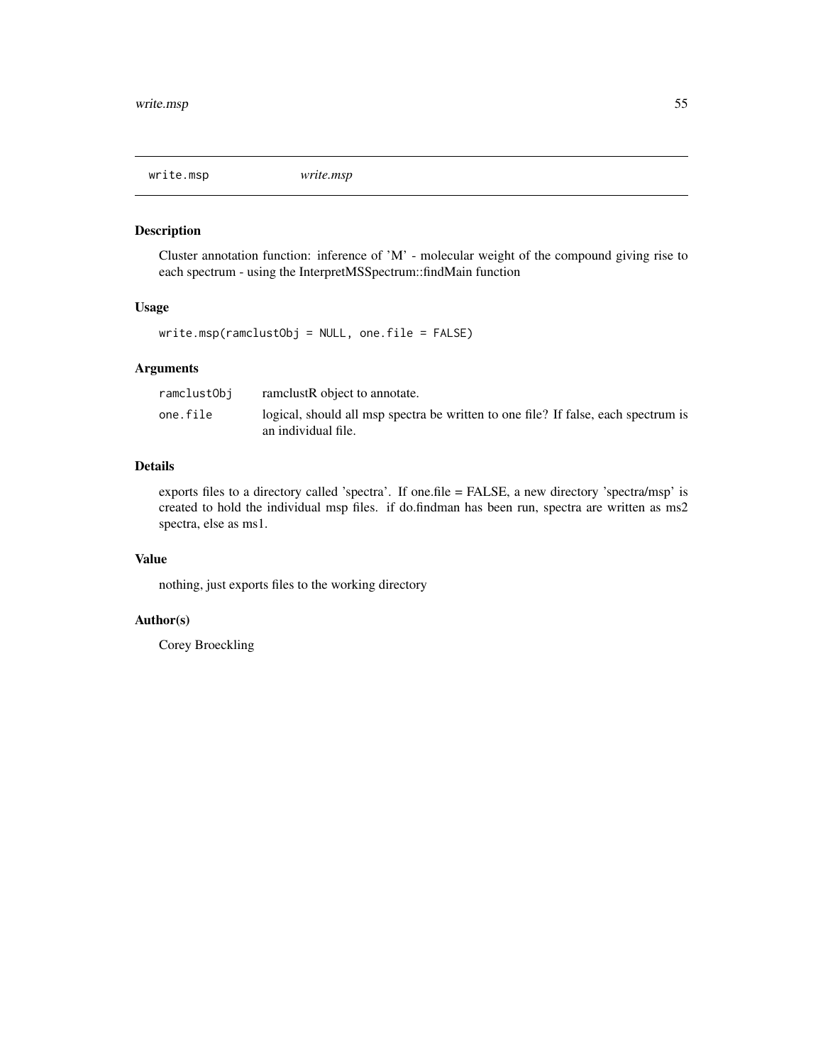## write.msp *write.msp*

### Description

Cluster annotation function: inference of 'M' - molecular weight of the compound giving rise to each spectrum - using the InterpretMSSpectrum::findMain function

### Usage

```
write.msp(ramclustObj = NULL, one.file = FALSE)
```

### Arguments

| | |
|---|---|
| ramclustObj | ramclustR object to annotate. |
| one.file | logical, should all msp spectra be written to one file? If false, each spectrum is an individual file. |

### Details

exports files to a directory called 'spectra'. If one.file = FALSE, a new directory 'spectra/msp' is created to hold the individual msp files. if do.findman has been run, spectra are written as ms2 spectra, else as ms1.

### Value

nothing, just exports files to the working directory

### Author(s)

Corey Broeckling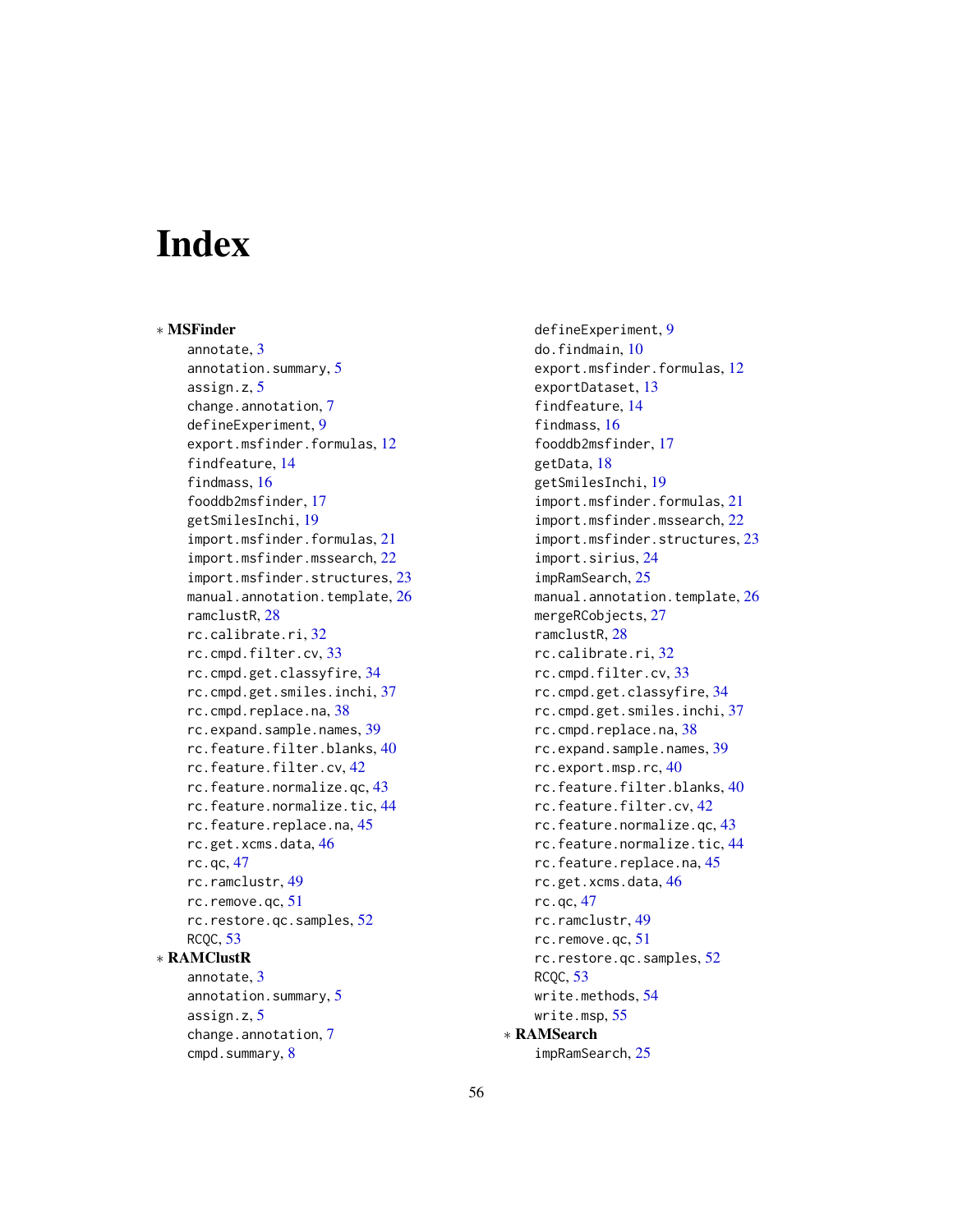# Index

* **MSFinder**
  - annotate, 3
  - annotation.summary, 5
  - assign.z, 5
  - change.annotation, 7
  - defineExperiment, 9
  - export.msfinder.formulas, 12
  - findfeature, 14
  - findmass, 16
  - fooddb2msfinder, 17
  - getSmilesInchi, 19
  - import.msfinder.formulas, 21
  - import.msfinder.mssearch, 22
  - import.msfinder.structures, 23
  - manual.annotation.template, 26
  - ramclustR, 28
  - rc.calibrate.ri, 32
  - rc.cmpd.filter.cv, 33
  - rc.cmpd.get.classyfire, 34
  - rc.cmpd.get.smiles.inchi, 37
  - rc.cmpd.replace.na, 38
  - rc.expand.sample.names, 39
  - rc.feature.filter.blanks, 40
  - rc.feature.filter.cv, 42
  - rc.feature.normalize.qc, 43
  - rc.feature.normalize.tic, 44
  - rc.feature.replace.na, 45
  - rc.get.xcms.data, 46
  - rc.qc, 47
  - rc.ramclustr, 49
  - rc.remove.qc, 51
  - rc.restore.qc.samples, 52
  - RCQC, 53

* **RAMClustR**
  - annotate, 3
  - annotation.summary, 5
  - assign.z, 5
  - change.annotation, 7
  - cmpd.summary, 8
  - defineExperiment, 9
  - do.findmain, 10
  - export.msfinder.formulas, 12
  - exportDataset, 13
  - findfeature, 14
  - findmass, 16
  - fooddb2msfinder, 17
  - getData, 18
  - getSmilesInchi, 19
  - import.msfinder.formulas, 21
  - import.msfinder.mssearch, 22
  - import.msfinder.structures, 23
  - import.sirius, 24
  - impRamSearch, 25
  - manual.annotation.template, 26
  - mergeRCobjects, 27
  - ramclustR, 28
  - rc.calibrate.ri, 32
  - rc.cmpd.filter.cv, 33
  - rc.cmpd.get.classyfire, 34
  - rc.cmpd.get.smiles.inchi, 37
  - rc.cmpd.replace.na, 38
  - rc.expand.sample.names, 39
  - rc.export.msp.rc, 40
  - rc.feature.filter.blanks, 40
  - rc.feature.filter.cv, 42
  - rc.feature.normalize.qc, 43
  - rc.feature.normalize.tic, 44
  - rc.feature.replace.na, 45
  - rc.get.xcms.data, 46
  - rc.qc, 47
  - rc.ramclustr, 49
  - rc.remove.qc, 51
  - rc.restore.qc.samples, 52
  - RCQC, 53
  - write.methods, 54
  - write.msp, 55

* **RAMSearch**
  - impRamSearch, 25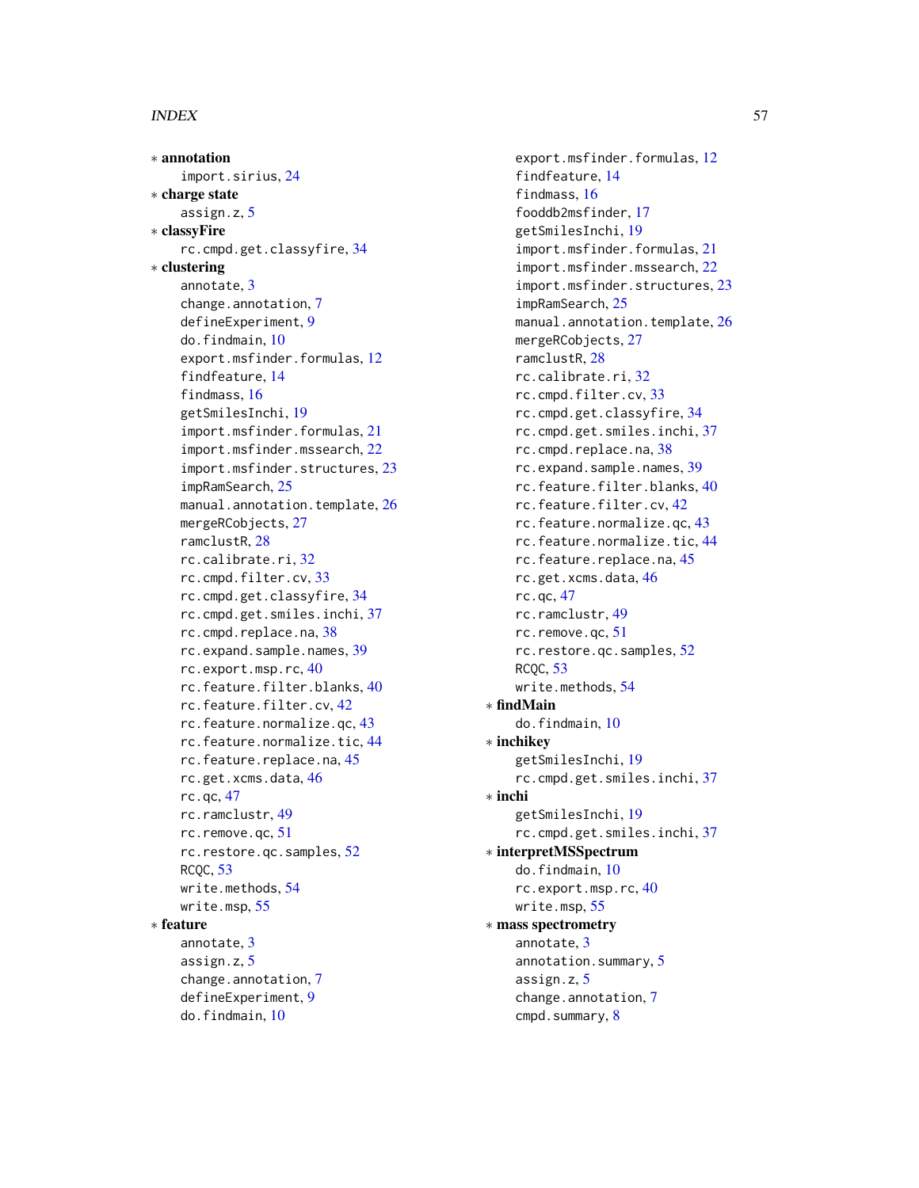∗ **annotation**
- import.sirius, 24

∗ **charge state**
- assign.z, 5

∗ **classyFire**
- rc.cmpd.get.classyfire, 34

∗ **clustering**
- annotate, 3
- change.annotation, 7
- defineExperiment, 9
- do.findmain, 10
- export.msfinder.formulas, 12
- findfeature, 14
- findmass, 16
- getSmilesInchi, 19
- import.msfinder.formulas, 21
- import.msfinder.mssearch, 22
- import.msfinder.structures, 23
- impRamSearch, 25
- manual.annotation.template, 26
- mergeRCobjects, 27
- ramclustR, 28
- rc.calibrate.ri, 32
- rc.cmpd.filter.cv, 33
- rc.cmpd.get.classyfire, 34
- rc.cmpd.get.smiles.inchi, 37
- rc.cmpd.replace.na, 38
- rc.expand.sample.names, 39
- rc.export.msp.rc, 40
- rc.feature.filter.blanks, 40
- rc.feature.filter.cv, 42
- rc.feature.normalize.qc, 43
- rc.feature.normalize.tic, 44
- rc.feature.replace.na, 45
- rc.get.xcms.data, 46
- rc.qc, 47
- rc.ramclustr, 49
- rc.remove.qc, 51
- rc.restore.qc.samples, 52
- RCQC, 53
- write.methods, 54
- write.msp, 55

∗ **feature**
- annotate, 3
- assign.z, 5
- change.annotation, 7
- defineExperiment, 9
- do.findmain, 10
- export.msfinder.formulas, 12
- findfeature, 14
- findmass, 16
- fooddb2msfinder, 17
- getSmilesInchi, 19
- import.msfinder.formulas, 21
- import.msfinder.mssearch, 22
- import.msfinder.structures, 23
- impRamSearch, 25
- manual.annotation.template, 26
- mergeRCobjects, 27
- ramclustR, 28
- rc.calibrate.ri, 32
- rc.cmpd.filter.cv, 33
- rc.cmpd.get.classyfire, 34
- rc.cmpd.get.smiles.inchi, 37
- rc.cmpd.replace.na, 38
- rc.expand.sample.names, 39
- rc.feature.filter.blanks, 40
- rc.feature.filter.cv, 42
- rc.feature.normalize.qc, 43
- rc.feature.normalize.tic, 44
- rc.feature.replace.na, 45
- rc.get.xcms.data, 46
- rc.qc, 47
- rc.ramclustr, 49
- rc.remove.qc, 51
- rc.restore.qc.samples, 52
- RCQC, 53
- write.methods, 54

∗ **findMain**
- do.findmain, 10

∗ **inchikey**
- getSmilesInchi, 19
- rc.cmpd.get.smiles.inchi, 37

∗ **inchi**
- getSmilesInchi, 19
- rc.cmpd.get.smiles.inchi, 37

∗ **interpretMSSpectrum**
- do.findmain, 10
- rc.export.msp.rc, 40
- write.msp, 55

∗ **mass spectrometry**
- annotate, 3
- annotation.summary, 5
- assign.z, 5
- change.annotation, 7
- cmpd.summary, 8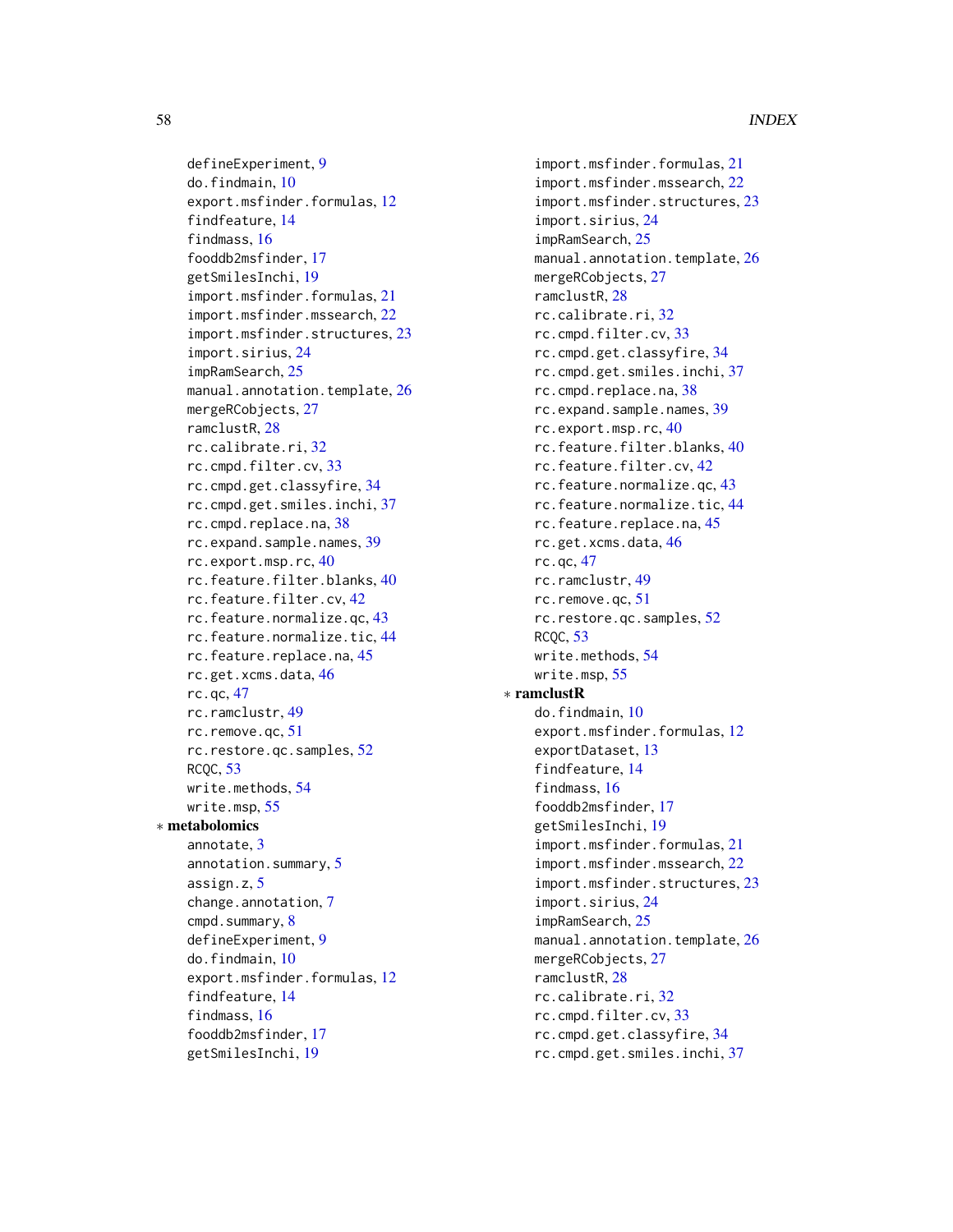defineExperiment, 9
do.findmain, 10
export.msfinder.formulas, 12
findfeature, 14
findmass, 16
fooddb2msfinder, 17
getSmilesInchi, 19
import.msfinder.formulas, 21
import.msfinder.mssearch, 22
import.msfinder.structures, 23
import.sirius, 24
impRamSearch, 25
manual.annotation.template, 26
mergeRCobjects, 27
ramclustR, 28
rc.calibrate.ri, 32
rc.cmpd.filter.cv, 33
rc.cmpd.get.classyfire, 34
rc.cmpd.get.smiles.inchi, 37
rc.cmpd.replace.na, 38
rc.expand.sample.names, 39
rc.export.msp.rc, 40
rc.feature.filter.blanks, 40
rc.feature.filter.cv, 42
rc.feature.normalize.qc, 43
rc.feature.normalize.tic, 44
rc.feature.replace.na, 45
rc.get.xcms.data, 46
rc.qc, 47
rc.ramclustr, 49
rc.remove.qc, 51
rc.restore.qc.samples, 52
RCQC, 53
write.methods, 54
write.msp, 55

∗ **metabolomics**
annotate, 3
annotation.summary, 5
assign.z, 5
change.annotation, 7
cmpd.summary, 8
defineExperiment, 9
do.findmain, 10
export.msfinder.formulas, 12
findfeature, 14
findmass, 16
fooddb2msfinder, 17
getSmilesInchi, 19
import.msfinder.formulas, 21
import.msfinder.mssearch, 22
import.msfinder.structures, 23
import.sirius, 24
impRamSearch, 25
manual.annotation.template, 26
mergeRCobjects, 27
ramclustR, 28
rc.calibrate.ri, 32
rc.cmpd.filter.cv, 33
rc.cmpd.get.classyfire, 34
rc.cmpd.get.smiles.inchi, 37
rc.cmpd.replace.na, 38
rc.expand.sample.names, 39
rc.export.msp.rc, 40
rc.feature.filter.blanks, 40
rc.feature.filter.cv, 42
rc.feature.normalize.qc, 43
rc.feature.normalize.tic, 44
rc.feature.replace.na, 45
rc.get.xcms.data, 46
rc.qc, 47
rc.ramclustr, 49
rc.remove.qc, 51
rc.restore.qc.samples, 52
RCQC, 53
write.methods, 54
write.msp, 55

∗ **ramclustR**
do.findmain, 10
export.msfinder.formulas, 12
exportDataset, 13
findfeature, 14
findmass, 16
fooddb2msfinder, 17
getSmilesInchi, 19
import.msfinder.formulas, 21
import.msfinder.mssearch, 22
import.msfinder.structures, 23
import.sirius, 24
impRamSearch, 25
manual.annotation.template, 26
mergeRCobjects, 27
ramclustR, 28
rc.calibrate.ri, 32
rc.cmpd.filter.cv, 33
rc.cmpd.get.classyfire, 34
rc.cmpd.get.smiles.inchi, 37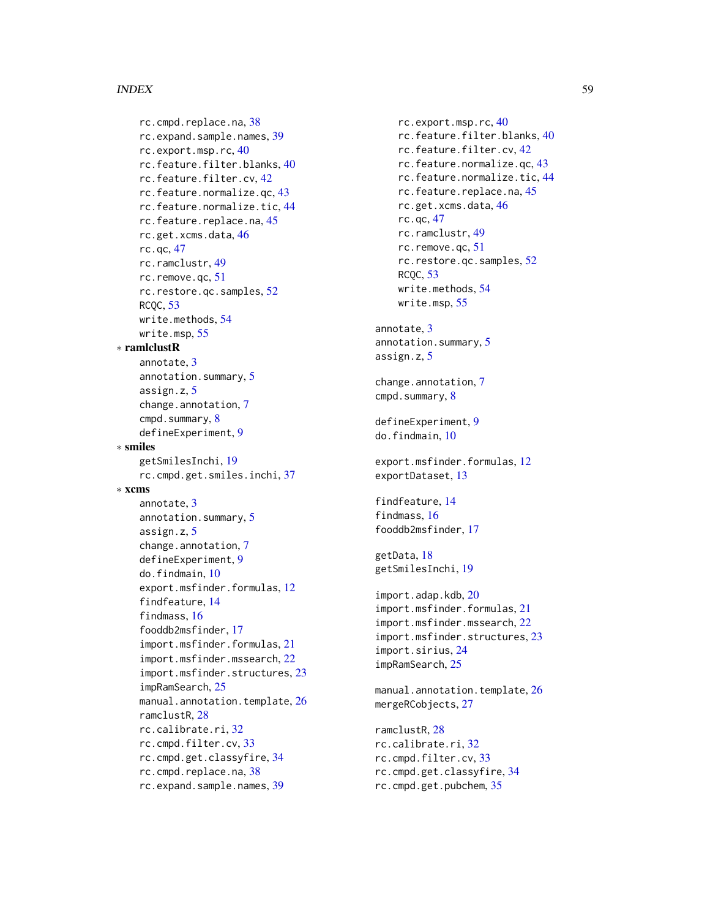rc.cmpd.replace.na, 38
rc.expand.sample.names, 39
rc.export.msp.rc, 40
rc.feature.filter.blanks, 40
rc.feature.filter.cv, 42
rc.feature.normalize.qc, 43
rc.feature.normalize.tic, 44
rc.feature.replace.na, 45
rc.get.xcms.data, 46
rc.qc, 47
rc.ramclustr, 49
rc.remove.qc, 51
rc.restore.qc.samples, 52
RCQC, 53
write.methods, 54
write.msp, 55

∗ **ramlclustR**

annotate, 3
annotation.summary, 5
assign.z, 5
change.annotation, 7
cmpd.summary, 8
defineExperiment, 9

∗ **smiles**

getSmilesInchi, 19
rc.cmpd.get.smiles.inchi, 37

∗ **xcms**

annotate, 3
annotation.summary, 5
assign.z, 5
change.annotation, 7
defineExperiment, 9
do.findmain, 10
export.msfinder.formulas, 12
findfeature, 14
findmass, 16
fooddb2msfinder, 17
import.msfinder.formulas, 21
import.msfinder.mssearch, 22
import.msfinder.structures, 23
impRamSearch, 25
manual.annotation.template, 26
ramclustR, 28
rc.calibrate.ri, 32
rc.cmpd.filter.cv, 33
rc.cmpd.get.classyfire, 34
rc.cmpd.replace.na, 38
rc.expand.sample.names, 39
rc.export.msp.rc, 40
rc.feature.filter.blanks, 40
rc.feature.filter.cv, 42
rc.feature.normalize.qc, 43
rc.feature.normalize.tic, 44
rc.feature.replace.na, 45
rc.get.xcms.data, 46
rc.qc, 47
rc.ramclustr, 49
rc.remove.qc, 51
rc.restore.qc.samples, 52
RCQC, 53
write.methods, 54
write.msp, 55

annotate, 3
annotation.summary, 5
assign.z, 5

change.annotation, 7
cmpd.summary, 8

defineExperiment, 9
do.findmain, 10

export.msfinder.formulas, 12
exportDataset, 13

findfeature, 14
findmass, 16
fooddb2msfinder, 17

getData, 18
getSmilesInchi, 19

import.adap.kdb, 20
import.msfinder.formulas, 21
import.msfinder.mssearch, 22
import.msfinder.structures, 23
import.sirius, 24
impRamSearch, 25

manual.annotation.template, 26
mergeRCobjects, 27

ramclustR, 28
rc.calibrate.ri, 32
rc.cmpd.filter.cv, 33
rc.cmpd.get.classyfire, 34
rc.cmpd.get.pubchem, 35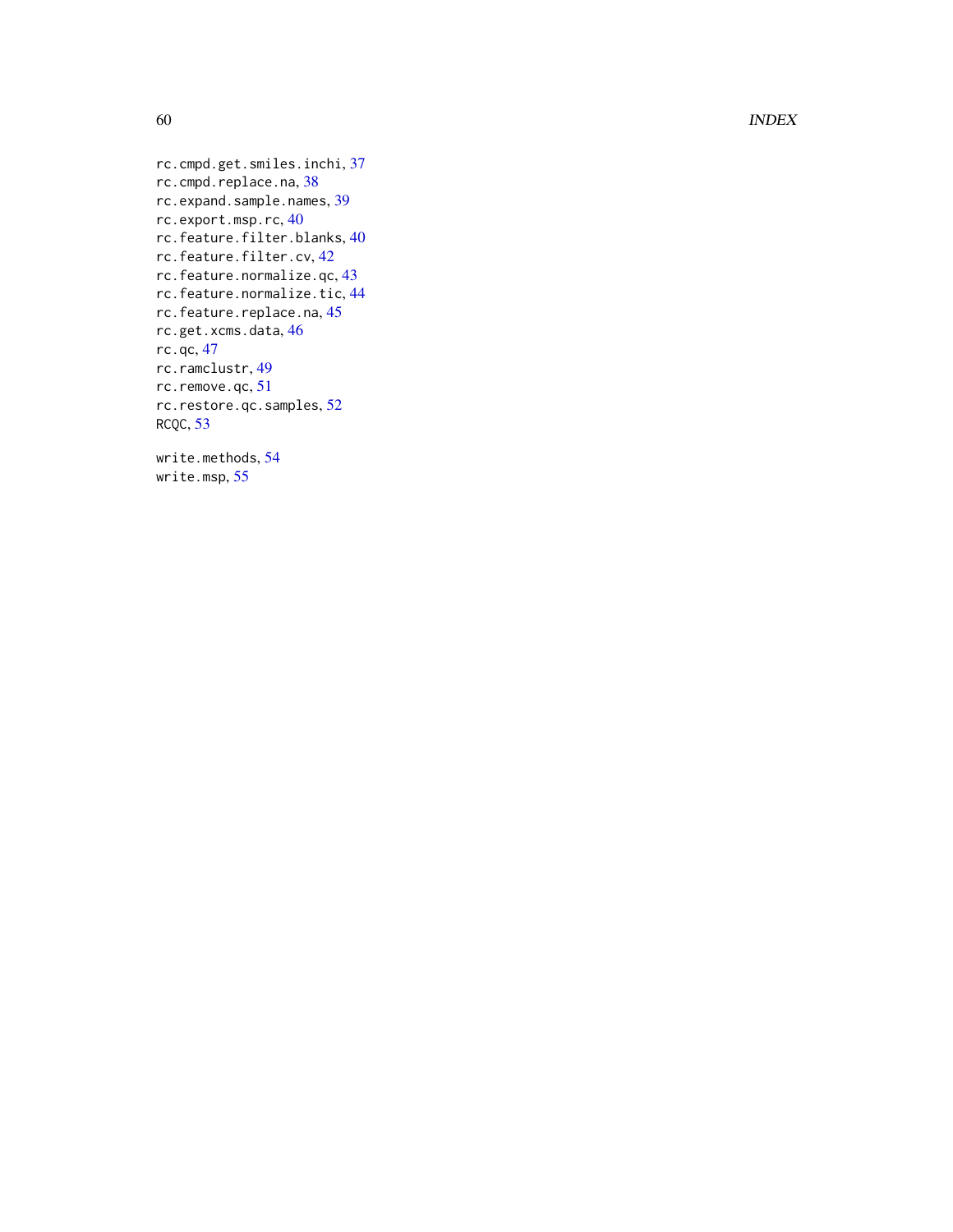rc.cmpd.get.smiles.inchi, 37
rc.cmpd.replace.na, 38
rc.expand.sample.names, 39
rc.export.msp.rc, 40
rc.feature.filter.blanks, 40
rc.feature.filter.cv, 42
rc.feature.normalize.qc, 43
rc.feature.normalize.tic, 44
rc.feature.replace.na, 45
rc.get.xcms.data, 46
rc.qc, 47
rc.ramclustr, 49
rc.remove.qc, 51
rc.restore.qc.samples, 52
RCQC, 53

write.methods, 54
write.msp, 55